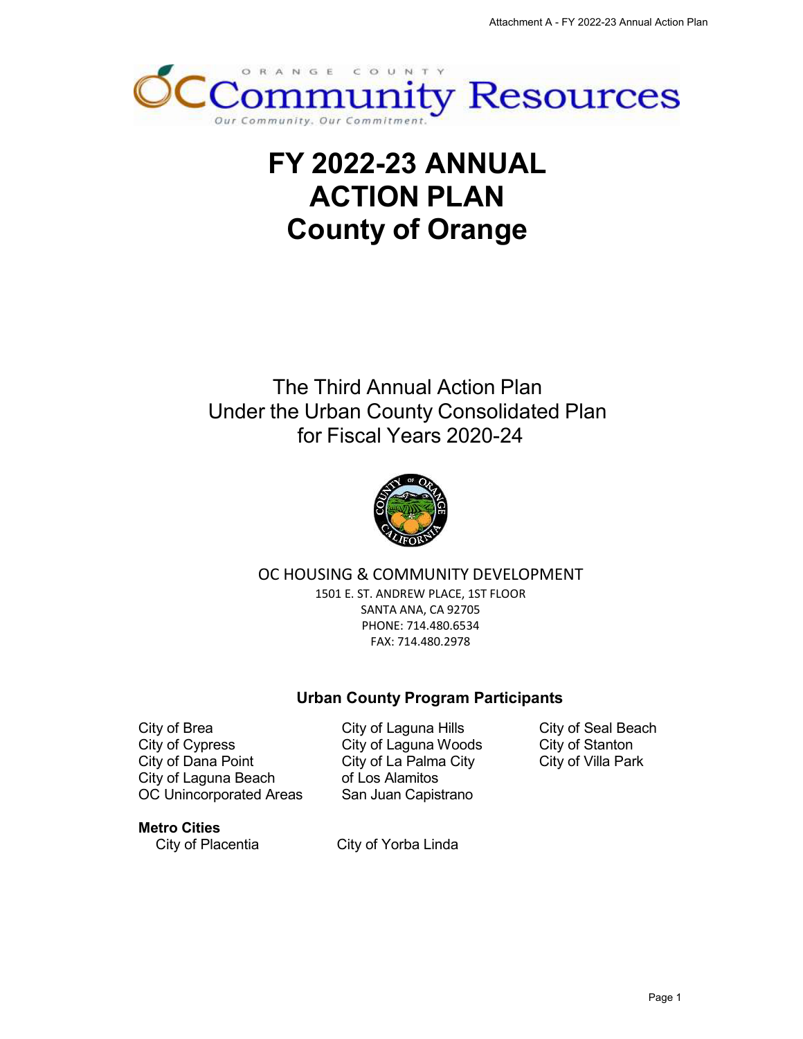Attachment A - FY 2022-23 Annual Action Plan

ORANGE COUNTY

OC Community Resources

Our Community. Our Commitment.

# FY 2022-23 ANNUAL ACTION PLAN
# County of Orange

The Third Annual Action Plan
Under the Urban County Consolidated Plan
for Fiscal Years 2020-24

OC HOUSING & COMMUNITY DEVELOPMENT

1501 E. ST. ANDREW PLACE, 1ST FLOOR
SANTA ANA, CA 92705
PHONE: 714.480.6534
FAX: 714.480.2978

## Urban County Program Participants

City of Brea
City of Cypress
City of Dana Point
City of Laguna Beach
OC Unincorporated Areas
City of Laguna Hills
City of Laguna Woods
City of La Palma City
of Los Alamitos
San Juan Capistrano
City of Seal Beach
City of Stanton
City of Villa Park

**Metro Cities**

City of Placentia
City of Yorba Linda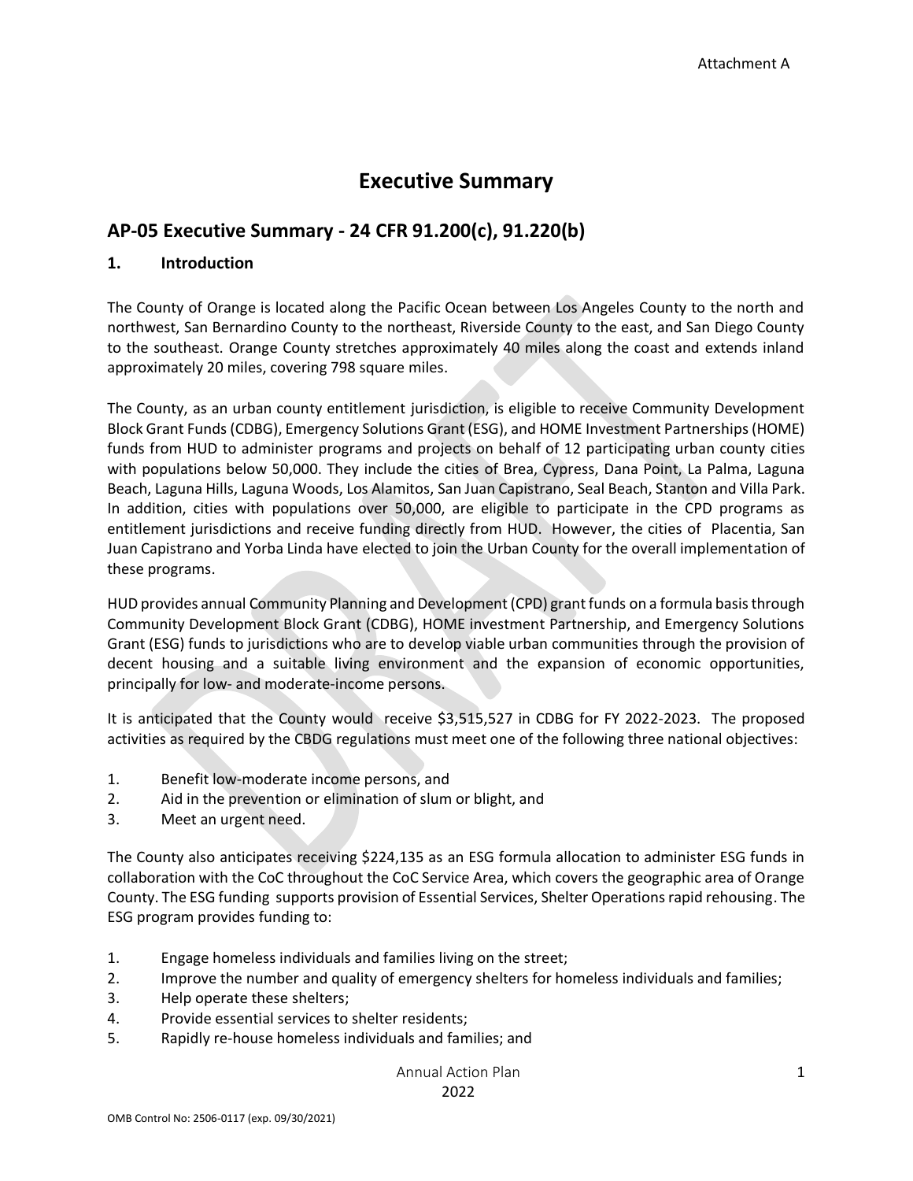Attachment A

# Executive Summary

## AP-05 Executive Summary - 24 CFR 91.200(c), 91.220(b)

### 1. Introduction

The County of Orange is located along the Pacific Ocean between Los Angeles County to the north and northwest, San Bernardino County to the northeast, Riverside County to the east, and San Diego County to the southeast. Orange County stretches approximately 40 miles along the coast and extends inland approximately 20 miles, covering 798 square miles.

The County, as an urban county entitlement jurisdiction, is eligible to receive Community Development Block Grant Funds (CDBG), Emergency Solutions Grant (ESG), and HOME Investment Partnerships (HOME) funds from HUD to administer programs and projects on behalf of 12 participating urban county cities with populations below 50,000. They include the cities of Brea, Cypress, Dana Point, La Palma, Laguna Beach, Laguna Hills, Laguna Woods, Los Alamitos, San Juan Capistrano, Seal Beach, Stanton and Villa Park. In addition, cities with populations over 50,000, are eligible to participate in the CPD programs as entitlement jurisdictions and receive funding directly from HUD. However, the cities of Placentia, San Juan Capistrano and Yorba Linda have elected to join the Urban County for the overall implementation of these programs.

HUD provides annual Community Planning and Development (CPD) grant funds on a formula basis through Community Development Block Grant (CDBG), HOME investment Partnership, and Emergency Solutions Grant (ESG) funds to jurisdictions who are to develop viable urban communities through the provision of decent housing and a suitable living environment and the expansion of economic opportunities, principally for low- and moderate-income persons.

It is anticipated that the County would receive $3,515,527 in CDBG for FY 2022-2023. The proposed activities as required by the CBDG regulations must meet one of the following three national objectives:

1. Benefit low-moderate income persons, and
2. Aid in the prevention or elimination of slum or blight, and
3. Meet an urgent need.

The County also anticipates receiving $224,135 as an ESG formula allocation to administer ESG funds in collaboration with the CoC throughout the CoC Service Area, which covers the geographic area of Orange County. The ESG funding supports provision of Essential Services, Shelter Operations rapid rehousing. The ESG program provides funding to:

1. Engage homeless individuals and families living on the street;
2. Improve the number and quality of emergency shelters for homeless individuals and families;
3. Help operate these shelters;
4. Provide essential services to shelter residents;
5. Rapidly re-house homeless individuals and families; and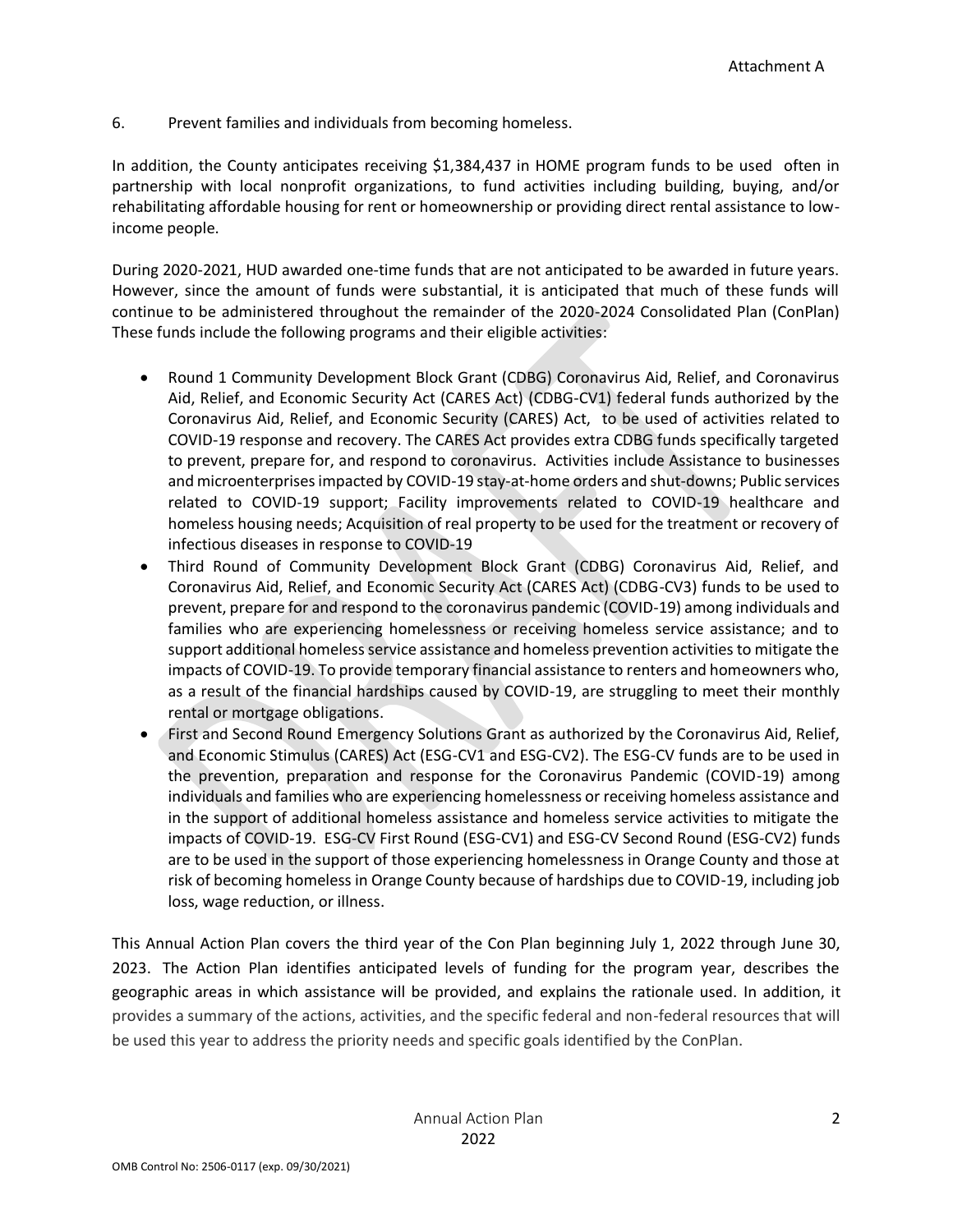6. Prevent families and individuals from becoming homeless.

In addition, the County anticipates receiving $1,384,437 in HOME program funds to be used often in partnership with local nonprofit organizations, to fund activities including building, buying, and/or rehabilitating affordable housing for rent or homeownership or providing direct rental assistance to low-income people.

During 2020-2021, HUD awarded one-time funds that are not anticipated to be awarded in future years. However, since the amount of funds were substantial, it is anticipated that much of these funds will continue to be administered throughout the remainder of the 2020-2024 Consolidated Plan (ConPlan) These funds include the following programs and their eligible activities:

- Round 1 Community Development Block Grant (CDBG) Coronavirus Aid, Relief, and Coronavirus Aid, Relief, and Economic Security Act (CARES Act) (CDBG-CV1) federal funds authorized by the Coronavirus Aid, Relief, and Economic Security (CARES) Act, to be used of activities related to COVID-19 response and recovery. The CARES Act provides extra CDBG funds specifically targeted to prevent, prepare for, and respond to coronavirus. Activities include Assistance to businesses and microenterprises impacted by COVID-19 stay-at-home orders and shut-downs; Public services related to COVID-19 support; Facility improvements related to COVID-19 healthcare and homeless housing needs; Acquisition of real property to be used for the treatment or recovery of infectious diseases in response to COVID-19
- Third Round of Community Development Block Grant (CDBG) Coronavirus Aid, Relief, and Coronavirus Aid, Relief, and Economic Security Act (CARES Act) (CDBG-CV3) funds to be used to prevent, prepare for and respond to the coronavirus pandemic (COVID-19) among individuals and families who are experiencing homelessness or receiving homeless service assistance; and to support additional homeless service assistance and homeless prevention activities to mitigate the impacts of COVID-19. To provide temporary financial assistance to renters and homeowners who, as a result of the financial hardships caused by COVID-19, are struggling to meet their monthly rental or mortgage obligations.
- First and Second Round Emergency Solutions Grant as authorized by the Coronavirus Aid, Relief, and Economic Stimulus (CARES) Act (ESG-CV1 and ESG-CV2). The ESG-CV funds are to be used in the prevention, preparation and response for the Coronavirus Pandemic (COVID-19) among individuals and families who are experiencing homelessness or receiving homeless assistance and in the support of additional homeless assistance and homeless service activities to mitigate the impacts of COVID-19. ESG-CV First Round (ESG-CV1) and ESG-CV Second Round (ESG-CV2) funds are to be used in the support of those experiencing homelessness in Orange County and those at risk of becoming homeless in Orange County because of hardships due to COVID-19, including job loss, wage reduction, or illness.

This Annual Action Plan covers the third year of the Con Plan beginning July 1, 2022 through June 30, 2023. The Action Plan identifies anticipated levels of funding for the program year, describes the geographic areas in which assistance will be provided, and explains the rationale used. In addition, it provides a summary of the actions, activities, and the specific federal and non-federal resources that will be used this year to address the priority needs and specific goals identified by the ConPlan.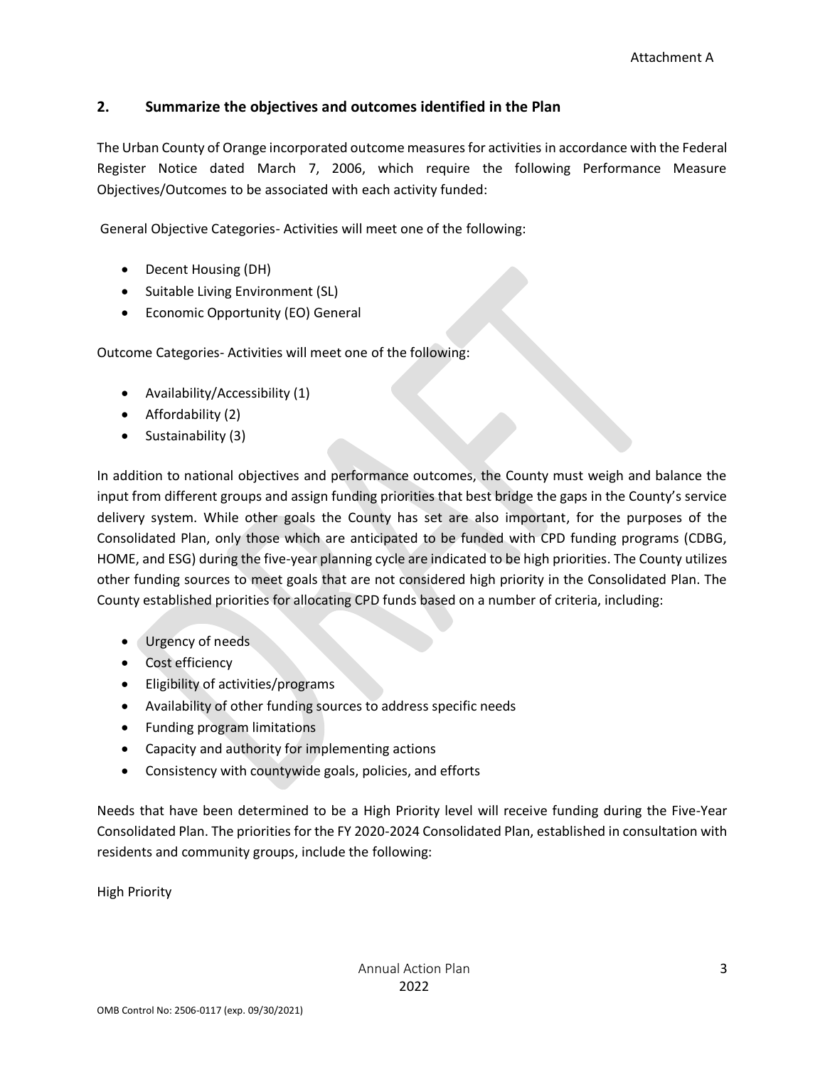## 2. Summarize the objectives and outcomes identified in the Plan

The Urban County of Orange incorporated outcome measures for activities in accordance with the Federal Register Notice dated March 7, 2006, which require the following Performance Measure Objectives/Outcomes to be associated with each activity funded:

General Objective Categories- Activities will meet one of the following:

- Decent Housing (DH)
- Suitable Living Environment (SL)
- Economic Opportunity (EO) General

Outcome Categories- Activities will meet one of the following:

- Availability/Accessibility (1)
- Affordability (2)
- Sustainability (3)

In addition to national objectives and performance outcomes, the County must weigh and balance the input from different groups and assign funding priorities that best bridge the gaps in the County's service delivery system. While other goals the County has set are also important, for the purposes of the Consolidated Plan, only those which are anticipated to be funded with CPD funding programs (CDBG, HOME, and ESG) during the five-year planning cycle are indicated to be high priorities. The County utilizes other funding sources to meet goals that are not considered high priority in the Consolidated Plan. The County established priorities for allocating CPD funds based on a number of criteria, including:

- Urgency of needs
- Cost efficiency
- Eligibility of activities/programs
- Availability of other funding sources to address specific needs
- Funding program limitations
- Capacity and authority for implementing actions
- Consistency with countywide goals, policies, and efforts

Needs that have been determined to be a High Priority level will receive funding during the Five-Year Consolidated Plan. The priorities for the FY 2020-2024 Consolidated Plan, established in consultation with residents and community groups, include the following:

High Priority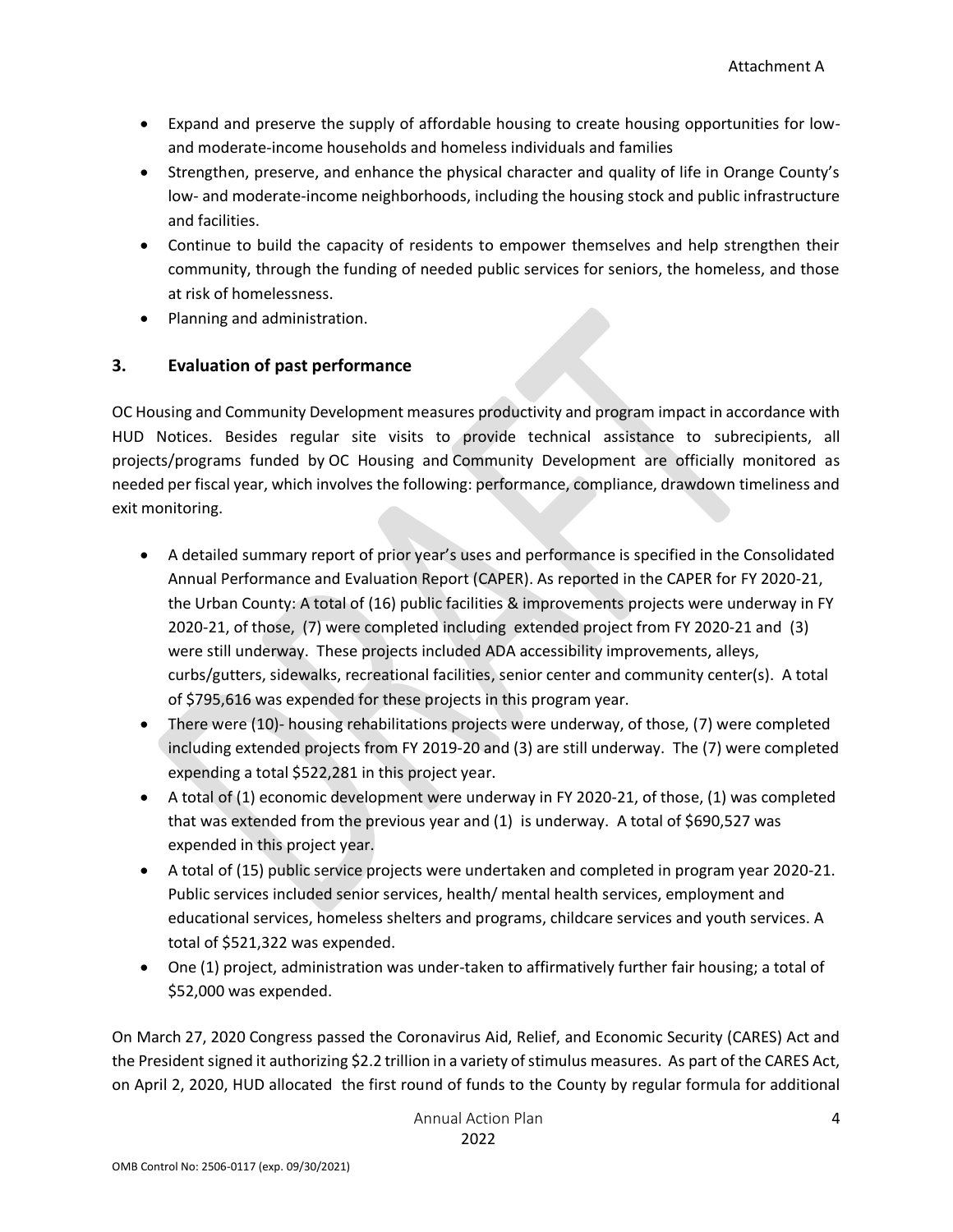- Expand and preserve the supply of affordable housing to create housing opportunities for low- and moderate-income households and homeless individuals and families
- Strengthen, preserve, and enhance the physical character and quality of life in Orange County's low- and moderate-income neighborhoods, including the housing stock and public infrastructure and facilities.
- Continue to build the capacity of residents to empower themselves and help strengthen their community, through the funding of needed public services for seniors, the homeless, and those at risk of homelessness.
- Planning and administration.

## 3. Evaluation of past performance

OC Housing and Community Development measures productivity and program impact in accordance with HUD Notices. Besides regular site visits to provide technical assistance to subrecipients, all projects/programs funded by OC Housing and Community Development are officially monitored as needed per fiscal year, which involves the following: performance, compliance, drawdown timeliness and exit monitoring.

- A detailed summary report of prior year's uses and performance is specified in the Consolidated Annual Performance and Evaluation Report (CAPER). As reported in the CAPER for FY 2020-21, the Urban County: A total of (16) public facilities & improvements projects were underway in FY 2020-21, of those, (7) were completed including extended project from FY 2020-21 and (3) were still underway. These projects included ADA accessibility improvements, alleys, curbs/gutters, sidewalks, recreational facilities, senior center and community center(s). A total of $795,616 was expended for these projects in this program year.
- There were (10)- housing rehabilitations projects were underway, of those, (7) were completed including extended projects from FY 2019-20 and (3) are still underway. The (7) were completed expending a total $522,281 in this project year.
- A total of (1) economic development were underway in FY 2020-21, of those, (1) was completed that was extended from the previous year and (1) is underway. A total of $690,527 was expended in this project year.
- A total of (15) public service projects were undertaken and completed in program year 2020-21. Public services included senior services, health/ mental health services, employment and educational services, homeless shelters and programs, childcare services and youth services. A total of $521,322 was expended.
- One (1) project, administration was under-taken to affirmatively further fair housing; a total of $52,000 was expended.

On March 27, 2020 Congress passed the Coronavirus Aid, Relief, and Economic Security (CARES) Act and the President signed it authorizing $2.2 trillion in a variety of stimulus measures. As part of the CARES Act, on April 2, 2020, HUD allocated the first round of funds to the County by regular formula for additional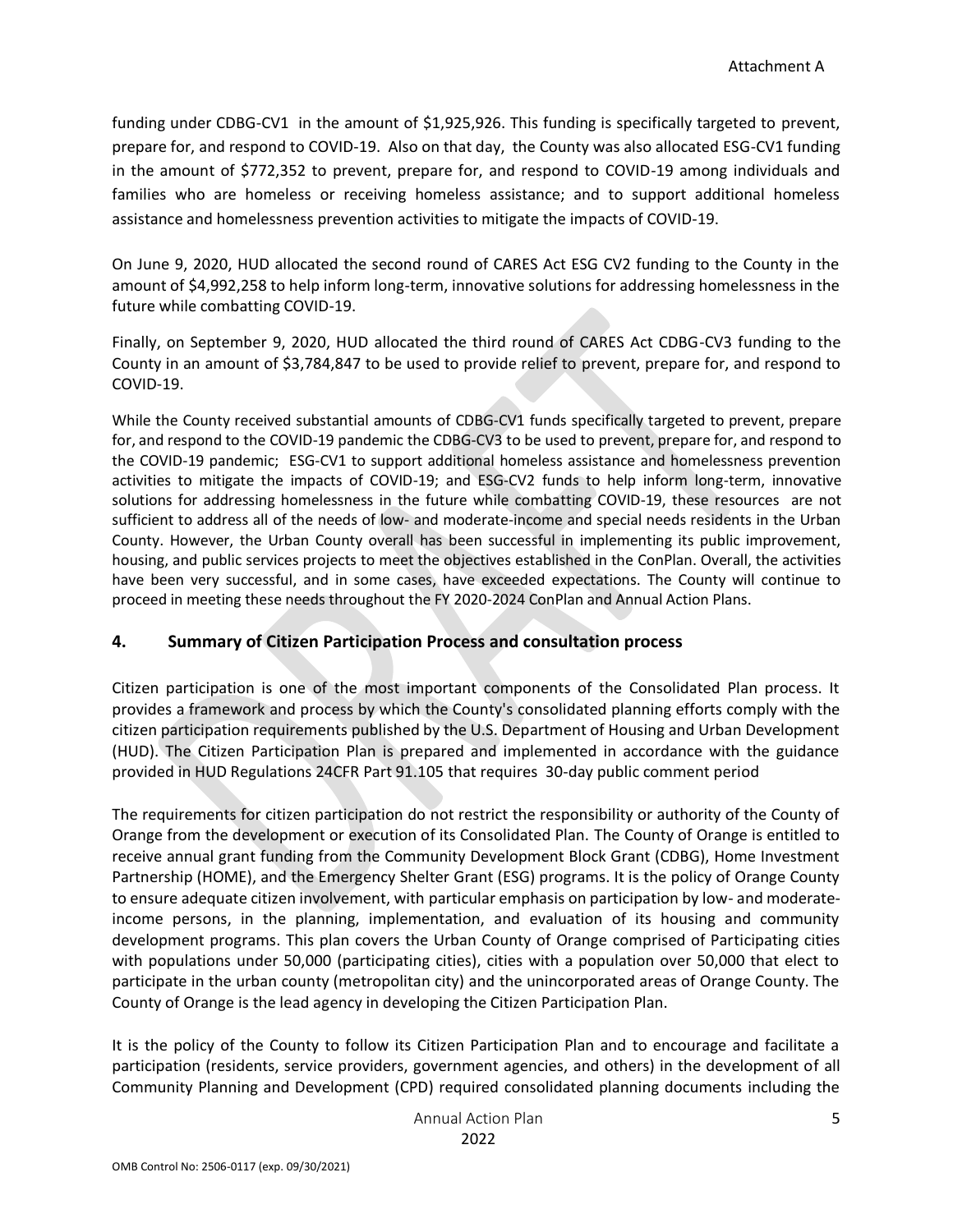funding under CDBG-CV1 in the amount of $1,925,926. This funding is specifically targeted to prevent, prepare for, and respond to COVID-19. Also on that day, the County was also allocated ESG-CV1 funding in the amount of $772,352 to prevent, prepare for, and respond to COVID-19 among individuals and families who are homeless or receiving homeless assistance; and to support additional homeless assistance and homelessness prevention activities to mitigate the impacts of COVID-19.

On June 9, 2020, HUD allocated the second round of CARES Act ESG CV2 funding to the County in the amount of $4,992,258 to help inform long-term, innovative solutions for addressing homelessness in the future while combatting COVID-19.

Finally, on September 9, 2020, HUD allocated the third round of CARES Act CDBG-CV3 funding to the County in an amount of $3,784,847 to be used to provide relief to prevent, prepare for, and respond to COVID-19.

While the County received substantial amounts of CDBG-CV1 funds specifically targeted to prevent, prepare for, and respond to the COVID-19 pandemic the CDBG-CV3 to be used to prevent, prepare for, and respond to the COVID-19 pandemic; ESG-CV1 to support additional homeless assistance and homelessness prevention activities to mitigate the impacts of COVID-19; and ESG-CV2 funds to help inform long-term, innovative solutions for addressing homelessness in the future while combatting COVID-19, these resources are not sufficient to address all of the needs of low- and moderate-income and special needs residents in the Urban County. However, the Urban County overall has been successful in implementing its public improvement, housing, and public services projects to meet the objectives established in the ConPlan. Overall, the activities have been very successful, and in some cases, have exceeded expectations. The County will continue to proceed in meeting these needs throughout the FY 2020-2024 ConPlan and Annual Action Plans.

## 4. Summary of Citizen Participation Process and consultation process

Citizen participation is one of the most important components of the Consolidated Plan process. It provides a framework and process by which the County's consolidated planning efforts comply with the citizen participation requirements published by the U.S. Department of Housing and Urban Development (HUD). The Citizen Participation Plan is prepared and implemented in accordance with the guidance provided in HUD Regulations 24CFR Part 91.105 that requires 30-day public comment period

The requirements for citizen participation do not restrict the responsibility or authority of the County of Orange from the development or execution of its Consolidated Plan. The County of Orange is entitled to receive annual grant funding from the Community Development Block Grant (CDBG), Home Investment Partnership (HOME), and the Emergency Shelter Grant (ESG) programs. It is the policy of Orange County to ensure adequate citizen involvement, with particular emphasis on participation by low- and moderate-income persons, in the planning, implementation, and evaluation of its housing and community development programs. This plan covers the Urban County of Orange comprised of Participating cities with populations under 50,000 (participating cities), cities with a population over 50,000 that elect to participate in the urban county (metropolitan city) and the unincorporated areas of Orange County. The County of Orange is the lead agency in developing the Citizen Participation Plan.

It is the policy of the County to follow its Citizen Participation Plan and to encourage and facilitate a participation (residents, service providers, government agencies, and others) in the development of all Community Planning and Development (CPD) required consolidated planning documents including the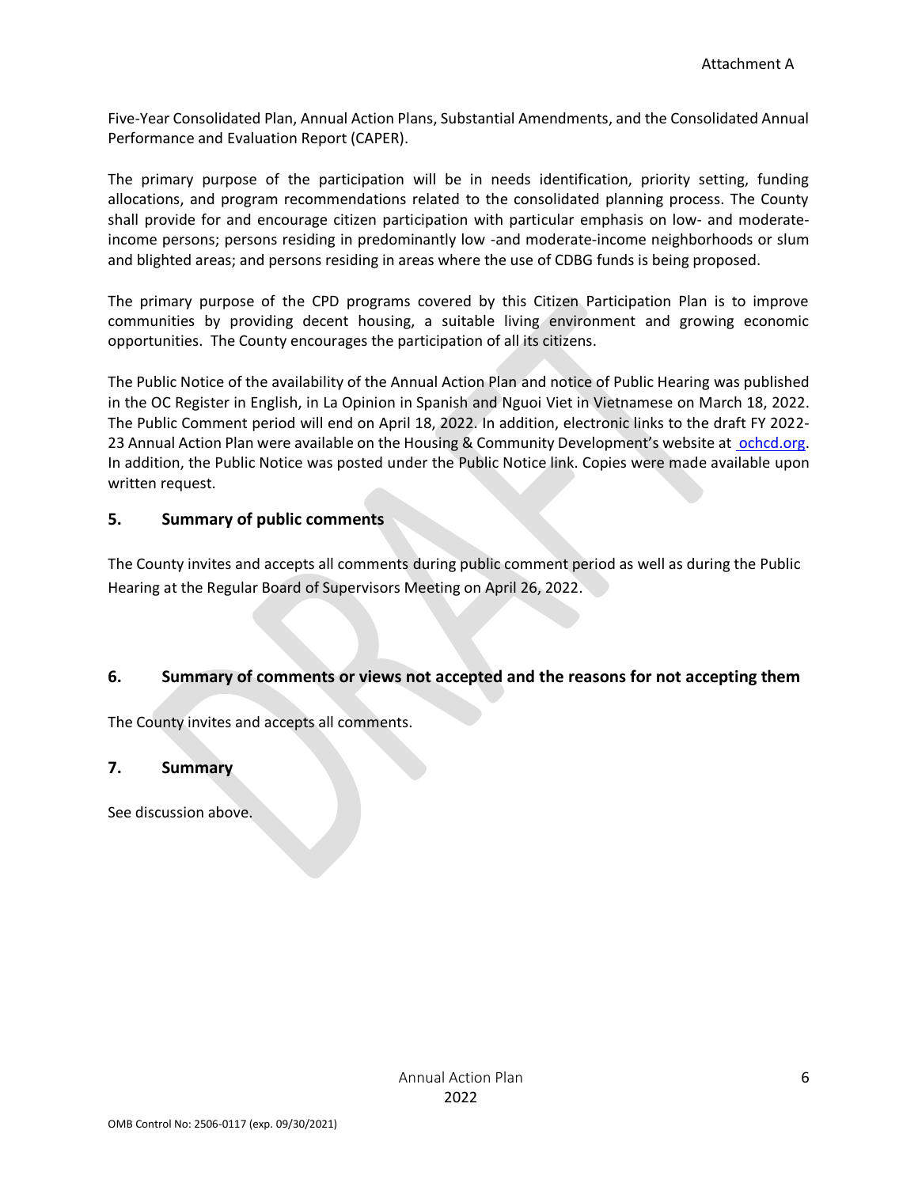Five-Year Consolidated Plan, Annual Action Plans, Substantial Amendments, and the Consolidated Annual Performance and Evaluation Report (CAPER).

The primary purpose of the participation will be in needs identification, priority setting, funding allocations, and program recommendations related to the consolidated planning process. The County shall provide for and encourage citizen participation with particular emphasis on low- and moderate-income persons; persons residing in predominantly low -and moderate-income neighborhoods or slum and blighted areas; and persons residing in areas where the use of CDBG funds is being proposed.

The primary purpose of the CPD programs covered by this Citizen Participation Plan is to improve communities by providing decent housing, a suitable living environment and growing economic opportunities. The County encourages the participation of all its citizens.

The Public Notice of the availability of the Annual Action Plan and notice of Public Hearing was published in the OC Register in English, in La Opinion in Spanish and Nguoi Viet in Vietnamese on March 18, 2022. The Public Comment period will end on April 18, 2022. In addition, electronic links to the draft FY 2022-23 Annual Action Plan were available on the Housing & Community Development's website at ochcd.org. In addition, the Public Notice was posted under the Public Notice link. Copies were made available upon written request.

## 5. Summary of public comments

The County invites and accepts all comments during public comment period as well as during the Public Hearing at the Regular Board of Supervisors Meeting on April 26, 2022.

## 6. Summary of comments or views not accepted and the reasons for not accepting them

The County invites and accepts all comments.

## 7. Summary

See discussion above.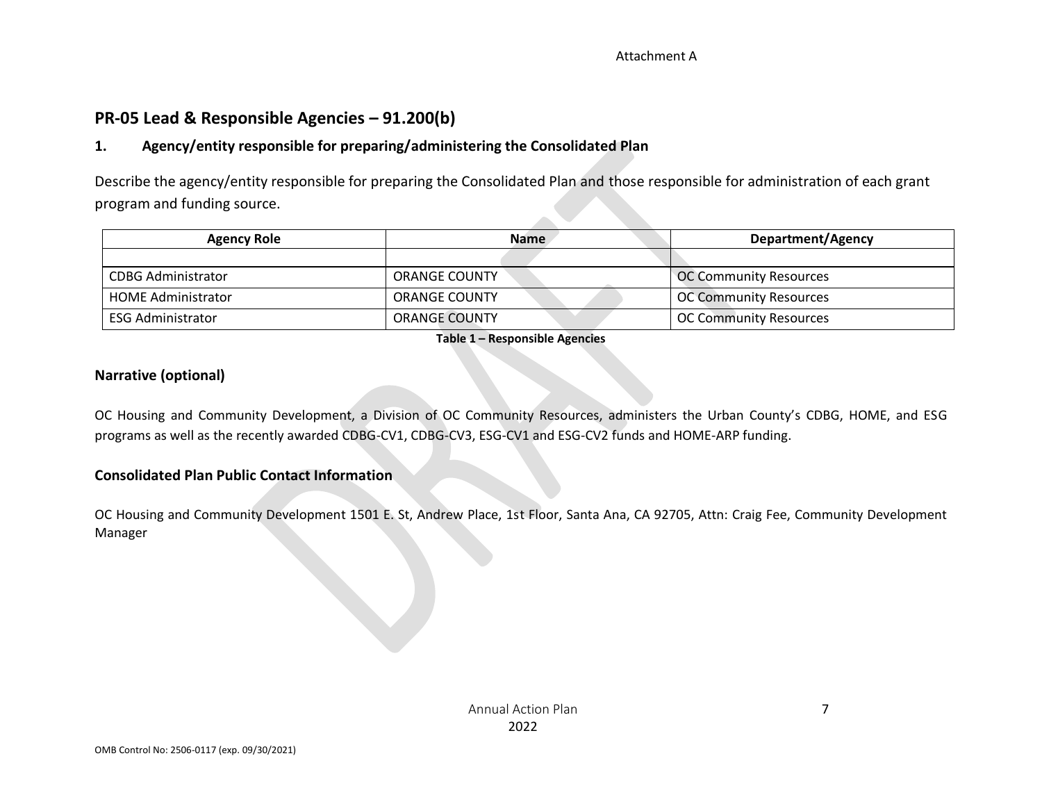## PR-05 Lead & Responsible Agencies – 91.200(b)

### 1. Agency/entity responsible for preparing/administering the Consolidated Plan

Describe the agency/entity responsible for preparing the Consolidated Plan and those responsible for administration of each grant program and funding source.

| Agency Role | Name | Department/Agency |
|---|---|---|
| | | |
| CDBG Administrator | ORANGE COUNTY | OC Community Resources |
| HOME Administrator | ORANGE COUNTY | OC Community Resources |
| ESG Administrator | ORANGE COUNTY | OC Community Resources |

**Table 1 – Responsible Agencies**

### Narrative (optional)

OC Housing and Community Development, a Division of OC Community Resources, administers the Urban County's CDBG, HOME, and ESG programs as well as the recently awarded CDBG-CV1, CDBG-CV3, ESG-CV1 and ESG-CV2 funds and HOME-ARP funding.

### Consolidated Plan Public Contact Information

OC Housing and Community Development 1501 E. St, Andrew Place, 1st Floor, Santa Ana, CA 92705, Attn: Craig Fee, Community Development Manager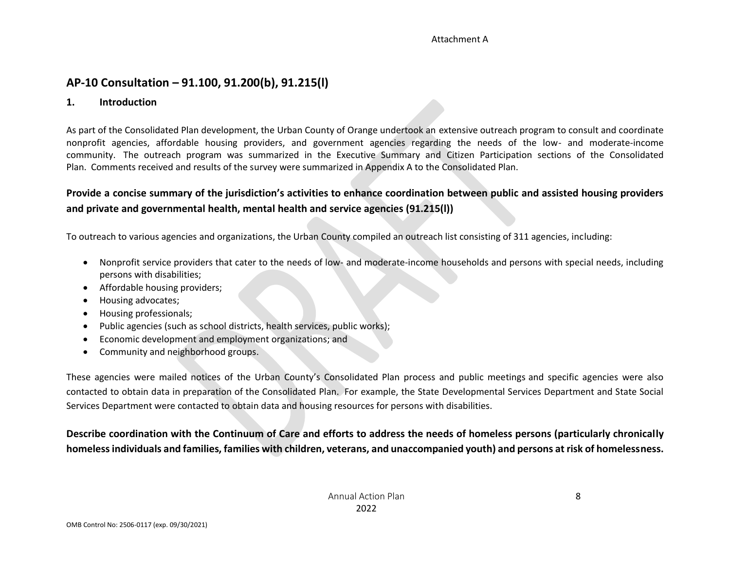## AP-10 Consultation – 91.100, 91.200(b), 91.215(l)

### 1. Introduction

As part of the Consolidated Plan development, the Urban County of Orange undertook an extensive outreach program to consult and coordinate nonprofit agencies, affordable housing providers, and government agencies regarding the needs of the low- and moderate-income community. The outreach program was summarized in the Executive Summary and Citizen Participation sections of the Consolidated Plan. Comments received and results of the survey were summarized in Appendix A to the Consolidated Plan.

**Provide a concise summary of the jurisdiction's activities to enhance coordination between public and assisted housing providers and private and governmental health, mental health and service agencies (91.215(l))**

To outreach to various agencies and organizations, the Urban County compiled an outreach list consisting of 311 agencies, including:

- Nonprofit service providers that cater to the needs of low- and moderate-income households and persons with special needs, including persons with disabilities;
- Affordable housing providers;
- Housing advocates;
- Housing professionals;
- Public agencies (such as school districts, health services, public works);
- Economic development and employment organizations; and
- Community and neighborhood groups.

These agencies were mailed notices of the Urban County's Consolidated Plan process and public meetings and specific agencies were also contacted to obtain data in preparation of the Consolidated Plan. For example, the State Developmental Services Department and State Social Services Department were contacted to obtain data and housing resources for persons with disabilities.

**Describe coordination with the Continuum of Care and efforts to address the needs of homeless persons (particularly chronically homeless individuals and families, families with children, veterans, and unaccompanied youth) and persons at risk of homelessness.**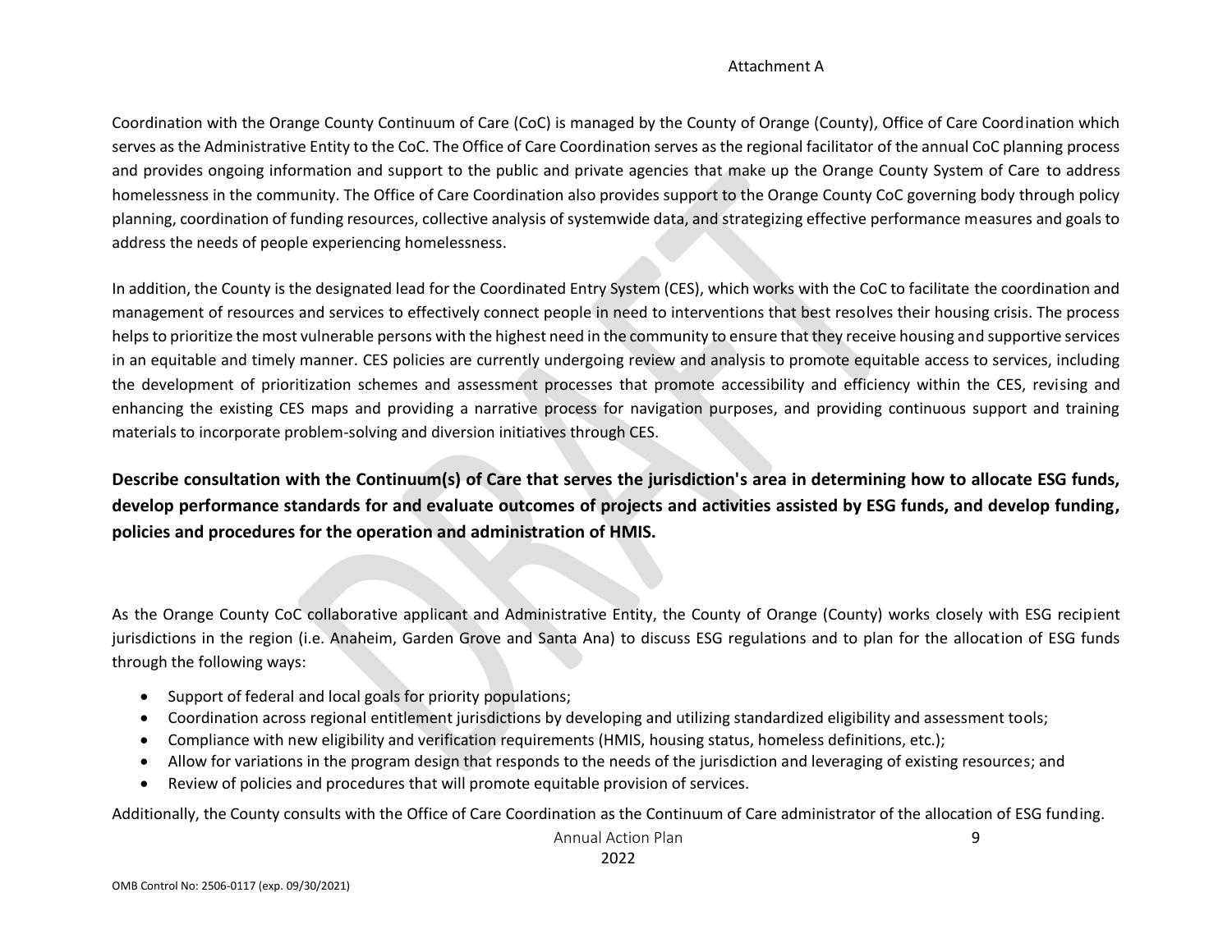Coordination with the Orange County Continuum of Care (CoC) is managed by the County of Orange (County), Office of Care Coordination which serves as the Administrative Entity to the CoC. The Office of Care Coordination serves as the regional facilitator of the annual CoC planning process and provides ongoing information and support to the public and private agencies that make up the Orange County System of Care to address homelessness in the community. The Office of Care Coordination also provides support to the Orange County CoC governing body through policy planning, coordination of funding resources, collective analysis of systemwide data, and strategizing effective performance measures and goals to address the needs of people experiencing homelessness.

In addition, the County is the designated lead for the Coordinated Entry System (CES), which works with the CoC to facilitate the coordination and management of resources and services to effectively connect people in need to interventions that best resolves their housing crisis. The process helps to prioritize the most vulnerable persons with the highest need in the community to ensure that they receive housing and supportive services in an equitable and timely manner. CES policies are currently undergoing review and analysis to promote equitable access to services, including the development of prioritization schemes and assessment processes that promote accessibility and efficiency within the CES, revising and enhancing the existing CES maps and providing a narrative process for navigation purposes, and providing continuous support and training materials to incorporate problem-solving and diversion initiatives through CES.

**Describe consultation with the Continuum(s) of Care that serves the jurisdiction's area in determining how to allocate ESG funds, develop performance standards for and evaluate outcomes of projects and activities assisted by ESG funds, and develop funding, policies and procedures for the operation and administration of HMIS.**

As the Orange County CoC collaborative applicant and Administrative Entity, the County of Orange (County) works closely with ESG recipient jurisdictions in the region (i.e. Anaheim, Garden Grove and Santa Ana) to discuss ESG regulations and to plan for the allocation of ESG funds through the following ways:

- Support of federal and local goals for priority populations;
- Coordination across regional entitlement jurisdictions by developing and utilizing standardized eligibility and assessment tools;
- Compliance with new eligibility and verification requirements (HMIS, housing status, homeless definitions, etc.);
- Allow for variations in the program design that responds to the needs of the jurisdiction and leveraging of existing resources; and
- Review of policies and procedures that will promote equitable provision of services.

Additionally, the County consults with the Office of Care Coordination as the Continuum of Care administrator of the allocation of ESG funding.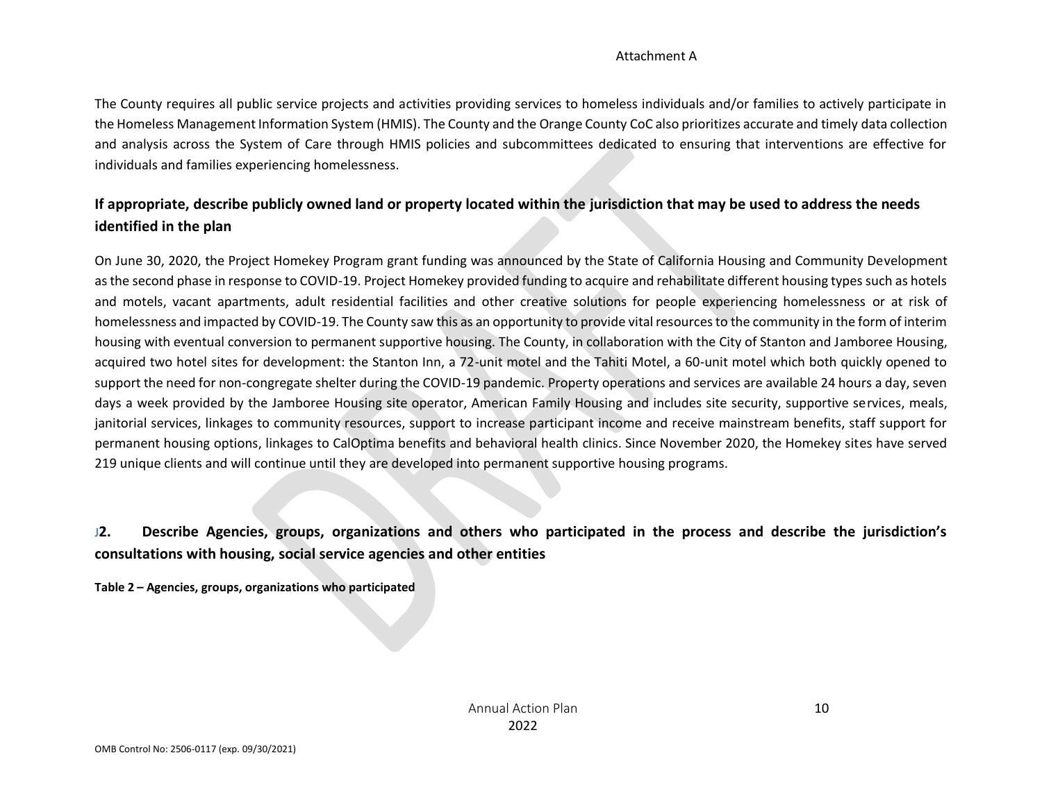The County requires all public service projects and activities providing services to homeless individuals and/or families to actively participate in the Homeless Management Information System (HMIS). The County and the Orange County CoC also prioritizes accurate and timely data collection and analysis across the System of Care through HMIS policies and subcommittees dedicated to ensuring that interventions are effective for individuals and families experiencing homelessness.

## If appropriate, describe publicly owned land or property located within the jurisdiction that may be used to address the needs identified in the plan

On June 30, 2020, the Project Homekey Program grant funding was announced by the State of California Housing and Community Development as the second phase in response to COVID-19. Project Homekey provided funding to acquire and rehabilitate different housing types such as hotels and motels, vacant apartments, adult residential facilities and other creative solutions for people experiencing homelessness or at risk of homelessness and impacted by COVID-19. The County saw this as an opportunity to provide vital resources to the community in the form of interim housing with eventual conversion to permanent supportive housing. The County, in collaboration with the City of Stanton and Jamboree Housing, acquired two hotel sites for development: the Stanton Inn, a 72-unit motel and the Tahiti Motel, a 60-unit motel which both quickly opened to support the need for non-congregate shelter during the COVID-19 pandemic. Property operations and services are available 24 hours a day, seven days a week provided by the Jamboree Housing site operator, American Family Housing and includes site security, supportive services, meals, janitorial services, linkages to community resources, support to increase participant income and receive mainstream benefits, staff support for permanent housing options, linkages to CalOptima benefits and behavioral health clinics. Since November 2020, the Homekey sites have served 219 unique clients and will continue until they are developed into permanent supportive housing programs.

## 2. Describe Agencies, groups, organizations and others who participated in the process and describe the jurisdiction's consultations with housing, social service agencies and other entities

**Table 2 – Agencies, groups, organizations who participated**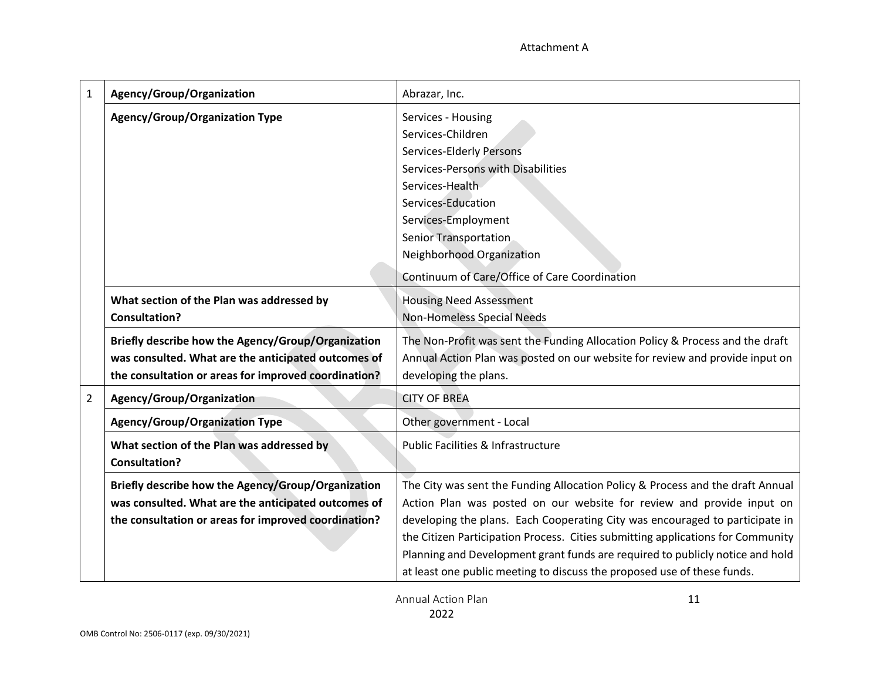Attachment A

| | | |
|---|---|---|
| 1 | **Agency/Group/Organization** | Abrazar, Inc. |
| | **Agency/Group/Organization Type** | Services - Housing<br>Services-Children<br>Services-Elderly Persons<br>Services-Persons with Disabilities<br>Services-Health<br>Services-Education<br>Services-Employment<br>Senior Transportation<br>Neighborhood Organization<br>Continuum of Care/Office of Care Coordination |
| | **What section of the Plan was addressed by Consultation?** | Housing Need Assessment<br>Non-Homeless Special Needs |
| | **Briefly describe how the Agency/Group/Organization was consulted. What are the anticipated outcomes of the consultation or areas for improved coordination?** | The Non-Profit was sent the Funding Allocation Policy & Process and the draft Annual Action Plan was posted on our website for review and provide input on developing the plans. |
| 2 | **Agency/Group/Organization** | CITY OF BREA |
| | **Agency/Group/Organization Type** | Other government - Local |
| | **What section of the Plan was addressed by Consultation?** | Public Facilities & Infrastructure |
| | **Briefly describe how the Agency/Group/Organization was consulted. What are the anticipated outcomes of the consultation or areas for improved coordination?** | The City was sent the Funding Allocation Policy & Process and the draft Annual Action Plan was posted on our website for review and provide input on developing the plans. Each Cooperating City was encouraged to participate in the Citizen Participation Process. Cities submitting applications for Community Planning and Development grant funds are required to publicly notice and hold at least one public meeting to discuss the proposed use of these funds. |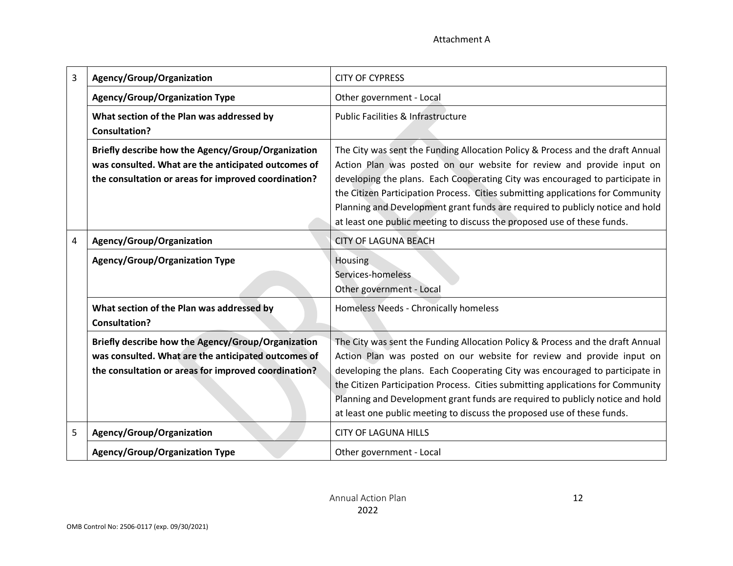| | | |
|---|---|---|
| 3 | **Agency/Group/Organization** | CITY OF CYPRESS |
| | **Agency/Group/Organization Type** | Other government - Local |
| | **What section of the Plan was addressed by Consultation?** | Public Facilities & Infrastructure |
| | **Briefly describe how the Agency/Group/Organization was consulted. What are the anticipated outcomes of the consultation or areas for improved coordination?** | The City was sent the Funding Allocation Policy & Process and the draft Annual Action Plan was posted on our website for review and provide input on developing the plans. Each Cooperating City was encouraged to participate in the Citizen Participation Process. Cities submitting applications for Community Planning and Development grant funds are required to publicly notice and hold at least one public meeting to discuss the proposed use of these funds. |
| 4 | **Agency/Group/Organization** | CITY OF LAGUNA BEACH |
| | **Agency/Group/Organization Type** | Housing<br>Services-homeless<br>Other government - Local |
| | **What section of the Plan was addressed by Consultation?** | Homeless Needs - Chronically homeless |
| | **Briefly describe how the Agency/Group/Organization was consulted. What are the anticipated outcomes of the consultation or areas for improved coordination?** | The City was sent the Funding Allocation Policy & Process and the draft Annual Action Plan was posted on our website for review and provide input on developing the plans. Each Cooperating City was encouraged to participate in the Citizen Participation Process. Cities submitting applications for Community Planning and Development grant funds are required to publicly notice and hold at least one public meeting to discuss the proposed use of these funds. |
| 5 | **Agency/Group/Organization** | CITY OF LAGUNA HILLS |
| | **Agency/Group/Organization Type** | Other government - Local |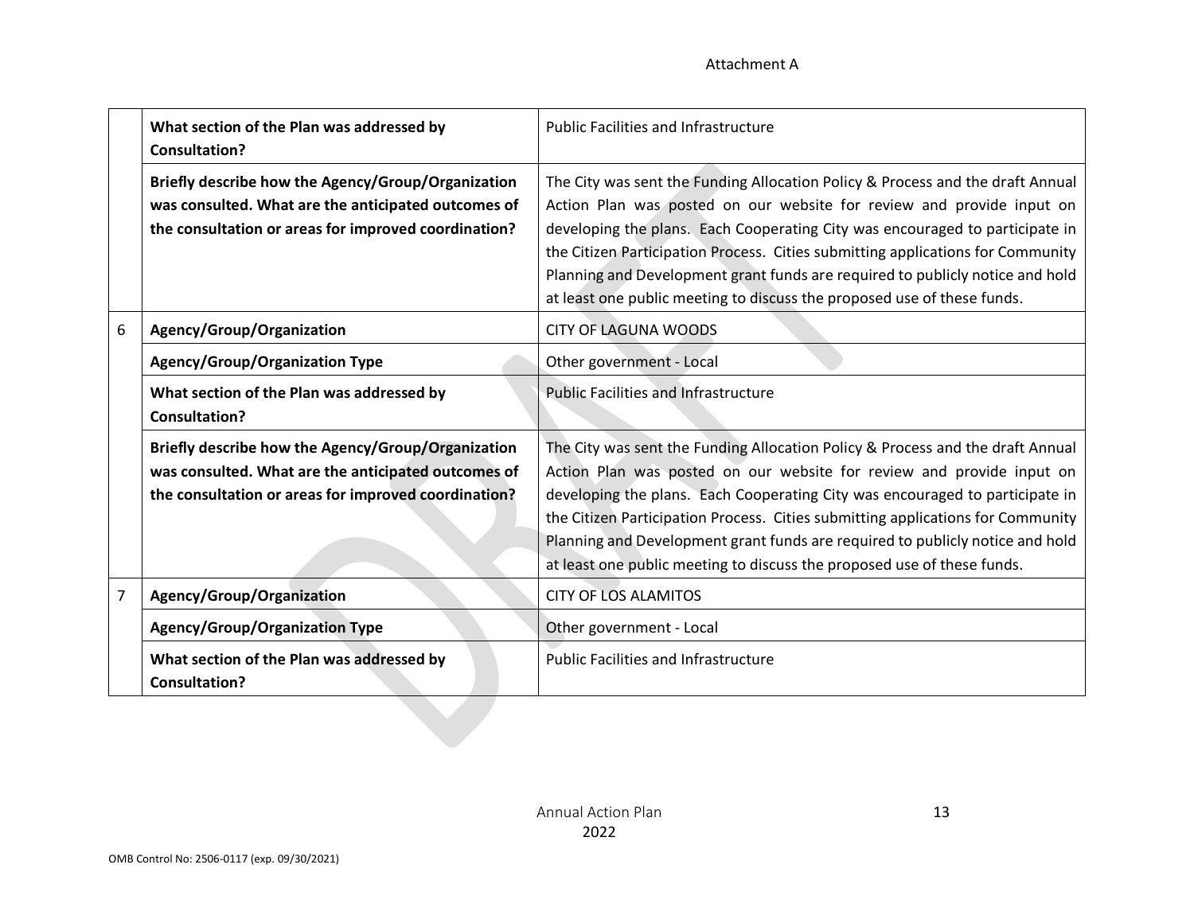| | | |
|---|---|---|
| | **What section of the Plan was addressed by Consultation?** | Public Facilities and Infrastructure |
| | **Briefly describe how the Agency/Group/Organization was consulted. What are the anticipated outcomes of the consultation or areas for improved coordination?** | The City was sent the Funding Allocation Policy & Process and the draft Annual Action Plan was posted on our website for review and provide input on developing the plans. Each Cooperating City was encouraged to participate in the Citizen Participation Process. Cities submitting applications for Community Planning and Development grant funds are required to publicly notice and hold at least one public meeting to discuss the proposed use of these funds. |
| 6 | **Agency/Group/Organization** | CITY OF LAGUNA WOODS |
| | **Agency/Group/Organization Type** | Other government - Local |
| | **What section of the Plan was addressed by Consultation?** | Public Facilities and Infrastructure |
| | **Briefly describe how the Agency/Group/Organization was consulted. What are the anticipated outcomes of the consultation or areas for improved coordination?** | The City was sent the Funding Allocation Policy & Process and the draft Annual Action Plan was posted on our website for review and provide input on developing the plans. Each Cooperating City was encouraged to participate in the Citizen Participation Process. Cities submitting applications for Community Planning and Development grant funds are required to publicly notice and hold at least one public meeting to discuss the proposed use of these funds. |
| 7 | **Agency/Group/Organization** | CITY OF LOS ALAMITOS |
| | **Agency/Group/Organization Type** | Other government - Local |
| | **What section of the Plan was addressed by Consultation?** | Public Facilities and Infrastructure |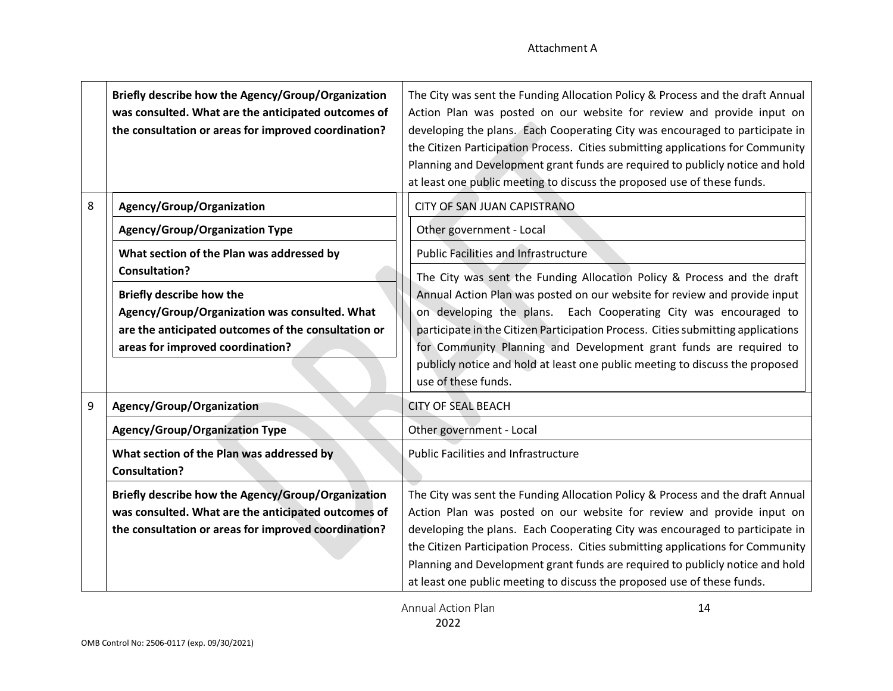| | | |
|---|---|---|
| | **Briefly describe how the Agency/Group/Organization was consulted. What are the anticipated outcomes of the consultation or areas for improved coordination?** | The City was sent the Funding Allocation Policy & Process and the draft Annual Action Plan was posted on our website for review and provide input on developing the plans. Each Cooperating City was encouraged to participate in the Citizen Participation Process. Cities submitting applications for Community Planning and Development grant funds are required to publicly notice and hold at least one public meeting to discuss the proposed use of these funds. |
| 8 | **Agency/Group/Organization** | CITY OF SAN JUAN CAPISTRANO |
| | **Agency/Group/Organization Type** | Other government - Local |
| | **What section of the Plan was addressed by Consultation?** | Public Facilities and Infrastructure |
| | **Briefly describe how the Agency/Group/Organization was consulted. What are the anticipated outcomes of the consultation or areas for improved coordination?** | The City was sent the Funding Allocation Policy & Process and the draft Annual Action Plan was posted on our website for review and provide input on developing the plans. Each Cooperating City was encouraged to participate in the Citizen Participation Process. Cities submitting applications for Community Planning and Development grant funds are required to publicly notice and hold at least one public meeting to discuss the proposed use of these funds. |
| 9 | **Agency/Group/Organization** | CITY OF SEAL BEACH |
| | **Agency/Group/Organization Type** | Other government - Local |
| | **What section of the Plan was addressed by Consultation?** | Public Facilities and Infrastructure |
| | **Briefly describe how the Agency/Group/Organization was consulted. What are the anticipated outcomes of the consultation or areas for improved coordination?** | The City was sent the Funding Allocation Policy & Process and the draft Annual Action Plan was posted on our website for review and provide input on developing the plans. Each Cooperating City was encouraged to participate in the Citizen Participation Process. Cities submitting applications for Community Planning and Development grant funds are required to publicly notice and hold at least one public meeting to discuss the proposed use of these funds. |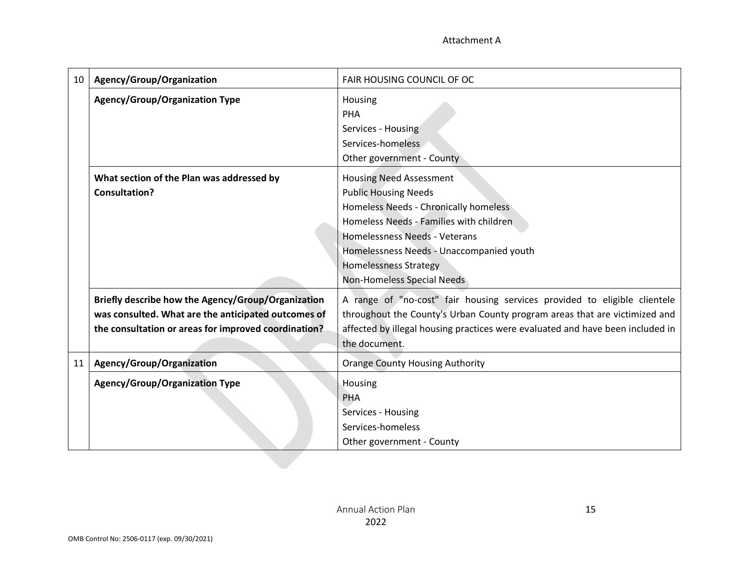Attachment A

| | | |
|---|---|---|
| 10 | **Agency/Group/Organization** | FAIR HOUSING COUNCIL OF OC |
| | **Agency/Group/Organization Type** | Housing<br>PHA<br>Services - Housing<br>Services-homeless<br>Other government - County |
| | **What section of the Plan was addressed by Consultation?** | Housing Need Assessment<br>Public Housing Needs<br>Homeless Needs - Chronically homeless<br>Homeless Needs - Families with children<br>Homelessness Needs - Veterans<br>Homelessness Needs - Unaccompanied youth<br>Homelessness Strategy<br>Non-Homeless Special Needs |
| | **Briefly describe how the Agency/Group/Organization was consulted. What are the anticipated outcomes of the consultation or areas for improved coordination?** | A range of "no-cost" fair housing services provided to eligible clientele throughout the County's Urban County program areas that are victimized and affected by illegal housing practices were evaluated and have been included in the document. |
| 11 | **Agency/Group/Organization** | Orange County Housing Authority |
| | **Agency/Group/Organization Type** | Housing<br>PHA<br>Services - Housing<br>Services-homeless<br>Other government - County |

Annual Action Plan
2022

OMB Control No: 2506-0117 (exp. 09/30/2021)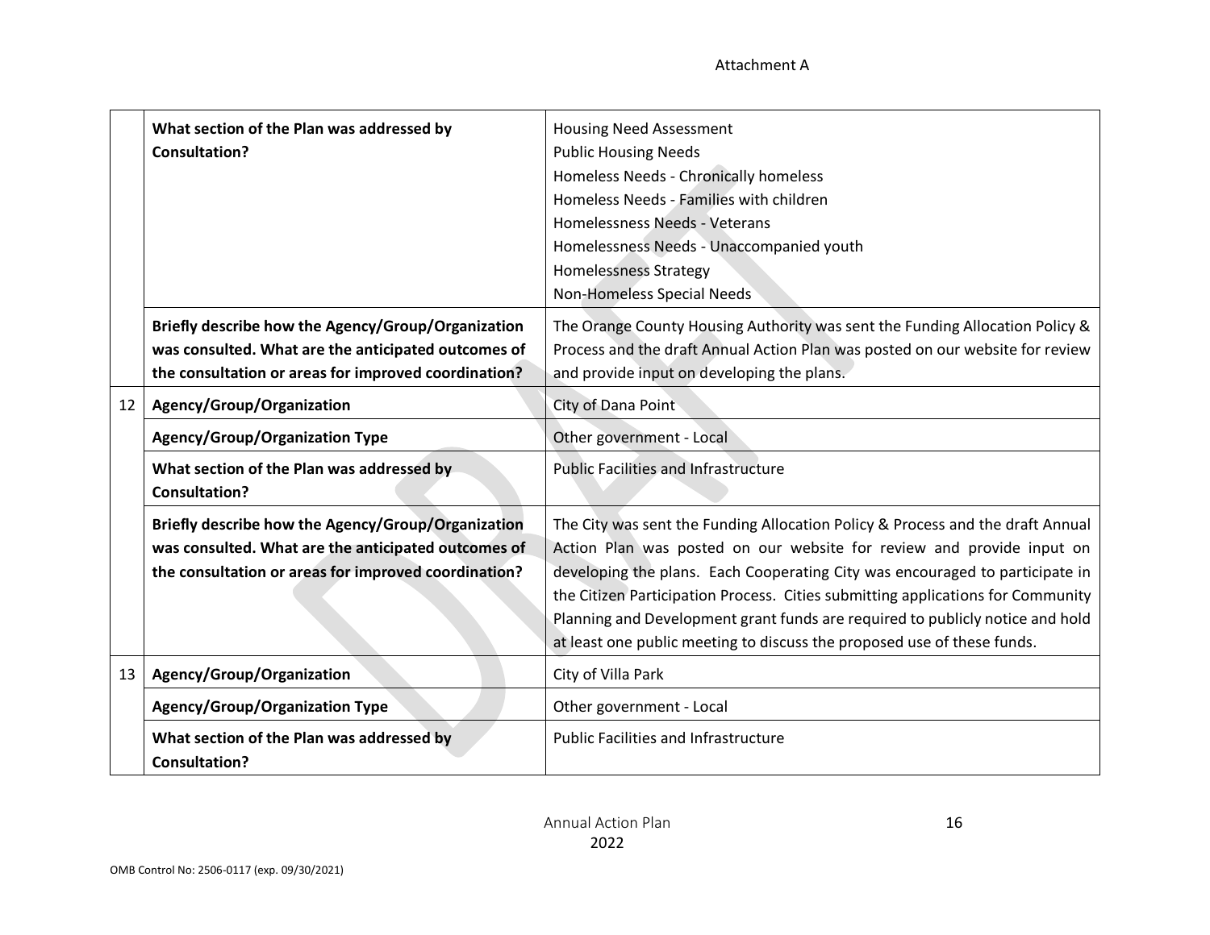| | | |
|---|---|---|
| | **What section of the Plan was addressed by Consultation?** | Housing Need Assessment<br>Public Housing Needs<br>Homeless Needs - Chronically homeless<br>Homeless Needs - Families with children<br>Homelessness Needs - Veterans<br>Homelessness Needs - Unaccompanied youth<br>Homelessness Strategy<br>Non-Homeless Special Needs |
| | **Briefly describe how the Agency/Group/Organization was consulted. What are the anticipated outcomes of the consultation or areas for improved coordination?** | The Orange County Housing Authority was sent the Funding Allocation Policy & Process and the draft Annual Action Plan was posted on our website for review and provide input on developing the plans. |
| 12 | **Agency/Group/Organization** | City of Dana Point |
| | **Agency/Group/Organization Type** | Other government - Local |
| | **What section of the Plan was addressed by Consultation?** | Public Facilities and Infrastructure |
| | **Briefly describe how the Agency/Group/Organization was consulted. What are the anticipated outcomes of the consultation or areas for improved coordination?** | The City was sent the Funding Allocation Policy & Process and the draft Annual Action Plan was posted on our website for review and provide input on developing the plans. Each Cooperating City was encouraged to participate in the Citizen Participation Process. Cities submitting applications for Community Planning and Development grant funds are required to publicly notice and hold at least one public meeting to discuss the proposed use of these funds. |
| 13 | **Agency/Group/Organization** | City of Villa Park |
| | **Agency/Group/Organization Type** | Other government - Local |
| | **What section of the Plan was addressed by Consultation?** | Public Facilities and Infrastructure |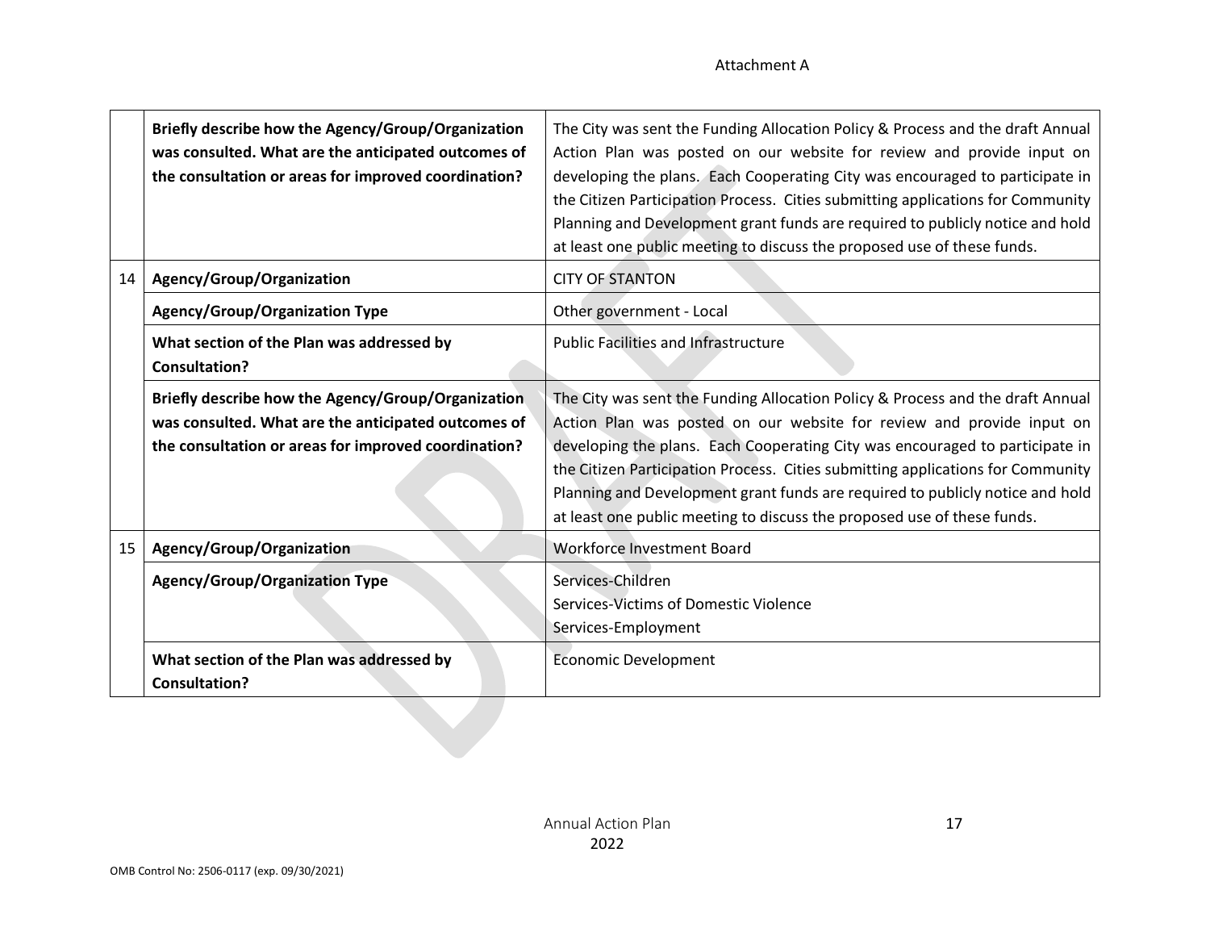| | | |
|---|---|---|
| | **Briefly describe how the Agency/Group/Organization was consulted. What are the anticipated outcomes of the consultation or areas for improved coordination?** | The City was sent the Funding Allocation Policy & Process and the draft Annual Action Plan was posted on our website for review and provide input on developing the plans. Each Cooperating City was encouraged to participate in the Citizen Participation Process. Cities submitting applications for Community Planning and Development grant funds are required to publicly notice and hold at least one public meeting to discuss the proposed use of these funds. |
| 14 | **Agency/Group/Organization** | CITY OF STANTON |
| | **Agency/Group/Organization Type** | Other government - Local |
| | **What section of the Plan was addressed by Consultation?** | Public Facilities and Infrastructure |
| | **Briefly describe how the Agency/Group/Organization was consulted. What are the anticipated outcomes of the consultation or areas for improved coordination?** | The City was sent the Funding Allocation Policy & Process and the draft Annual Action Plan was posted on our website for review and provide input on developing the plans. Each Cooperating City was encouraged to participate in the Citizen Participation Process. Cities submitting applications for Community Planning and Development grant funds are required to publicly notice and hold at least one public meeting to discuss the proposed use of these funds. |
| 15 | **Agency/Group/Organization** | Workforce Investment Board |
| | **Agency/Group/Organization Type** | Services-Children<br>Services-Victims of Domestic Violence<br>Services-Employment |
| | **What section of the Plan was addressed by Consultation?** | Economic Development |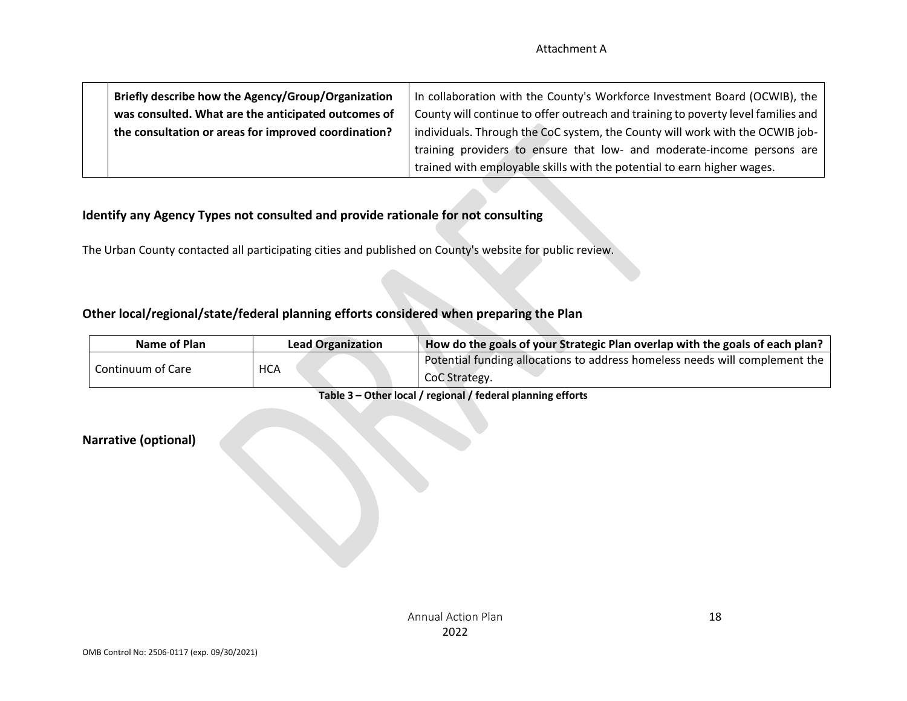| | Briefly describe how the Agency/Group/Organization was consulted. What are the anticipated outcomes of the consultation or areas for improved coordination? | In collaboration with the County's Workforce Investment Board (OCWIB), the County will continue to offer outreach and training to poverty level families and individuals. Through the CoC system, the County will work with the OCWIB job-training providers to ensure that low- and moderate-income persons are trained with employable skills with the potential to earn higher wages. |
|---|---|---|

## Identify any Agency Types not consulted and provide rationale for not consulting

The Urban County contacted all participating cities and published on County's website for public review.

## Other local/regional/state/federal planning efforts considered when preparing the Plan

| Name of Plan | Lead Organization | How do the goals of your Strategic Plan overlap with the goals of each plan? |
|---|---|---|
| Continuum of Care | HCA | Potential funding allocations to address homeless needs will complement the CoC Strategy. |

**Table 3 – Other local / regional / federal planning efforts**

## Narrative (optional)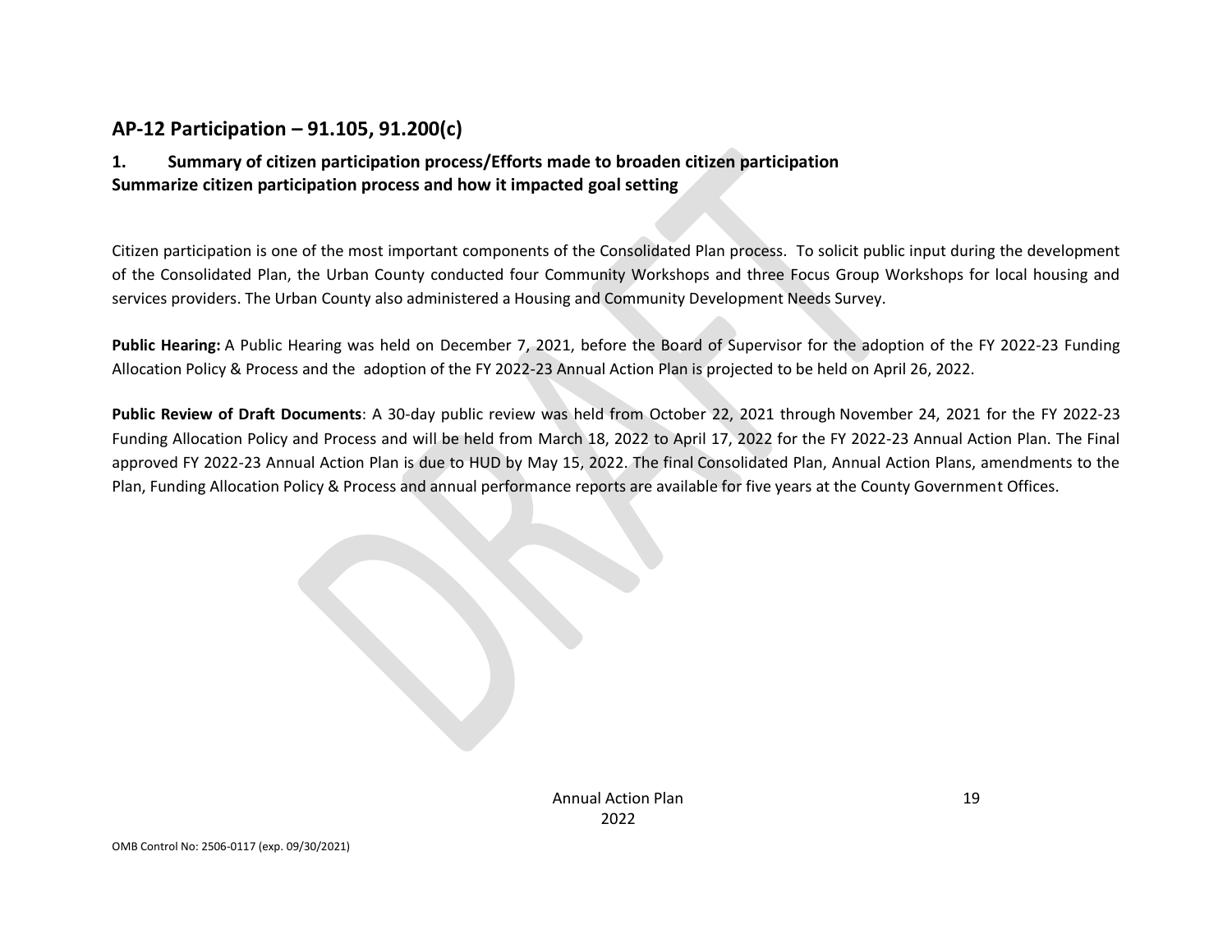## AP-12 Participation – 91.105, 91.200(c)

### 1. Summary of citizen participation process/Efforts made to broaden citizen participation

**Summarize citizen participation process and how it impacted goal setting**

Citizen participation is one of the most important components of the Consolidated Plan process. To solicit public input during the development of the Consolidated Plan, the Urban County conducted four Community Workshops and three Focus Group Workshops for local housing and services providers. The Urban County also administered a Housing and Community Development Needs Survey.

**Public Hearing:** A Public Hearing was held on December 7, 2021, before the Board of Supervisor for the adoption of the FY 2022-23 Funding Allocation Policy & Process and the adoption of the FY 2022-23 Annual Action Plan is projected to be held on April 26, 2022.

**Public Review of Draft Documents**: A 30-day public review was held from October 22, 2021 through November 24, 2021 for the FY 2022-23 Funding Allocation Policy and Process and will be held from March 18, 2022 to April 17, 2022 for the FY 2022-23 Annual Action Plan. The Final approved FY 2022-23 Annual Action Plan is due to HUD by May 15, 2022. The final Consolidated Plan, Annual Action Plans, amendments to the Plan, Funding Allocation Policy & Process and annual performance reports are available for five years at the County Government Offices.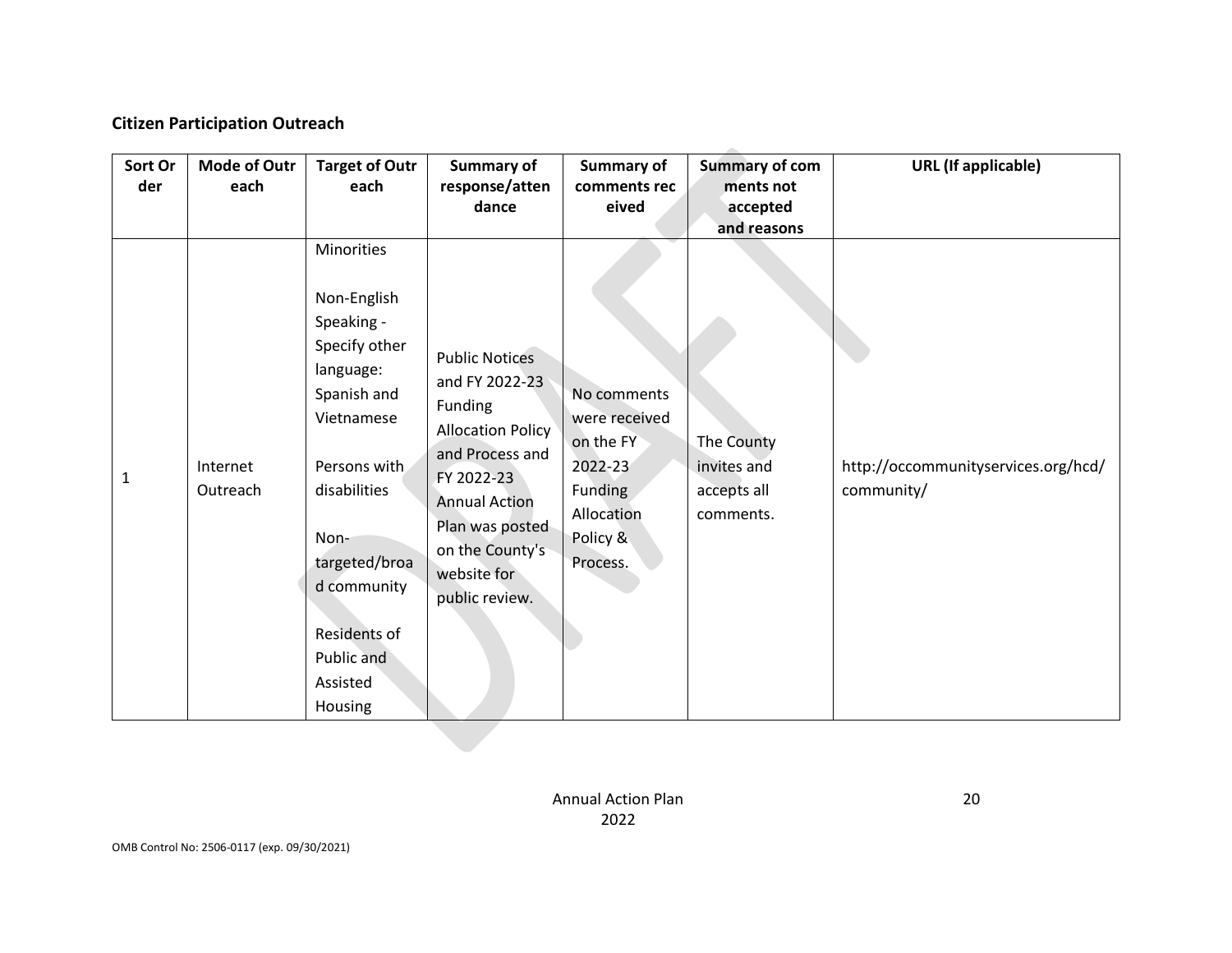**Citizen Participation Outreach**

| Sort Order | Mode of Outreach | Target of Outreach | Summary of response/attendance | Summary of comments received | Summary of comments not accepted and reasons | URL (If applicable) |
|---|---|---|---|---|---|---|
| 1 | Internet Outreach | Minorities<br><br>Non-English Speaking - Specify other language: Spanish and Vietnamese<br><br>Persons with disabilities<br><br>Non-targeted/broad community<br><br>Residents of Public and Assisted Housing | Public Notices and FY 2022-23 Funding Allocation Policy and Process and FY 2022-23 Annual Action Plan was posted on the County's website for public review. | No comments were received on the FY 2022-23 Funding Allocation Policy & Process. | The County invites and accepts all comments. | http://occommunityservices.org/hcd/community/ |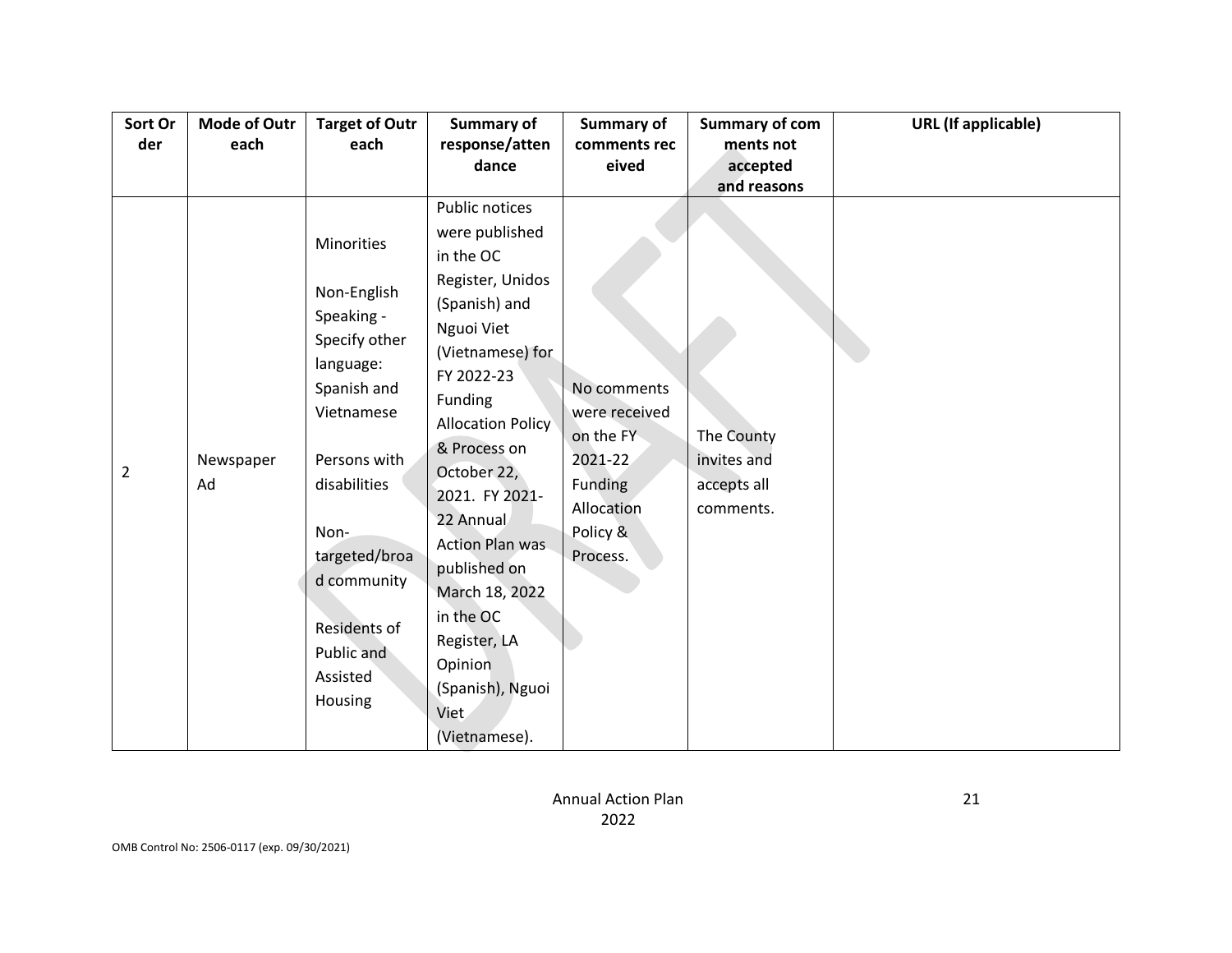| Sort Order | Mode of Outreach | Target of Outreach | Summary of response/attendance | Summary of comments received | Summary of comments not accepted and reasons | URL (If applicable) |
|---|---|---|---|---|---|---|
| 2 | Newspaper Ad | Minorities<br><br>Non-English Speaking - Specify other language: Spanish and Vietnamese<br><br>Persons with disabilities<br><br>Non-targeted/broad community<br><br>Residents of Public and Assisted Housing | Public notices were published in the OC Register, Unidos (Spanish) and Nguoi Viet (Vietnamese) for FY 2022-23 Funding Allocation Policy & Process on October 22, 2021. FY 2021-22 Annual Action Plan was published on March 18, 2022 in the OC Register, LA Opinion (Spanish), Nguoi Viet (Vietnamese). | No comments were received on the FY 2021-22 Funding Allocation Policy & Process. | The County invites and accepts all comments. | |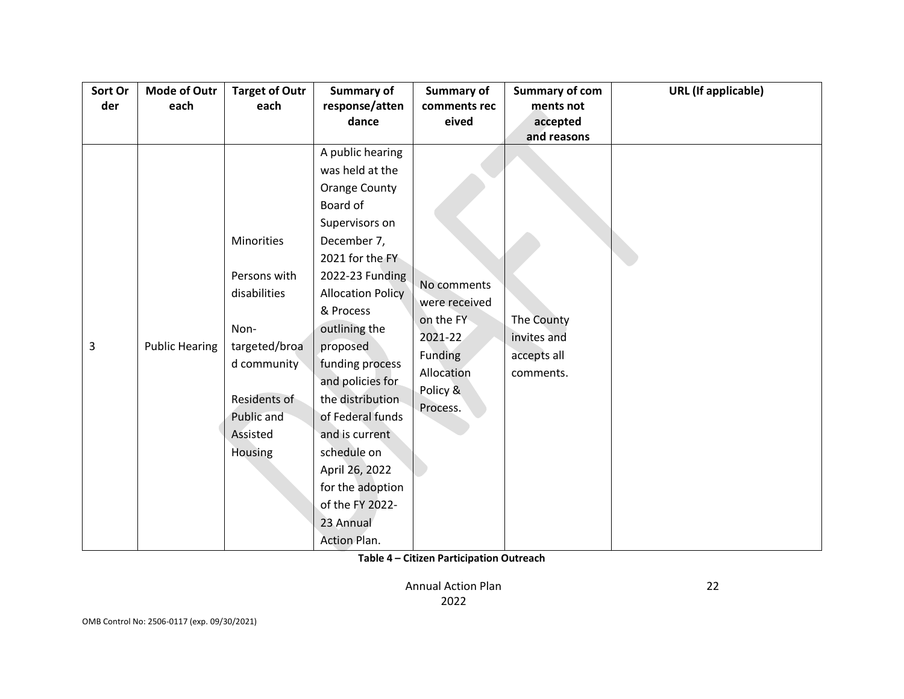| Sort Order | Mode of Outreach | Target of Outreach | Summary of response/attendance | Summary of comments received | Summary of comments not accepted and reasons | URL (If applicable) |
|---|---|---|---|---|---|---|
| 3 | Public Hearing | Minorities<br><br>Persons with disabilities<br><br>Non-targeted/broad community<br><br>Residents of Public and Assisted Housing | A public hearing was held at the Orange County Board of Supervisors on December 7, 2021 for the FY 2022-23 Funding Allocation Policy & Process outlining the proposed funding process and policies for the distribution of Federal funds and is current schedule on April 26, 2022 for the adoption of the FY 2022-23 Annual Action Plan. | No comments were received on the FY 2021-22 Funding Allocation Policy & Process. | The County invites and accepts all comments. | |

**Table 4 – Citizen Participation Outreach**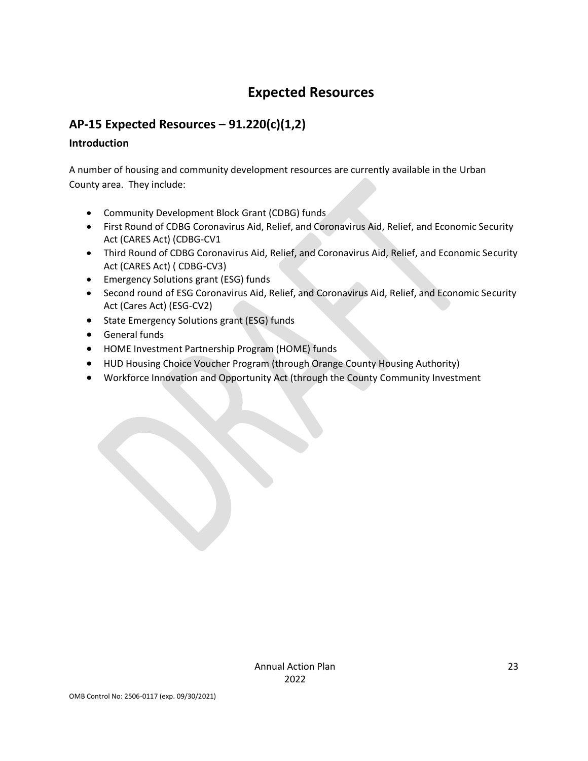# Expected Resources

## AP-15 Expected Resources – 91.220(c)(1,2)

### Introduction

A number of housing and community development resources are currently available in the Urban County area. They include:

- Community Development Block Grant (CDBG) funds
- First Round of CDBG Coronavirus Aid, Relief, and Coronavirus Aid, Relief, and Economic Security Act (CARES Act) (CDBG-CV1
- Third Round of CDBG Coronavirus Aid, Relief, and Coronavirus Aid, Relief, and Economic Security Act (CARES Act) ( CDBG-CV3)
- Emergency Solutions grant (ESG) funds
- Second round of ESG Coronavirus Aid, Relief, and Coronavirus Aid, Relief, and Economic Security Act (Cares Act) (ESG-CV2)
- State Emergency Solutions grant (ESG) funds
- General funds
- HOME Investment Partnership Program (HOME) funds
- HUD Housing Choice Voucher Program (through Orange County Housing Authority)
- Workforce Innovation and Opportunity Act (through the County Community Investment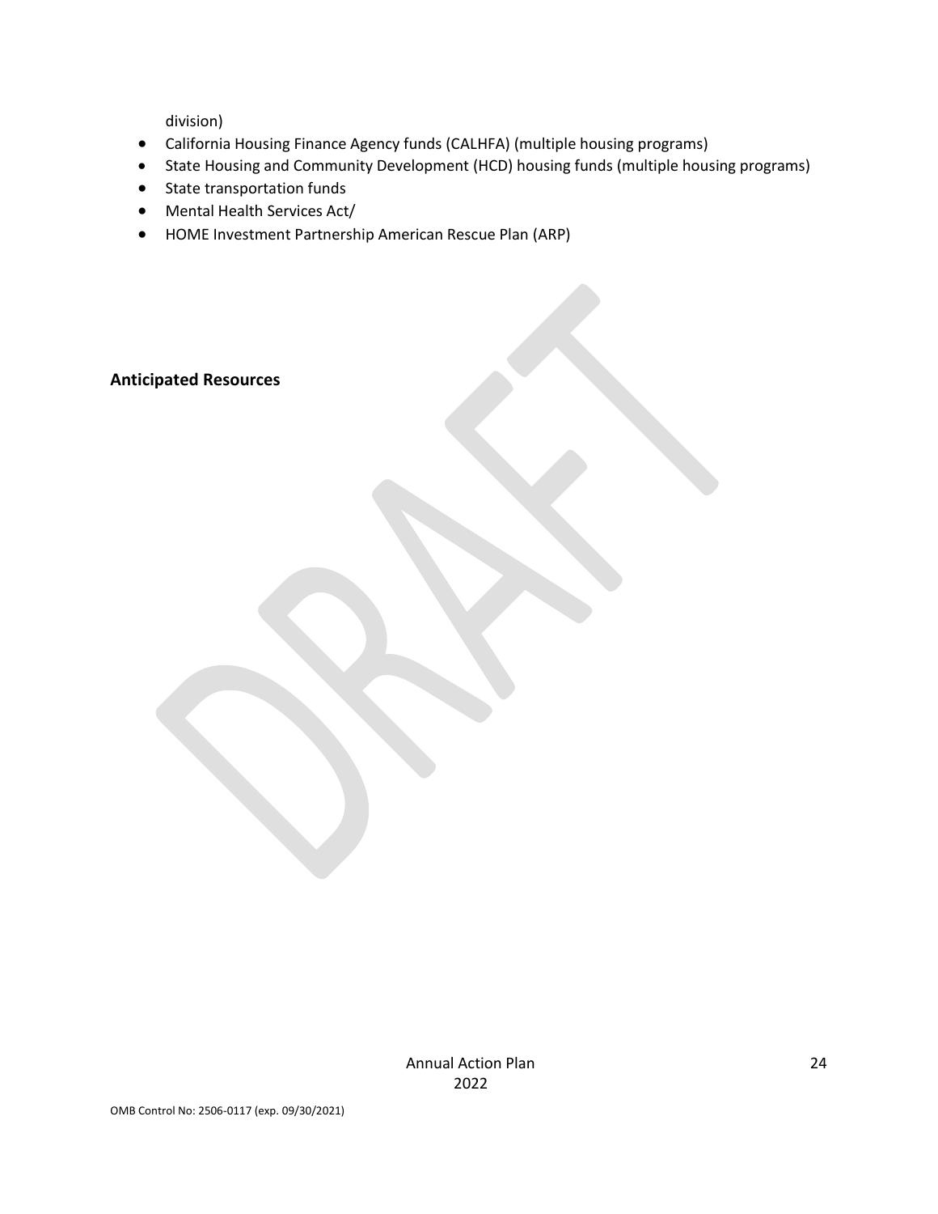division)

- California Housing Finance Agency funds (CALHFA) (multiple housing programs)
- State Housing and Community Development (HCD) housing funds (multiple housing programs)
- State transportation funds
- Mental Health Services Act/
- HOME Investment Partnership American Rescue Plan (ARP)

## Anticipated Resources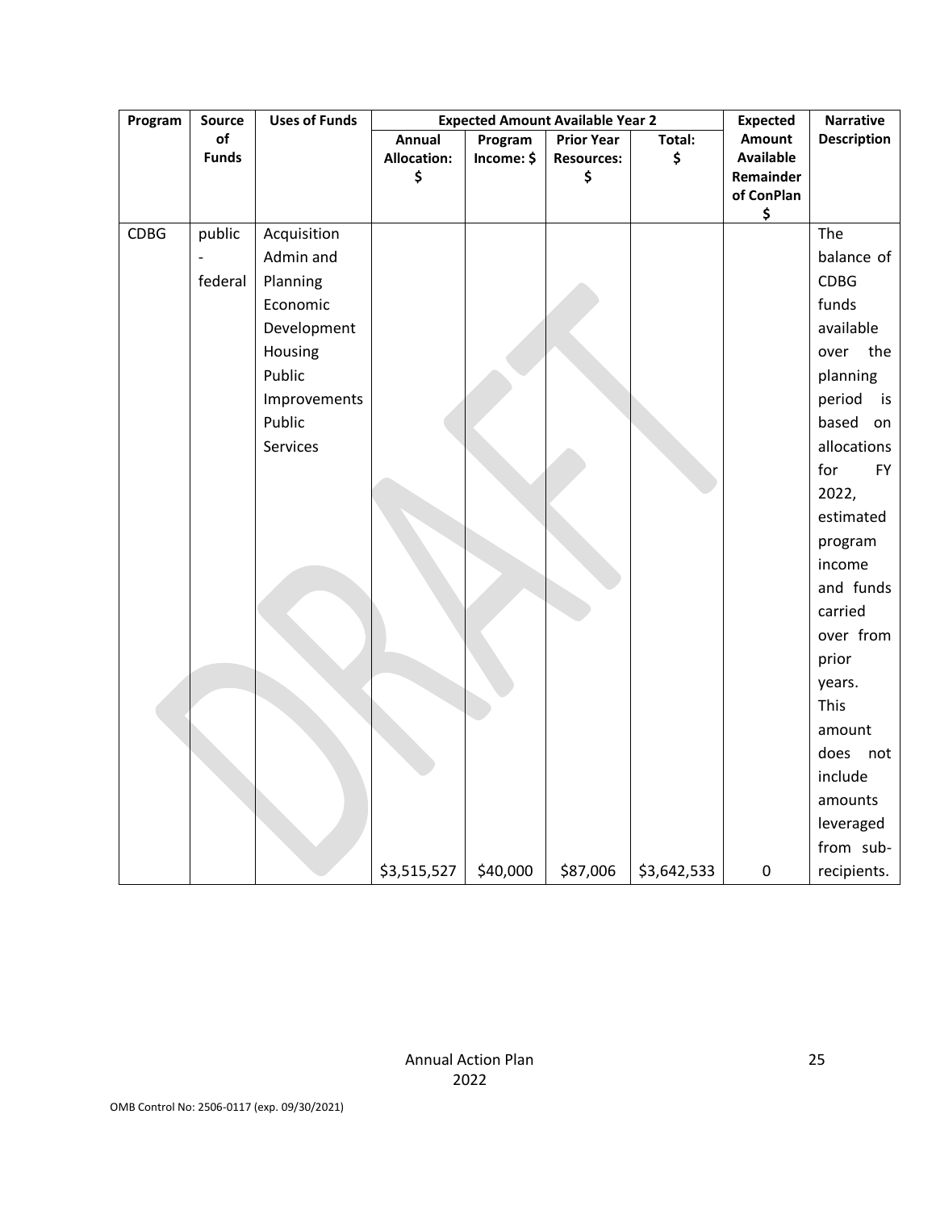| Program | Source of Funds | Uses of Funds | Expected Amount Available Year 2 | | | | Expected Amount Available Remainder of ConPlan $ | Narrative Description |
|---|---|---|---|---|---|---|---|---|
| | | | Annual Allocation: $ | Program Income: $ | Prior Year Resources: $ | Total: $ | | |
| CDBG | public - federal | Acquisition<br>Admin and Planning<br>Economic Development<br>Housing<br>Public Improvements<br>Public Services | $3,515,527 | $40,000 | $87,006 | $3,642,533 | 0 | The balance of CDBG funds available over the planning period is based on allocations for FY 2022, estimated program income and funds carried over from prior years. This amount does not include amounts leveraged from sub-recipients. |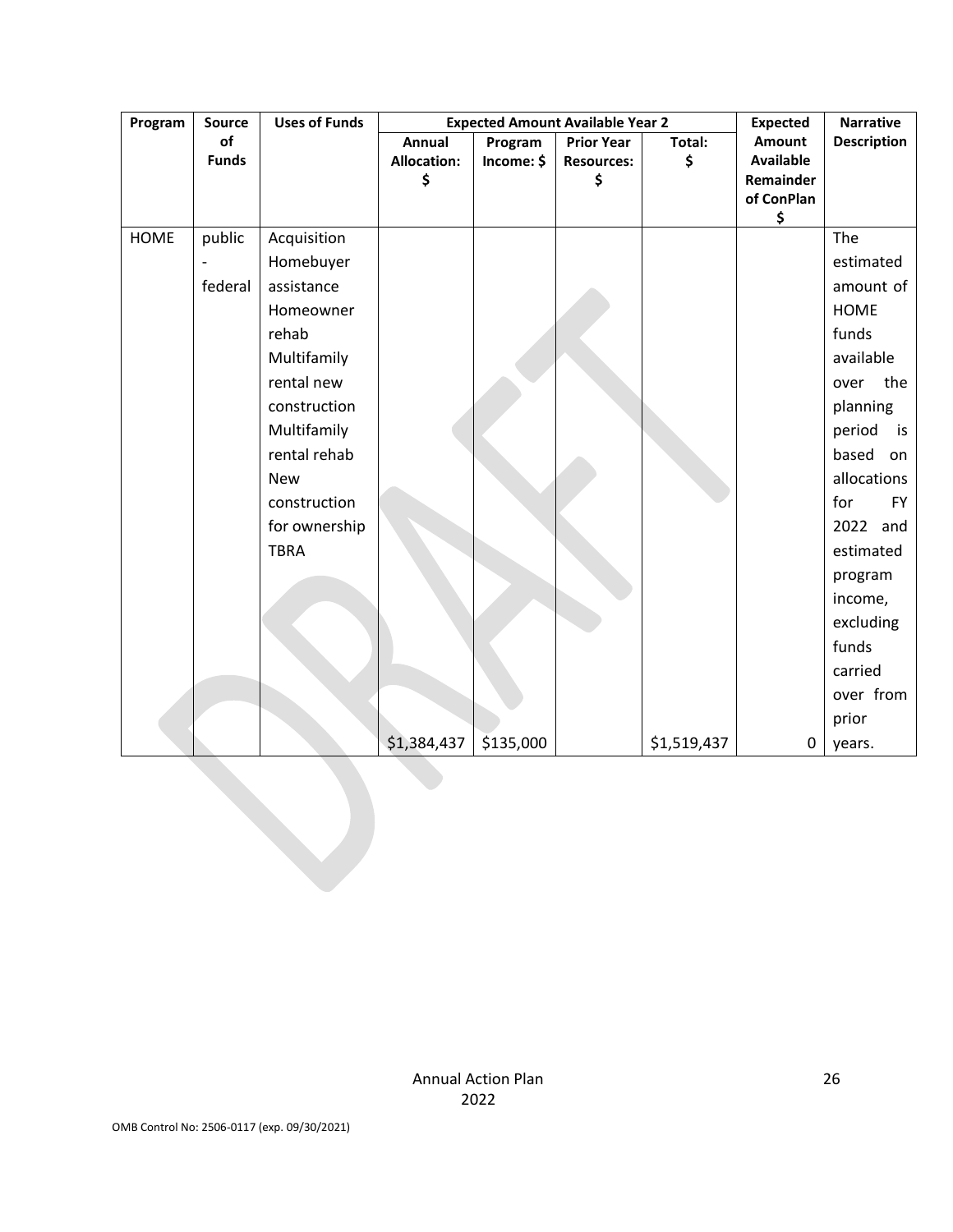| Program | Source of Funds | Uses of Funds | Expected Amount Available Year 2 | | | | Expected Amount Available Remainder of ConPlan $ | Narrative Description |
|---|---|---|---|---|---|---|---|---|
| | | | Annual Allocation: $ | Program Income: $ | Prior Year Resources: $ | Total: $ | | |
| HOME | public - federal | Acquisition Homebuyer assistance Homeowner rehab Multifamily rental new construction Multifamily rental rehab New construction for ownership TBRA | $1,384,437 | $135,000 | | $1,519,437 | 0 | The estimated amount of HOME funds available over the planning period is based on allocations for FY 2022 and estimated program income, excluding funds carried over from prior years. |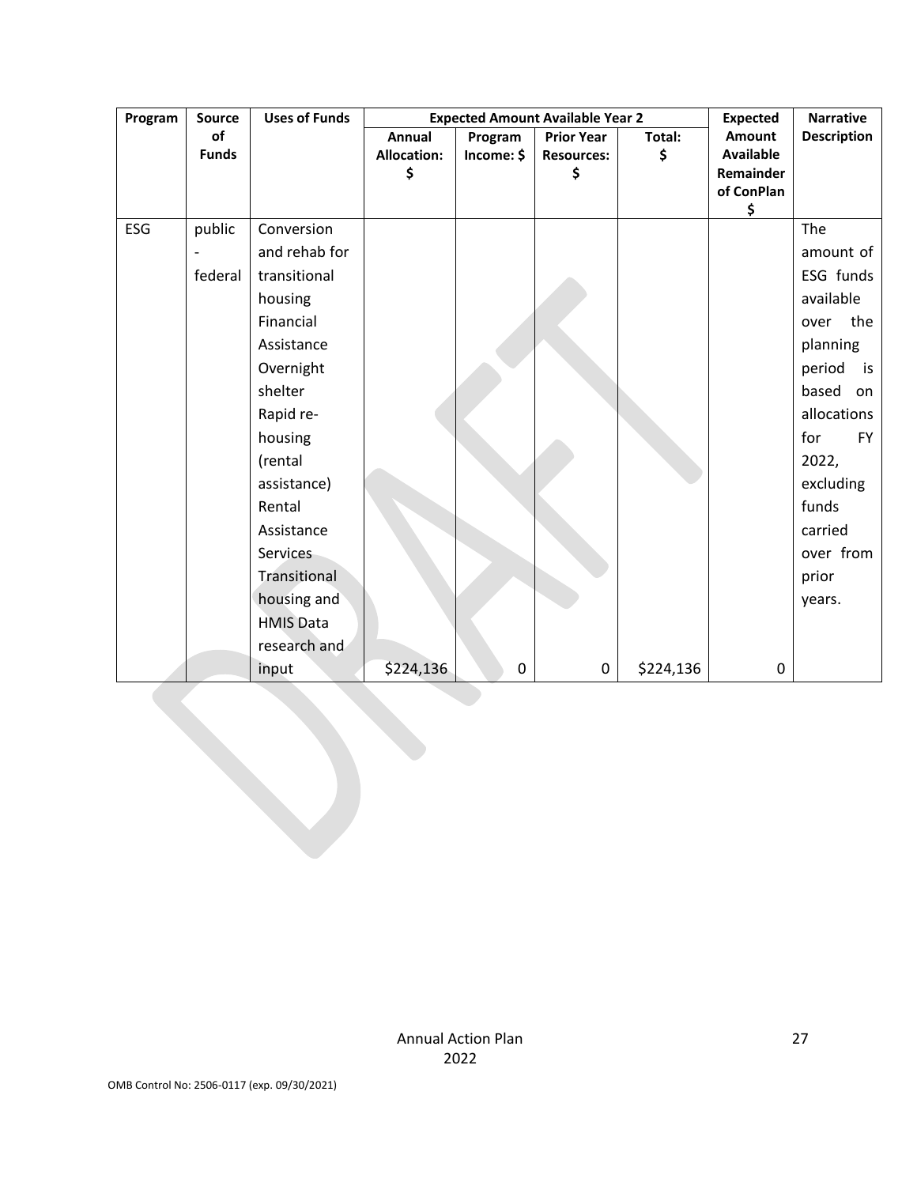| Program | Source of Funds | Uses of Funds | Expected Amount Available Year 2 | | | | Expected Amount Available Remainder of ConPlan $ | Narrative Description |
|---|---|---|---|---|---|---|---|---|
| | | | Annual Allocation: $ | Program Income: $ | Prior Year Resources: $ | Total: $ | | |
| ESG | public - federal | Conversion and rehab for transitional housing Financial Assistance Overnight shelter Rapid re-housing (rental assistance) Rental Assistance Services Transitional housing and HMIS Data research and input | $224,136 | 0 | 0 | $224,136 | 0 | The amount of ESG funds available over the planning period is based on allocations for FY 2022, excluding funds carried over from prior years. |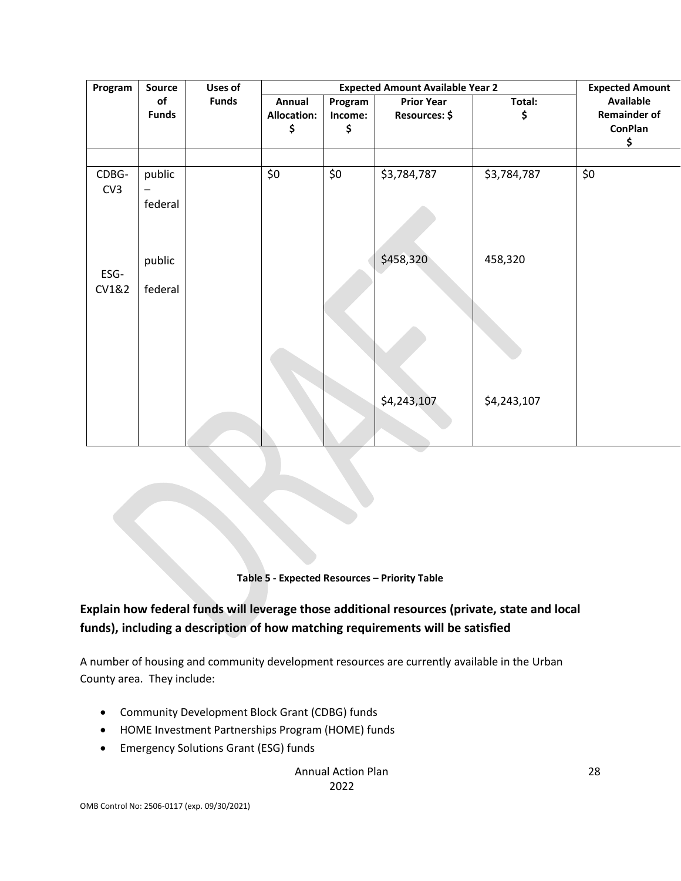| Program | Source of Funds | Uses of Funds | Expected Amount Available Year 2 | | | | Expected Amount Available Remainder of ConPlan $ |
|---|---|---|---|---|---|---|---|
| | | | Annual Allocation: $ | Program Income: $ | Prior Year Resources: $ | Total: $ | |
| | | | | | | | |
| CDBG-CV3 | public – federal | | $0 | $0 | $3,784,787 | $3,784,787 | $0 |
| ESG-CV1&2 | public federal | | | | $458,320 | 458,320 | |
| | | | | | $4,243,107 | $4,243,107 | |

**Table 5 - Expected Resources – Priority Table**

## Explain how federal funds will leverage those additional resources (private, state and local funds), including a description of how matching requirements will be satisfied

A number of housing and community development resources are currently available in the Urban County area. They include:

- Community Development Block Grant (CDBG) funds
- HOME Investment Partnerships Program (HOME) funds
- Emergency Solutions Grant (ESG) funds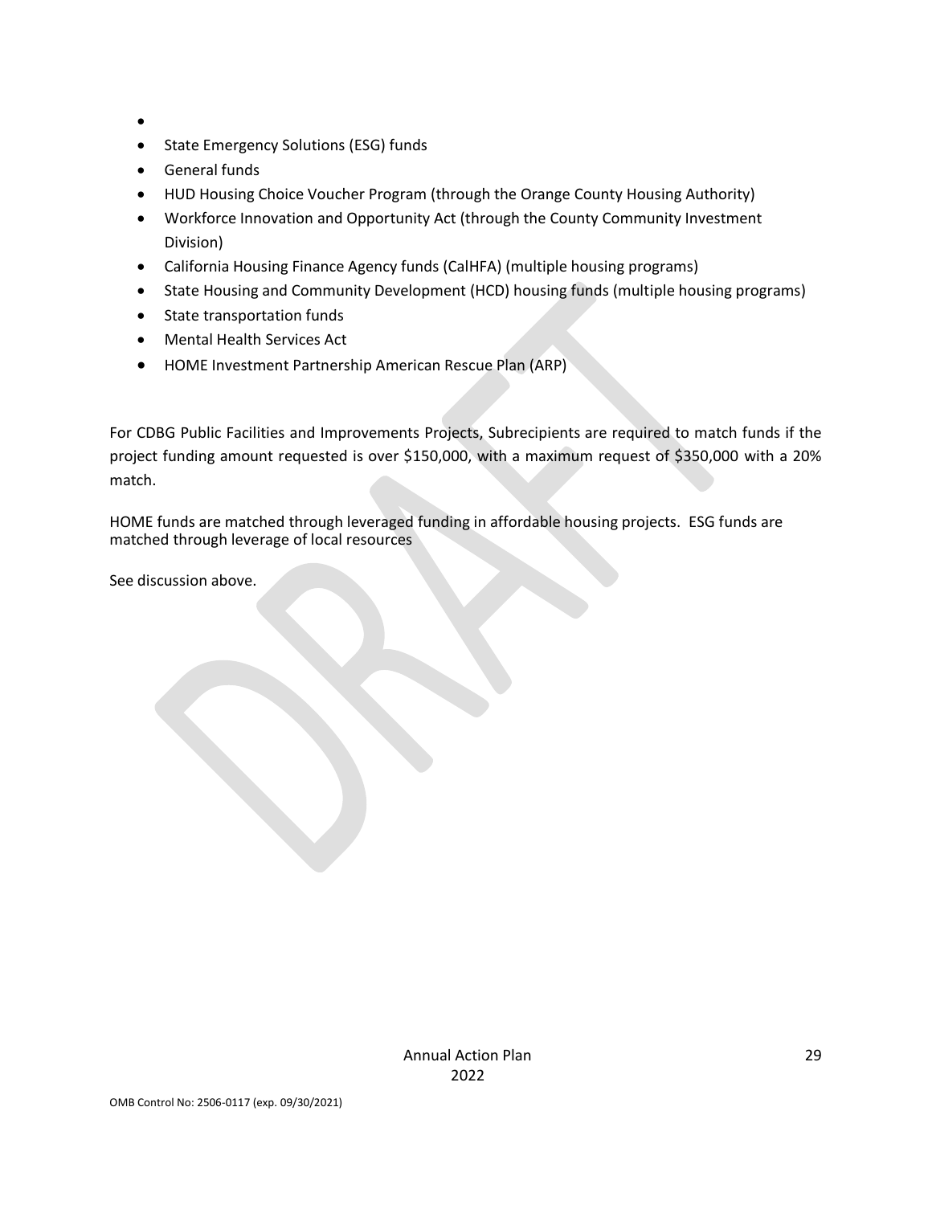- 
- State Emergency Solutions (ESG) funds
- General funds
- HUD Housing Choice Voucher Program (through the Orange County Housing Authority)
- Workforce Innovation and Opportunity Act (through the County Community Investment Division)
- California Housing Finance Agency funds (CalHFA) (multiple housing programs)
- State Housing and Community Development (HCD) housing funds (multiple housing programs)
- State transportation funds
- Mental Health Services Act
- HOME Investment Partnership American Rescue Plan (ARP)

For CDBG Public Facilities and Improvements Projects, Subrecipients are required to match funds if the project funding amount requested is over $150,000, with a maximum request of $350,000 with a 20% match.

HOME funds are matched through leveraged funding in affordable housing projects. ESG funds are matched through leverage of local resources

See discussion above.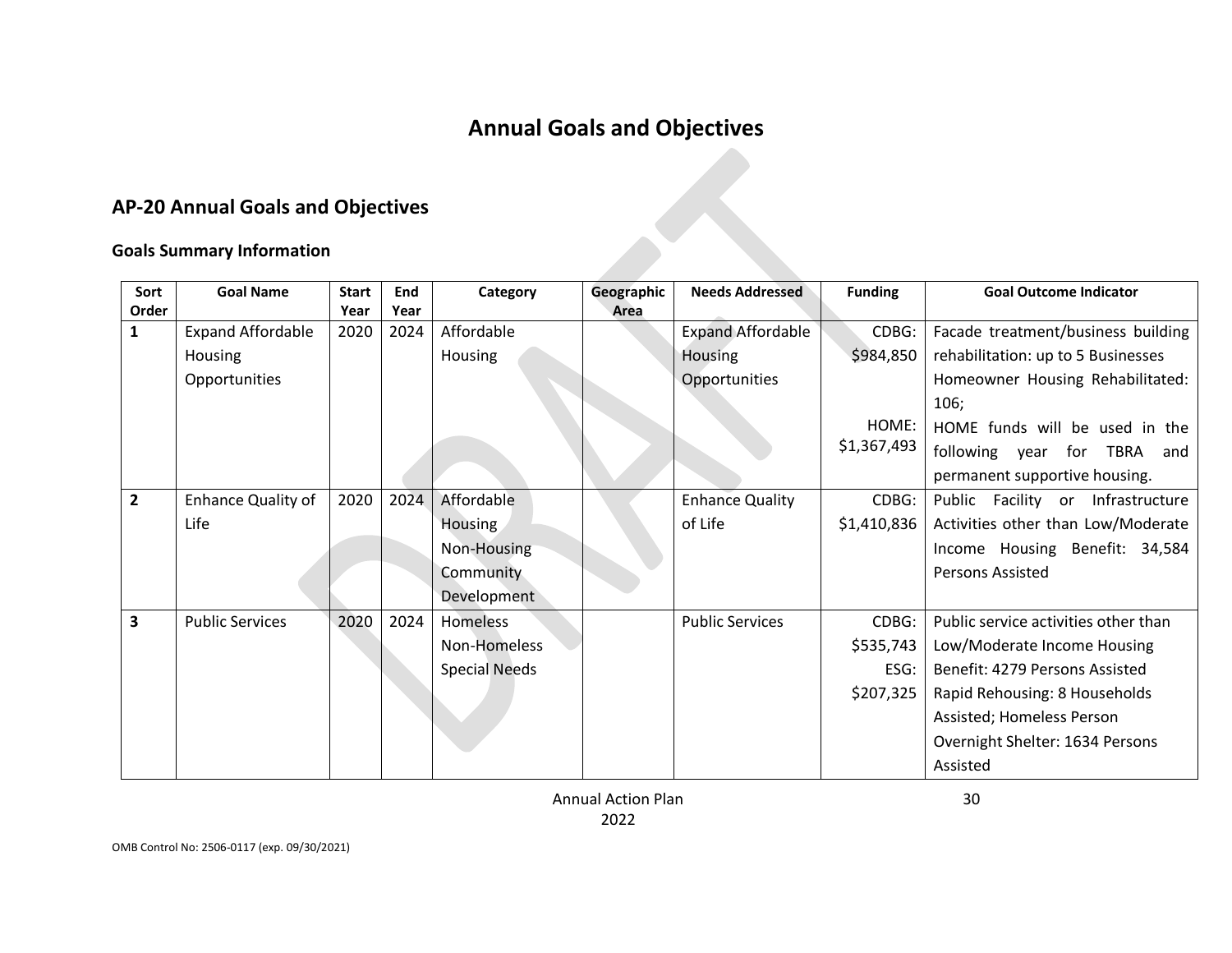# Annual Goals and Objectives

## AP-20 Annual Goals and Objectives

### Goals Summary Information

| Sort Order | Goal Name | Start Year | End Year | Category | Geographic Area | Needs Addressed | Funding | Goal Outcome Indicator |
|---|---|---|---|---|---|---|---|---|
| 1 | Expand Affordable Housing Opportunities | 2020 | 2024 | Affordable Housing | | Expand Affordable Housing Opportunities | CDBG: $984,850<br><br>HOME: $1,367,493 | Facade treatment/business building rehabilitation: up to 5 Businesses Homeowner Housing Rehabilitated: 106;<br>HOME funds will be used in the following year for TBRA and permanent supportive housing. |
| 2 | Enhance Quality of Life | 2020 | 2024 | Affordable Housing<br>Non-Housing Community Development | | Enhance Quality of Life | CDBG: $1,410,836 | Public Facility or Infrastructure Activities other than Low/Moderate Income Housing Benefit: 34,584 Persons Assisted |
| 3 | Public Services | 2020 | 2024 | Homeless<br>Non-Homeless Special Needs | | Public Services | CDBG: $535,743<br>ESG: $207,325 | Public service activities other than Low/Moderate Income Housing Benefit: 4279 Persons Assisted<br>Rapid Rehousing: 8 Households Assisted; Homeless Person Overnight Shelter: 1634 Persons Assisted |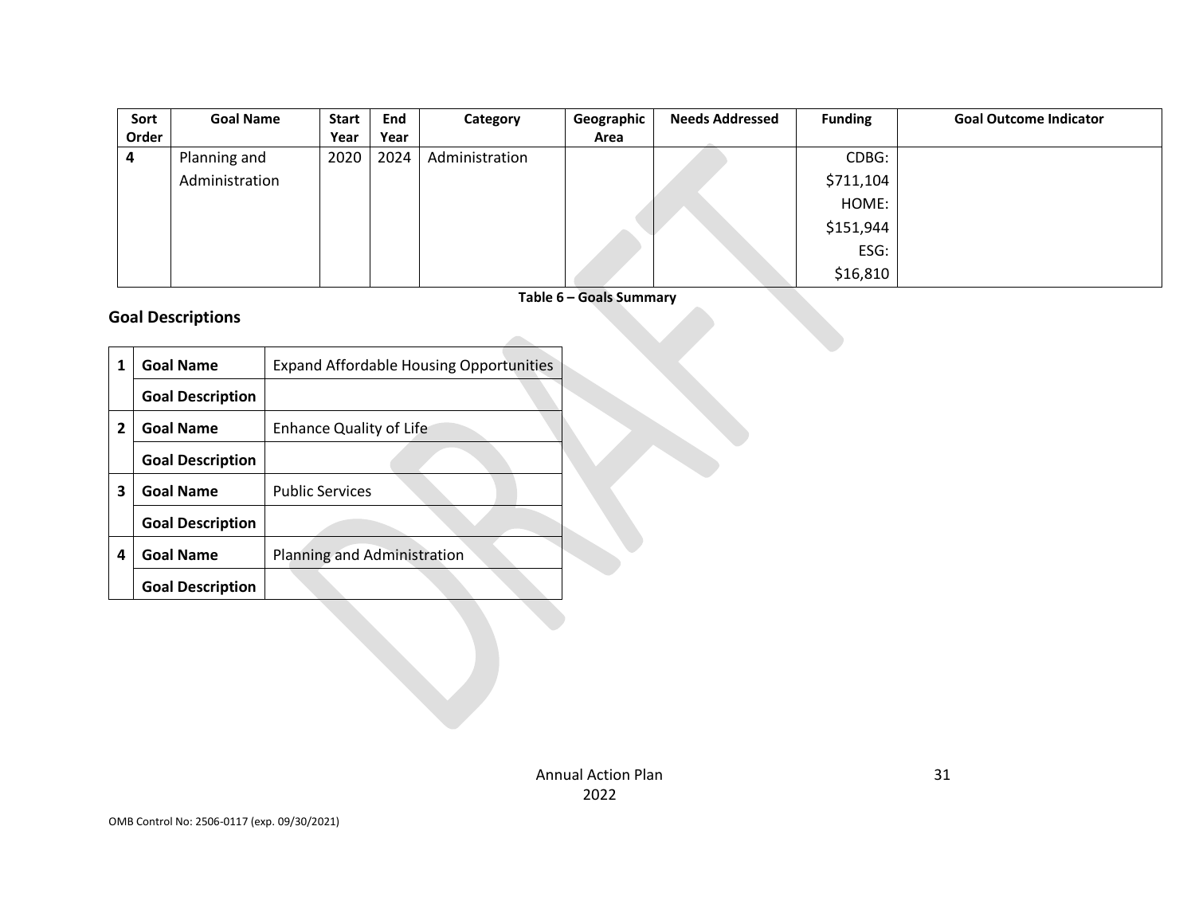| Sort Order | Goal Name | Start Year | End Year | Category | Geographic Area | Needs Addressed | Funding | Goal Outcome Indicator |
|---|---|---|---|---|---|---|---|---|
| 4 | Planning and Administration | 2020 | 2024 | Administration | | | CDBG: $711,104 HOME: $151,944 ESG: $16,810 | |

**Table 6 – Goals Summary**

## Goal Descriptions

| | | |
|---|---|---|
| 1 | **Goal Name** | Expand Affordable Housing Opportunities |
| | **Goal Description** | |
| 2 | **Goal Name** | Enhance Quality of Life |
| | **Goal Description** | |
| 3 | **Goal Name** | Public Services |
| | **Goal Description** | |
| 4 | **Goal Name** | Planning and Administration |
| | **Goal Description** | |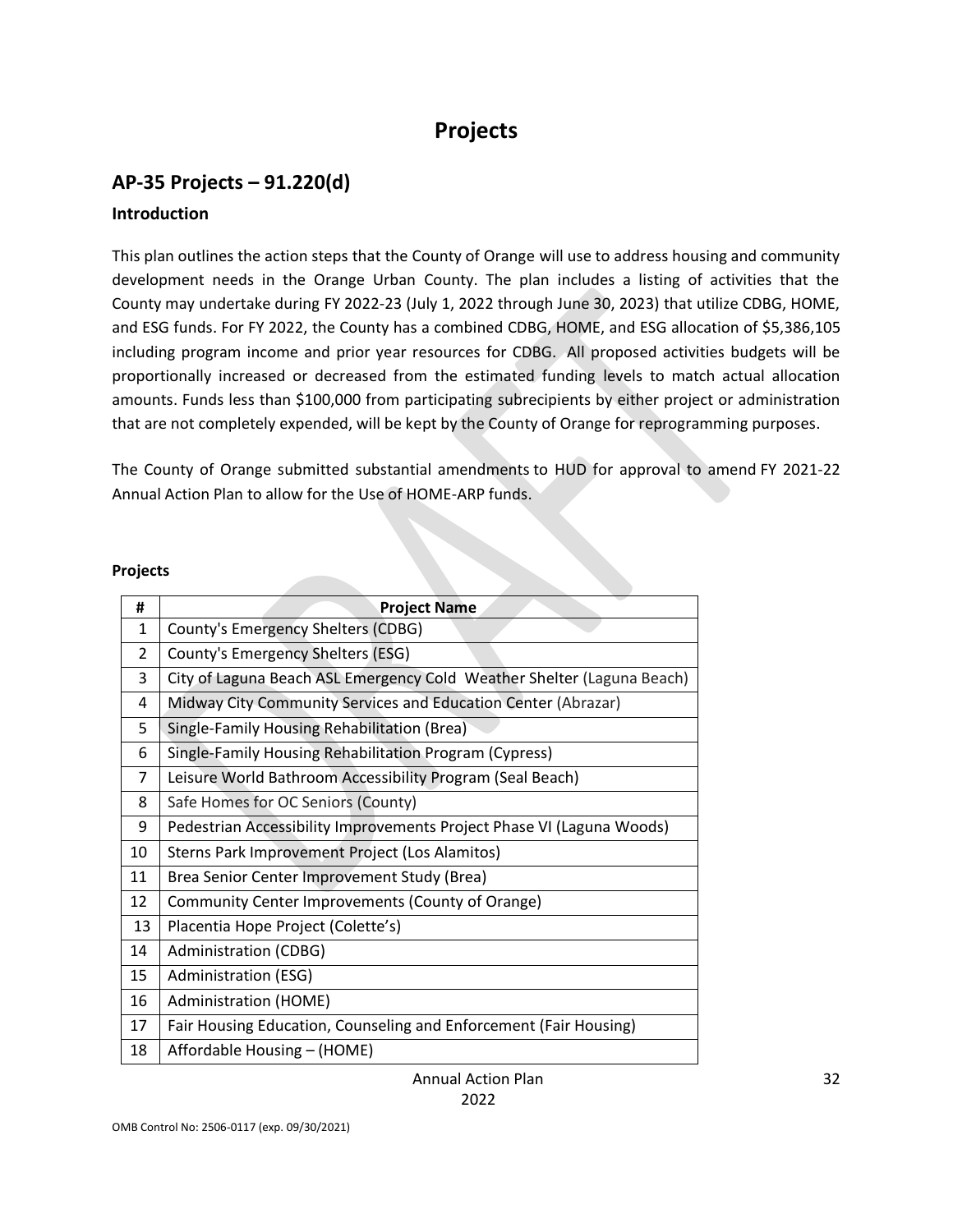# Projects

## AP-35 Projects – 91.220(d)

### Introduction

This plan outlines the action steps that the County of Orange will use to address housing and community development needs in the Orange Urban County. The plan includes a listing of activities that the County may undertake during FY 2022-23 (July 1, 2022 through June 30, 2023) that utilize CDBG, HOME, and ESG funds. For FY 2022, the County has a combined CDBG, HOME, and ESG allocation of $5,386,105 including program income and prior year resources for CDBG. All proposed activities budgets will be proportionally increased or decreased from the estimated funding levels to match actual allocation amounts. Funds less than $100,000 from participating subrecipients by either project or administration that are not completely expended, will be kept by the County of Orange for reprogramming purposes.

The County of Orange submitted substantial amendments to HUD for approval to amend FY 2021-22 Annual Action Plan to allow for the Use of HOME-ARP funds.

**Projects**

| # | Project Name |
|---|---|
| 1 | County's Emergency Shelters (CDBG) |
| 2 | County's Emergency Shelters (ESG) |
| 3 | City of Laguna Beach ASL Emergency Cold Weather Shelter (Laguna Beach) |
| 4 | Midway City Community Services and Education Center (Abrazar) |
| 5 | Single-Family Housing Rehabilitation (Brea) |
| 6 | Single-Family Housing Rehabilitation Program (Cypress) |
| 7 | Leisure World Bathroom Accessibility Program (Seal Beach) |
| 8 | Safe Homes for OC Seniors (County) |
| 9 | Pedestrian Accessibility Improvements Project Phase VI (Laguna Woods) |
| 10 | Sterns Park Improvement Project (Los Alamitos) |
| 11 | Brea Senior Center Improvement Study (Brea) |
| 12 | Community Center Improvements (County of Orange) |
| 13 | Placentia Hope Project (Colette's) |
| 14 | Administration (CDBG) |
| 15 | Administration (ESG) |
| 16 | Administration (HOME) |
| 17 | Fair Housing Education, Counseling and Enforcement (Fair Housing) |
| 18 | Affordable Housing – (HOME) |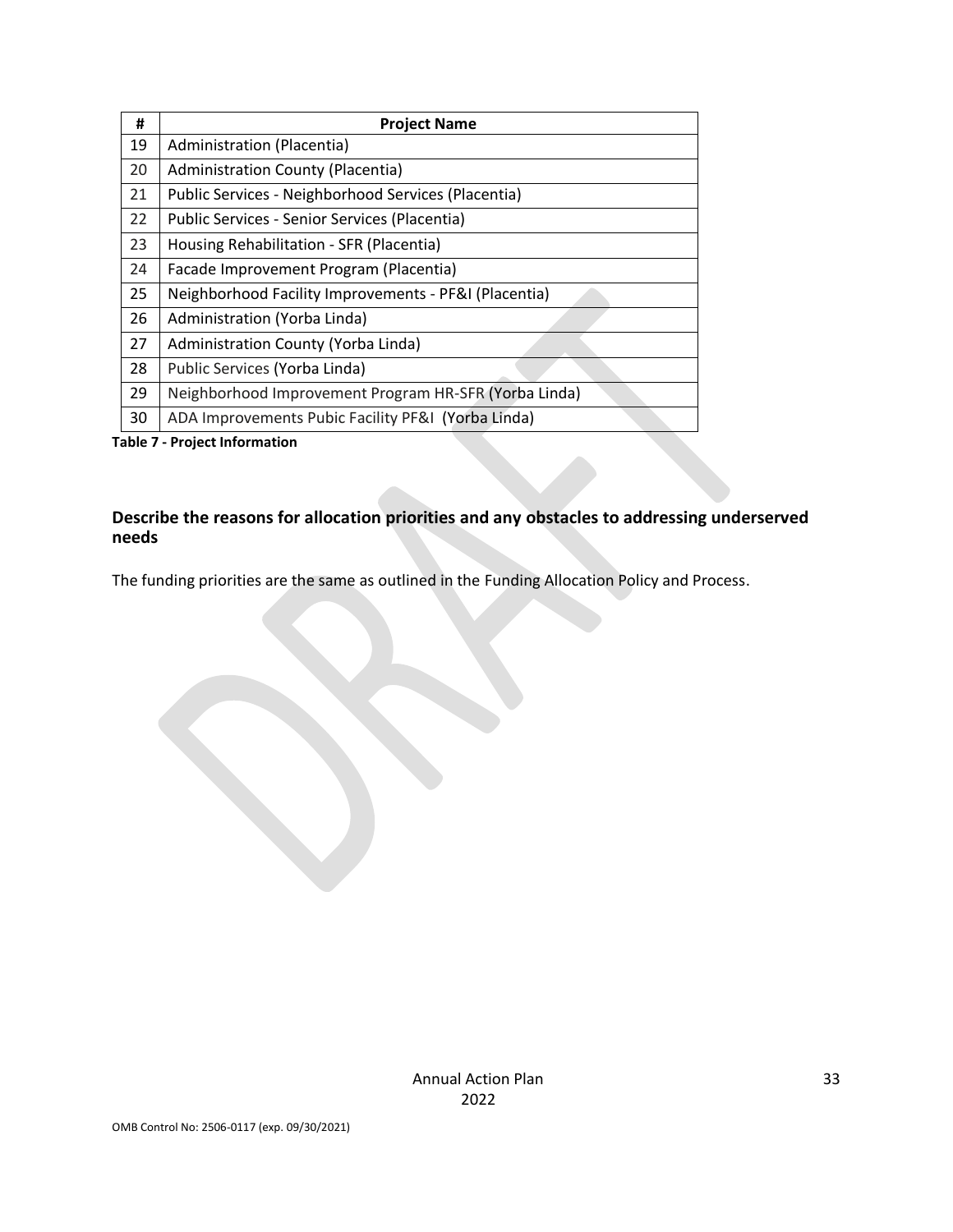| # | Project Name |
|---|---|
| 19 | Administration (Placentia) |
| 20 | Administration County (Placentia) |
| 21 | Public Services - Neighborhood Services (Placentia) |
| 22 | Public Services - Senior Services (Placentia) |
| 23 | Housing Rehabilitation - SFR (Placentia) |
| 24 | Facade Improvement Program (Placentia) |
| 25 | Neighborhood Facility Improvements - PF&I (Placentia) |
| 26 | Administration (Yorba Linda) |
| 27 | Administration County (Yorba Linda) |
| 28 | Public Services (Yorba Linda) |
| 29 | Neighborhood Improvement Program HR-SFR (Yorba Linda) |
| 30 | ADA Improvements Pubic Facility PF&I (Yorba Linda) |

**Table 7 - Project Information**

### Describe the reasons for allocation priorities and any obstacles to addressing underserved needs

The funding priorities are the same as outlined in the Funding Allocation Policy and Process.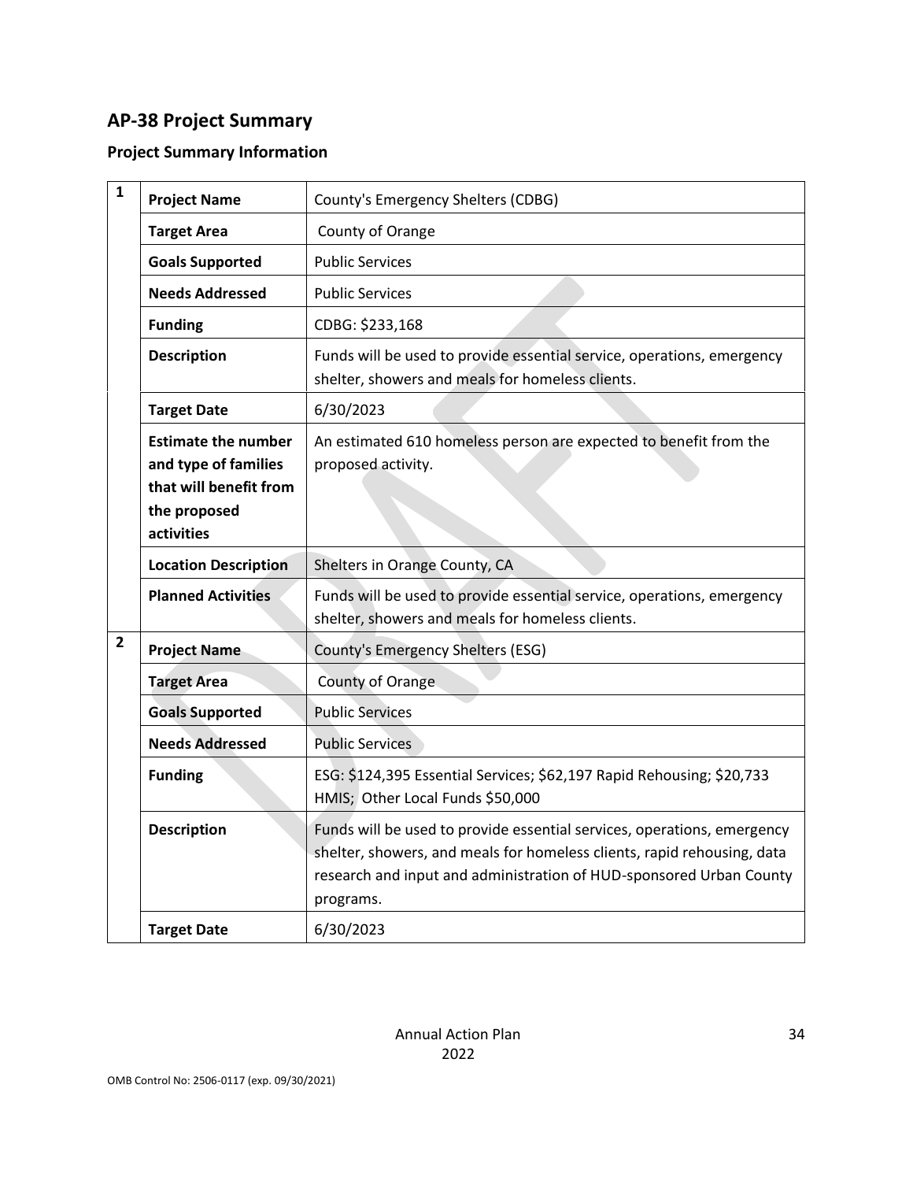## AP-38 Project Summary

### Project Summary Information

| # | Field | Details |
|---|---|---|
| 1 | **Project Name** | County's Emergency Shelters (CDBG) |
| | **Target Area** | County of Orange |
| | **Goals Supported** | Public Services |
| | **Needs Addressed** | Public Services |
| | **Funding** | CDBG: $233,168 |
| | **Description** | Funds will be used to provide essential service, operations, emergency shelter, showers and meals for homeless clients. |
| | **Target Date** | 6/30/2023 |
| | **Estimate the number and type of families that will benefit from the proposed activities** | An estimated 610 homeless person are expected to benefit from the proposed activity. |
| | **Location Description** | Shelters in Orange County, CA |
| | **Planned Activities** | Funds will be used to provide essential service, operations, emergency shelter, showers and meals for homeless clients. |
| 2 | **Project Name** | County's Emergency Shelters (ESG) |
| | **Target Area** | County of Orange |
| | **Goals Supported** | Public Services |
| | **Needs Addressed** | Public Services |
| | **Funding** | ESG: $124,395 Essential Services; $62,197 Rapid Rehousing; $20,733 HMIS; Other Local Funds $50,000 |
| | **Description** | Funds will be used to provide essential services, operations, emergency shelter, showers, and meals for homeless clients, rapid rehousing, data research and input and administration of HUD-sponsored Urban County programs. |
| | **Target Date** | 6/30/2023 |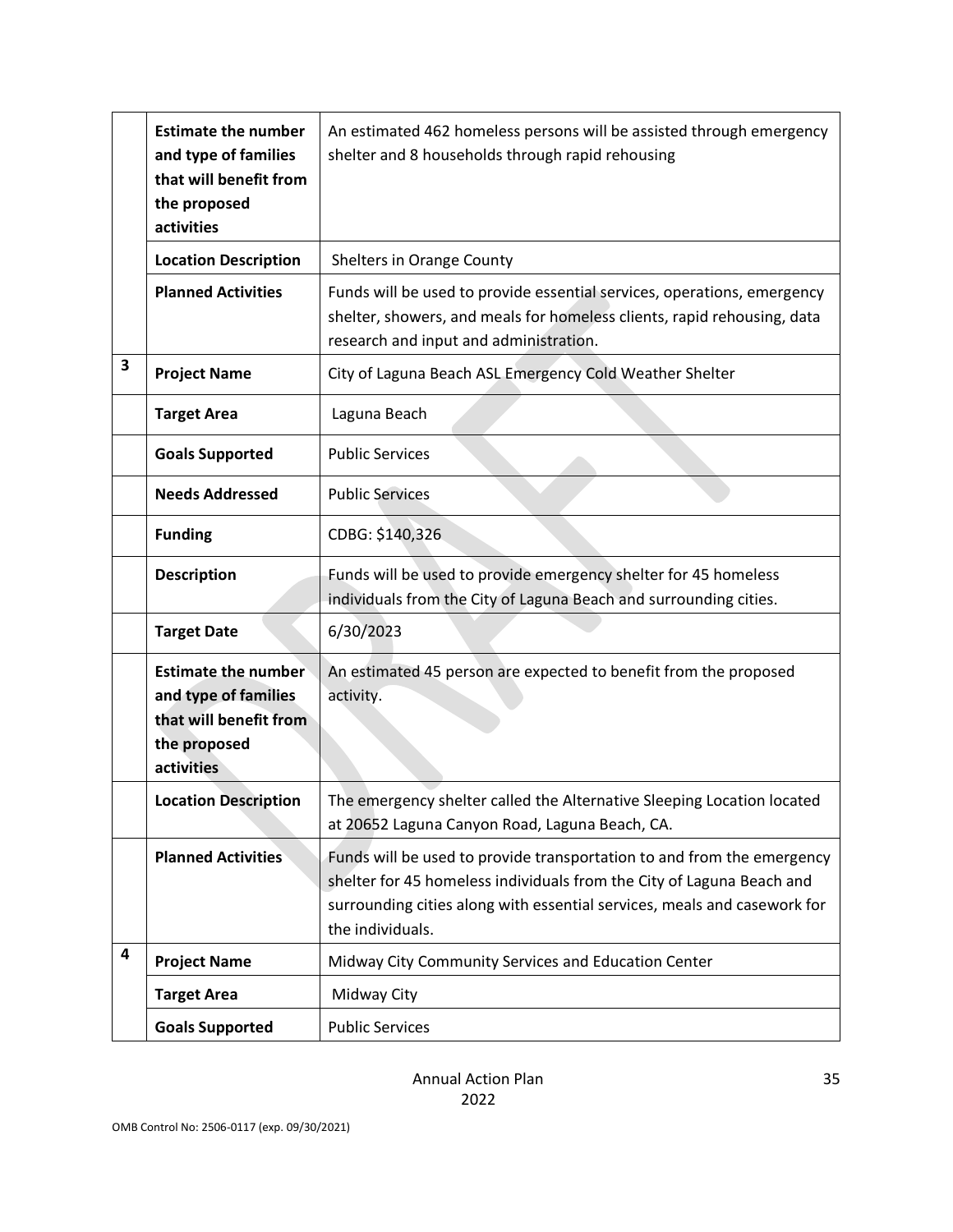| | | |
|---|---|---|
| | **Estimate the number and type of families that will benefit from the proposed activities** | An estimated 462 homeless persons will be assisted through emergency shelter and 8 households through rapid rehousing |
| | **Location Description** | Shelters in Orange County |
| | **Planned Activities** | Funds will be used to provide essential services, operations, emergency shelter, showers, and meals for homeless clients, rapid rehousing, data research and input and administration. |
| **3** | **Project Name** | City of Laguna Beach ASL Emergency Cold Weather Shelter |
| | **Target Area** | Laguna Beach |
| | **Goals Supported** | Public Services |
| | **Needs Addressed** | Public Services |
| | **Funding** | CDBG: $140,326 |
| | **Description** | Funds will be used to provide emergency shelter for 45 homeless individuals from the City of Laguna Beach and surrounding cities. |
| | **Target Date** | 6/30/2023 |
| | **Estimate the number and type of families that will benefit from the proposed activities** | An estimated 45 person are expected to benefit from the proposed activity. |
| | **Location Description** | The emergency shelter called the Alternative Sleeping Location located at 20652 Laguna Canyon Road, Laguna Beach, CA. |
| | **Planned Activities** | Funds will be used to provide transportation to and from the emergency shelter for 45 homeless individuals from the City of Laguna Beach and surrounding cities along with essential services, meals and casework for the individuals. |
| **4** | **Project Name** | Midway City Community Services and Education Center |
| | **Target Area** | Midway City |
| | **Goals Supported** | Public Services |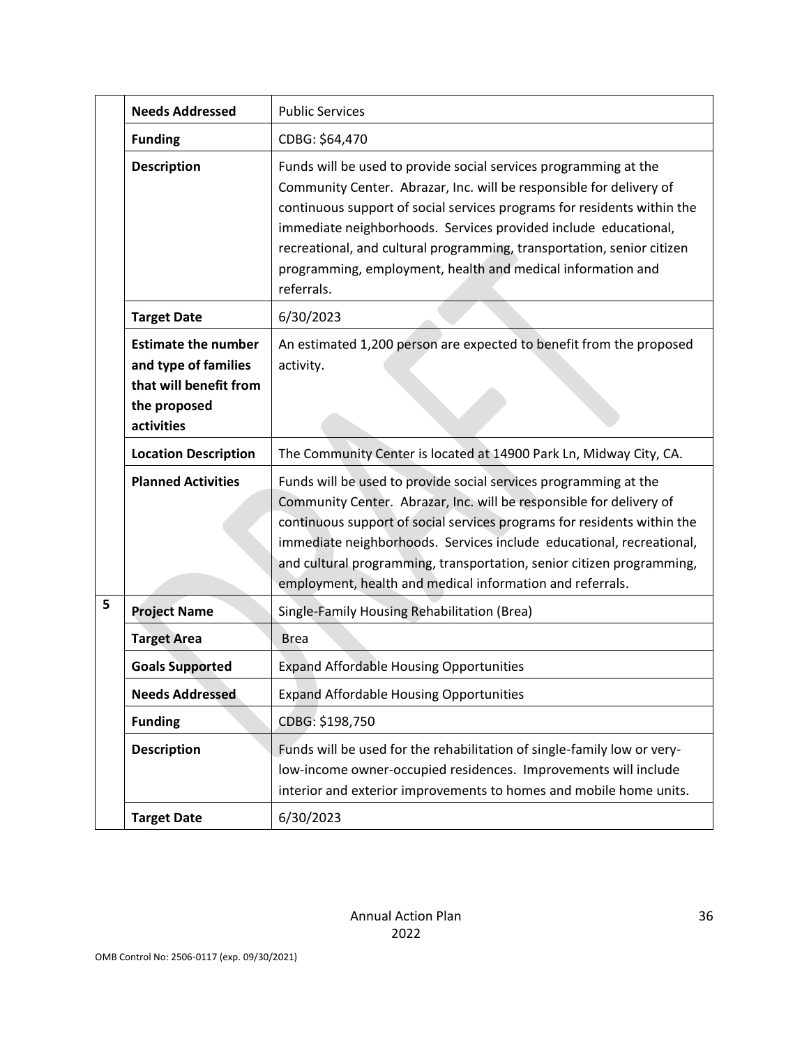| | | |
|---|---|---|
| | **Needs Addressed** | Public Services |
| | **Funding** | CDBG: $64,470 |
| | **Description** | Funds will be used to provide social services programming at the Community Center. Abrazar, Inc. will be responsible for delivery of continuous support of social services programs for residents within the immediate neighborhoods. Services provided include educational, recreational, and cultural programming, transportation, senior citizen programming, employment, health and medical information and referrals. |
| | **Target Date** | 6/30/2023 |
| | **Estimate the number and type of families that will benefit from the proposed activities** | An estimated 1,200 person are expected to benefit from the proposed activity. |
| | **Location Description** | The Community Center is located at 14900 Park Ln, Midway City, CA. |
| | **Planned Activities** | Funds will be used to provide social services programming at the Community Center. Abrazar, Inc. will be responsible for delivery of continuous support of social services programs for residents within the immediate neighborhoods. Services include educational, recreational, and cultural programming, transportation, senior citizen programming, employment, health and medical information and referrals. |
| **5** | **Project Name** | Single-Family Housing Rehabilitation (Brea) |
| | **Target Area** | Brea |
| | **Goals Supported** | Expand Affordable Housing Opportunities |
| | **Needs Addressed** | Expand Affordable Housing Opportunities |
| | **Funding** | CDBG: $198,750 |
| | **Description** | Funds will be used for the rehabilitation of single-family low or very-low-income owner-occupied residences. Improvements will include interior and exterior improvements to homes and mobile home units. |
| | **Target Date** | 6/30/2023 |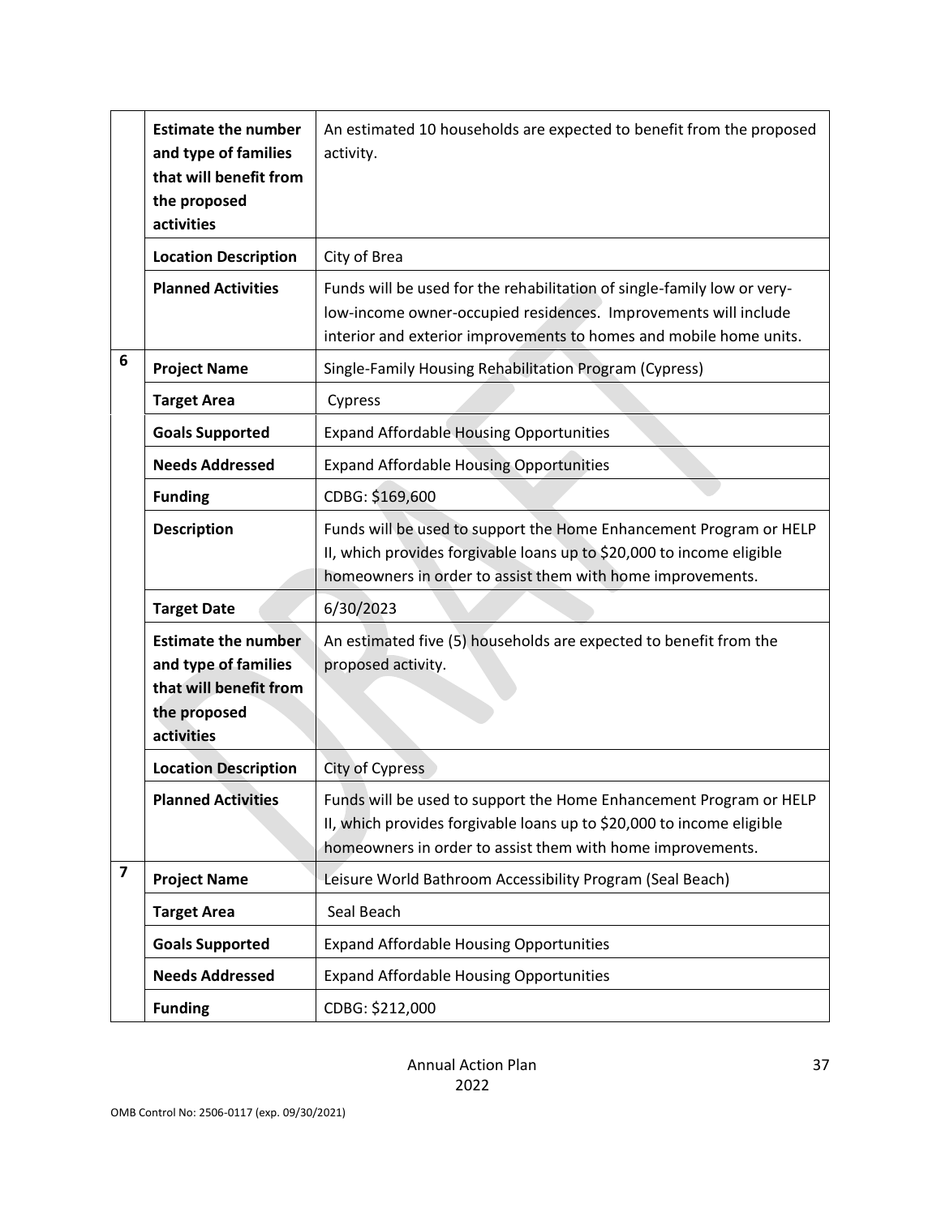| | | |
|---|---|---|
| | **Estimate the number and type of families that will benefit from the proposed activities** | An estimated 10 households are expected to benefit from the proposed activity. |
| | **Location Description** | City of Brea |
| | **Planned Activities** | Funds will be used for the rehabilitation of single-family low or very-low-income owner-occupied residences. Improvements will include interior and exterior improvements to homes and mobile home units. |
| 6 | **Project Name** | Single-Family Housing Rehabilitation Program (Cypress) |
| | **Target Area** | Cypress |
| | **Goals Supported** | Expand Affordable Housing Opportunities |
| | **Needs Addressed** | Expand Affordable Housing Opportunities |
| | **Funding** | CDBG: $169,600 |
| | **Description** | Funds will be used to support the Home Enhancement Program or HELP II, which provides forgivable loans up to $20,000 to income eligible homeowners in order to assist them with home improvements. |
| | **Target Date** | 6/30/2023 |
| | **Estimate the number and type of families that will benefit from the proposed activities** | An estimated five (5) households are expected to benefit from the proposed activity. |
| | **Location Description** | City of Cypress |
| | **Planned Activities** | Funds will be used to support the Home Enhancement Program or HELP II, which provides forgivable loans up to $20,000 to income eligible homeowners in order to assist them with home improvements. |
| 7 | **Project Name** | Leisure World Bathroom Accessibility Program (Seal Beach) |
| | **Target Area** | Seal Beach |
| | **Goals Supported** | Expand Affordable Housing Opportunities |
| | **Needs Addressed** | Expand Affordable Housing Opportunities |
| | **Funding** | CDBG: $212,000 |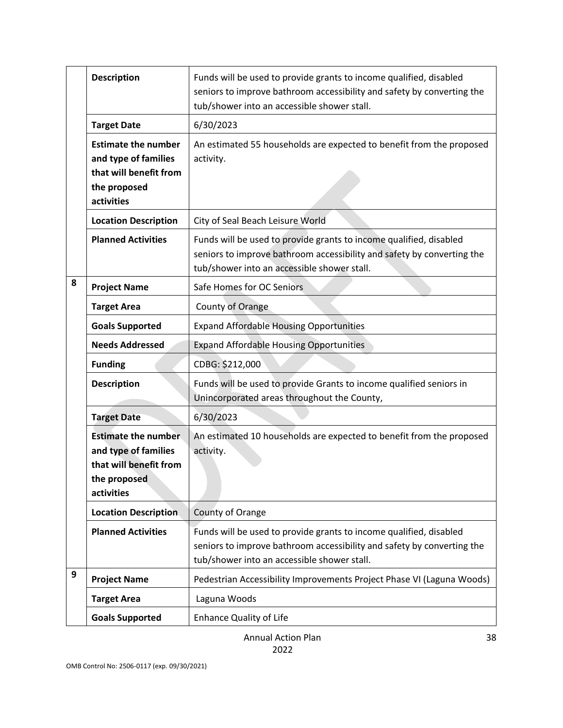| | | |
|---|---|---|
| | **Description** | Funds will be used to provide grants to income qualified, disabled seniors to improve bathroom accessibility and safety by converting the tub/shower into an accessible shower stall. |
| | **Target Date** | 6/30/2023 |
| | **Estimate the number and type of families that will benefit from the proposed activities** | An estimated 55 households are expected to benefit from the proposed activity. |
| | **Location Description** | City of Seal Beach Leisure World |
| | **Planned Activities** | Funds will be used to provide grants to income qualified, disabled seniors to improve bathroom accessibility and safety by converting the tub/shower into an accessible shower stall. |
| 8 | **Project Name** | Safe Homes for OC Seniors |
| | **Target Area** | County of Orange |
| | **Goals Supported** | Expand Affordable Housing Opportunities |
| | **Needs Addressed** | Expand Affordable Housing Opportunities |
| | **Funding** | CDBG: $212,000 |
| | **Description** | Funds will be used to provide Grants to income qualified seniors in Unincorporated areas throughout the County, |
| | **Target Date** | 6/30/2023 |
| | **Estimate the number and type of families that will benefit from the proposed activities** | An estimated 10 households are expected to benefit from the proposed activity. |
| | **Location Description** | County of Orange |
| | **Planned Activities** | Funds will be used to provide grants to income qualified, disabled seniors to improve bathroom accessibility and safety by converting the tub/shower into an accessible shower stall. |
| 9 | **Project Name** | Pedestrian Accessibility Improvements Project Phase VI (Laguna Woods) |
| | **Target Area** | Laguna Woods |
| | **Goals Supported** | Enhance Quality of Life |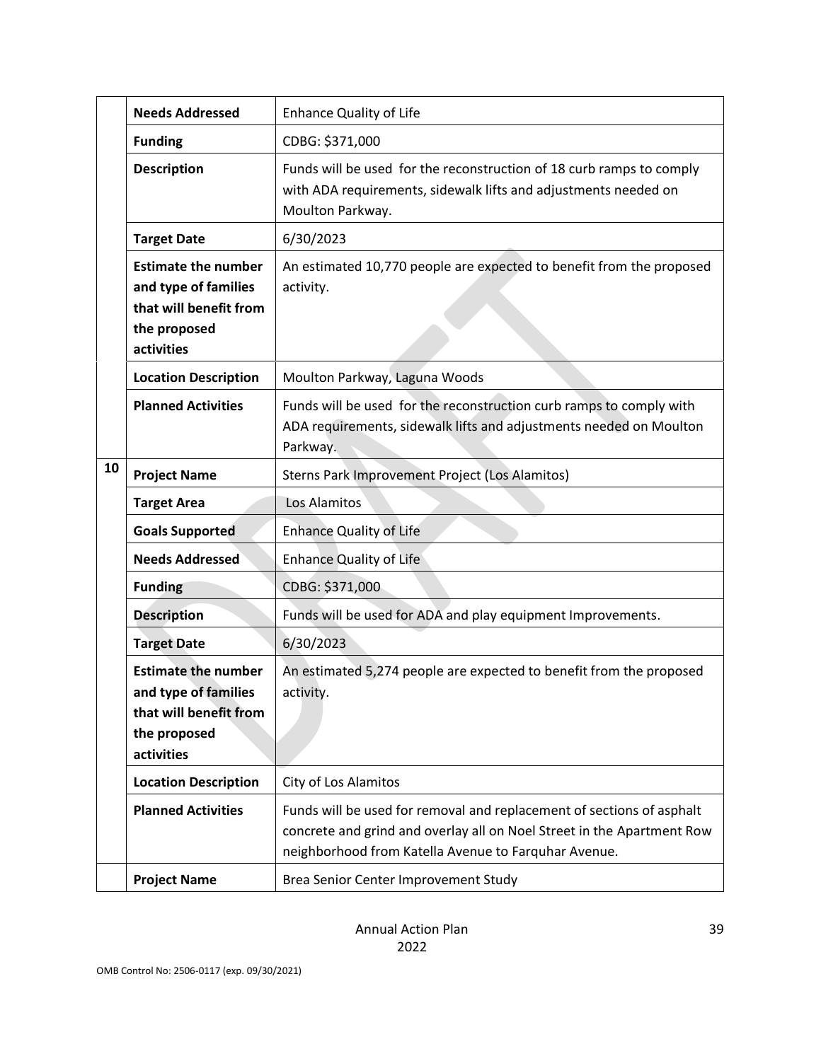| | | |
|---|---|---|
| | **Needs Addressed** | Enhance Quality of Life |
| | **Funding** | CDBG: $371,000 |
| | **Description** | Funds will be used for the reconstruction of 18 curb ramps to comply with ADA requirements, sidewalk lifts and adjustments needed on Moulton Parkway. |
| | **Target Date** | 6/30/2023 |
| | **Estimate the number and type of families that will benefit from the proposed activities** | An estimated 10,770 people are expected to benefit from the proposed activity. |
| | **Location Description** | Moulton Parkway, Laguna Woods |
| | **Planned Activities** | Funds will be used for the reconstruction curb ramps to comply with ADA requirements, sidewalk lifts and adjustments needed on Moulton Parkway. |
| 10 | **Project Name** | Sterns Park Improvement Project (Los Alamitos) |
| | **Target Area** | Los Alamitos |
| | **Goals Supported** | Enhance Quality of Life |
| | **Needs Addressed** | Enhance Quality of Life |
| | **Funding** | CDBG: $371,000 |
| | **Description** | Funds will be used for ADA and play equipment Improvements. |
| | **Target Date** | 6/30/2023 |
| | **Estimate the number and type of families that will benefit from the proposed activities** | An estimated 5,274 people are expected to benefit from the proposed activity. |
| | **Location Description** | City of Los Alamitos |
| | **Planned Activities** | Funds will be used for removal and replacement of sections of asphalt concrete and grind and overlay all on Noel Street in the Apartment Row neighborhood from Katella Avenue to Farquhar Avenue. |
| | **Project Name** | Brea Senior Center Improvement Study |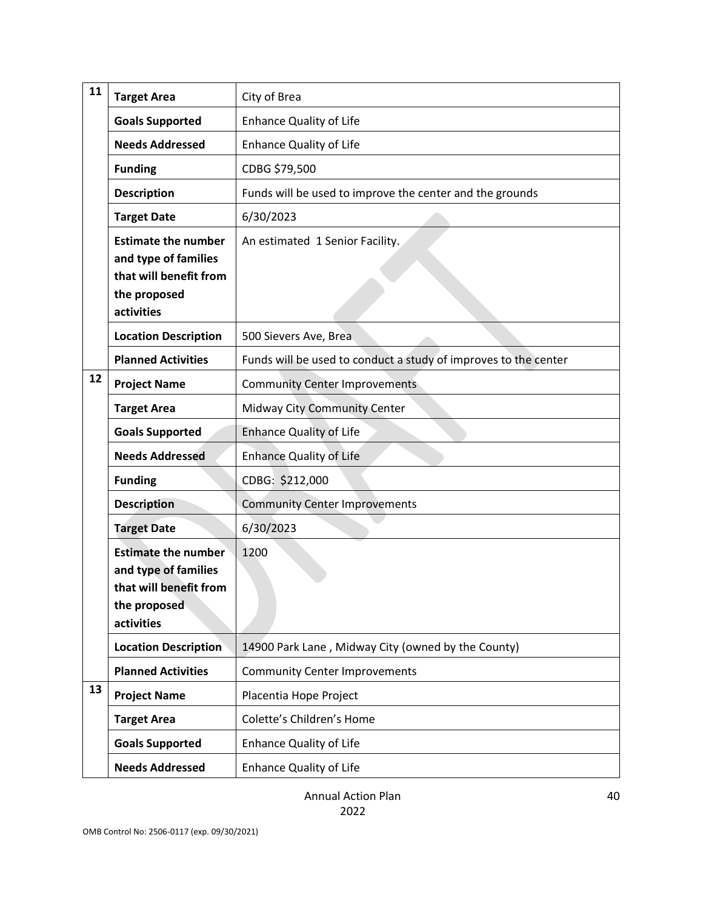| | | |
|---|---|---|
| 11 | **Target Area** | City of Brea |
| | **Goals Supported** | Enhance Quality of Life |
| | **Needs Addressed** | Enhance Quality of Life |
| | **Funding** | CDBG $79,500 |
| | **Description** | Funds will be used to improve the center and the grounds |
| | **Target Date** | 6/30/2023 |
| | **Estimate the number and type of families that will benefit from the proposed activities** | An estimated 1 Senior Facility. |
| | **Location Description** | 500 Sievers Ave, Brea |
| | **Planned Activities** | Funds will be used to conduct a study of improves to the center |
| 12 | **Project Name** | Community Center Improvements |
| | **Target Area** | Midway City Community Center |
| | **Goals Supported** | Enhance Quality of Life |
| | **Needs Addressed** | Enhance Quality of Life |
| | **Funding** | CDBG: $212,000 |
| | **Description** | Community Center Improvements |
| | **Target Date** | 6/30/2023 |
| | **Estimate the number and type of families that will benefit from the proposed activities** | 1200 |
| | **Location Description** | 14900 Park Lane , Midway City (owned by the County) |
| | **Planned Activities** | Community Center Improvements |
| 13 | **Project Name** | Placentia Hope Project |
| | **Target Area** | Colette's Children's Home |
| | **Goals Supported** | Enhance Quality of Life |
| | **Needs Addressed** | Enhance Quality of Life |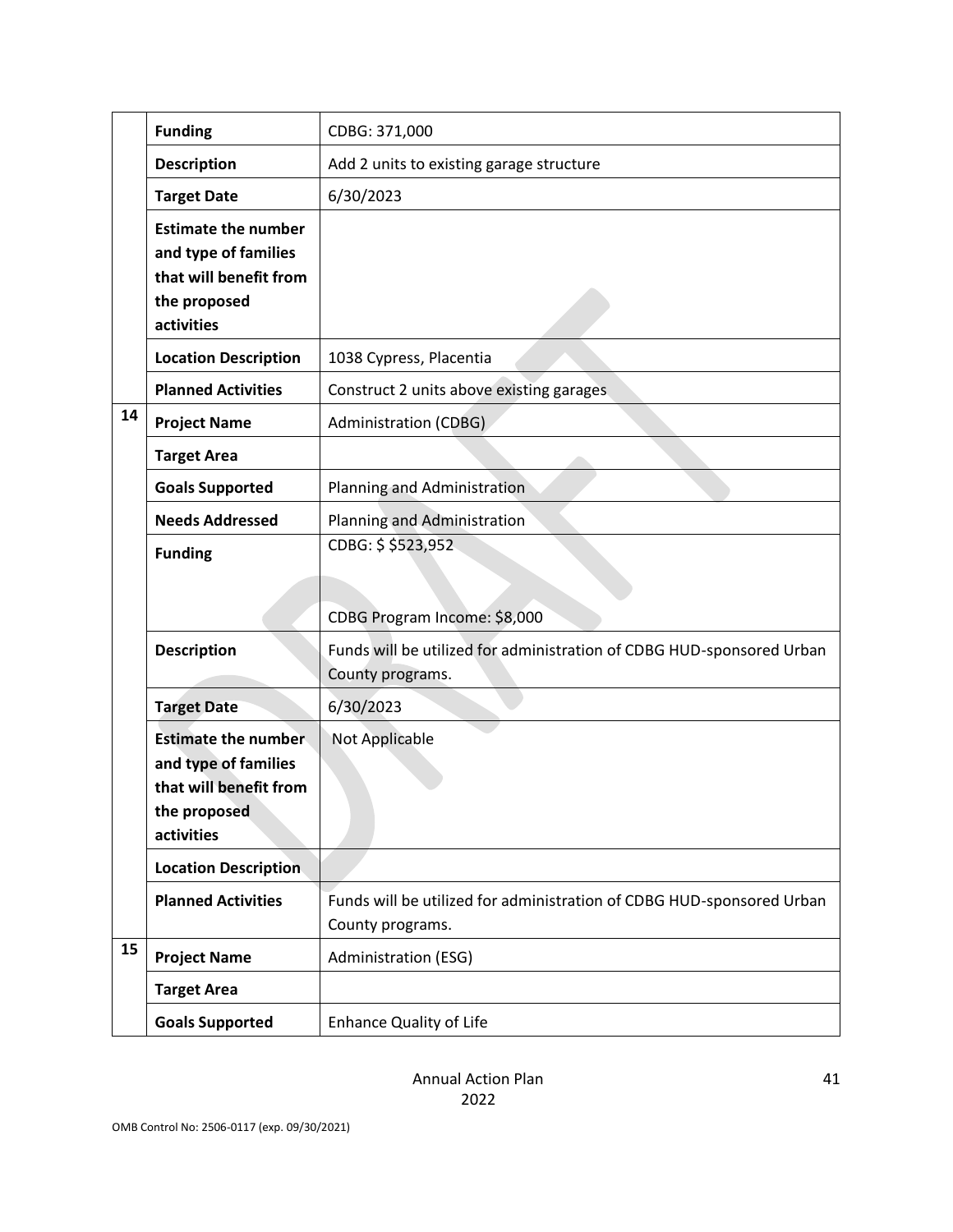| | | |
|---|---|---|
| | **Funding** | CDBG: 371,000 |
| | **Description** | Add 2 units to existing garage structure |
| | **Target Date** | 6/30/2023 |
| | **Estimate the number and type of families that will benefit from the proposed activities** | |
| | **Location Description** | 1038 Cypress, Placentia |
| | **Planned Activities** | Construct 2 units above existing garages |
| **14** | **Project Name** | Administration (CDBG) |
| | **Target Area** | |
| | **Goals Supported** | Planning and Administration |
| | **Needs Addressed** | Planning and Administration |
| | **Funding** | CDBG: $ $523,952<br><br>CDBG Program Income: $8,000 |
| | **Description** | Funds will be utilized for administration of CDBG HUD-sponsored Urban County programs. |
| | **Target Date** | 6/30/2023 |
| | **Estimate the number and type of families that will benefit from the proposed activities** | Not Applicable |
| | **Location Description** | |
| | **Planned Activities** | Funds will be utilized for administration of CDBG HUD-sponsored Urban County programs. |
| **15** | **Project Name** | Administration (ESG) |
| | **Target Area** | |
| | **Goals Supported** | Enhance Quality of Life |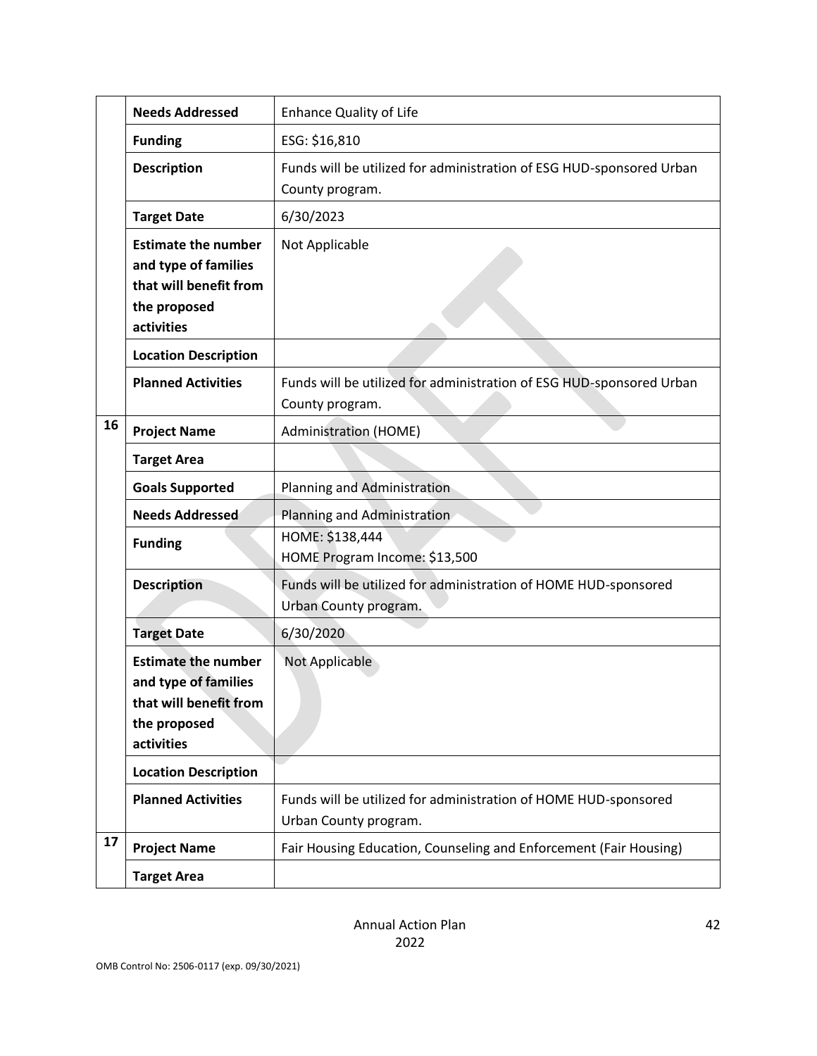| | | |
|---|---|---|
| | **Needs Addressed** | Enhance Quality of Life |
| | **Funding** | ESG: $16,810 |
| | **Description** | Funds will be utilized for administration of ESG HUD-sponsored Urban County program. |
| | **Target Date** | 6/30/2023 |
| | **Estimate the number and type of families that will benefit from the proposed activities** | Not Applicable |
| | **Location Description** | |
| | **Planned Activities** | Funds will be utilized for administration of ESG HUD-sponsored Urban County program. |
| 16 | **Project Name** | Administration (HOME) |
| | **Target Area** | |
| | **Goals Supported** | Planning and Administration |
| | **Needs Addressed** | Planning and Administration |
| | **Funding** | HOME: $138,444<br>HOME Program Income: $13,500 |
| | **Description** | Funds will be utilized for administration of HOME HUD-sponsored Urban County program. |
| | **Target Date** | 6/30/2020 |
| | **Estimate the number and type of families that will benefit from the proposed activities** | Not Applicable |
| | **Location Description** | |
| | **Planned Activities** | Funds will be utilized for administration of HOME HUD-sponsored Urban County program. |
| 17 | **Project Name** | Fair Housing Education, Counseling and Enforcement (Fair Housing) |
| | **Target Area** | |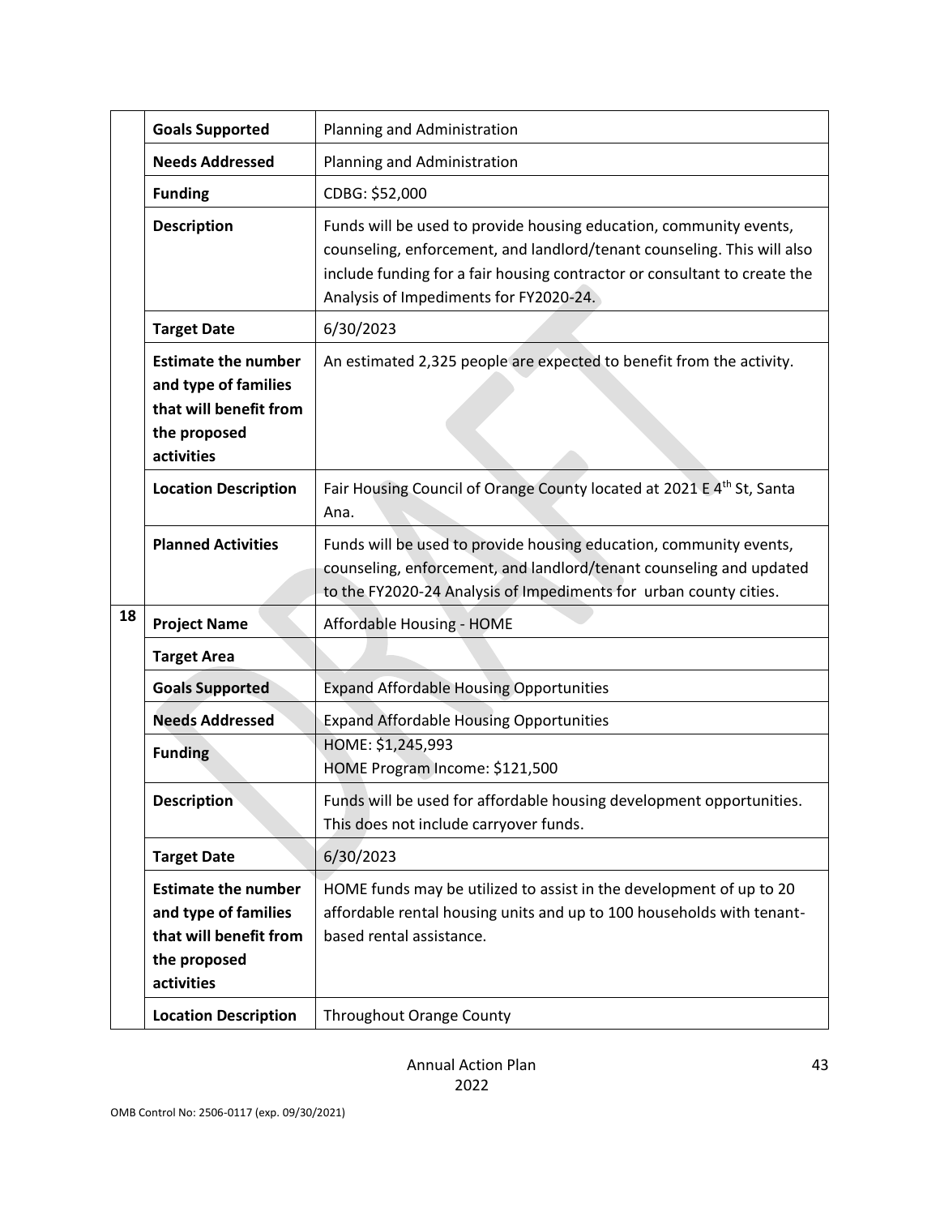| | | |
|---|---|---|
| | **Goals Supported** | Planning and Administration |
| | **Needs Addressed** | Planning and Administration |
| | **Funding** | CDBG: $52,000 |
| | **Description** | Funds will be used to provide housing education, community events, counseling, enforcement, and landlord/tenant counseling. This will also include funding for a fair housing contractor or consultant to create the Analysis of Impediments for FY2020-24. |
| | **Target Date** | 6/30/2023 |
| | **Estimate the number and type of families that will benefit from the proposed activities** | An estimated 2,325 people are expected to benefit from the activity. |
| | **Location Description** | Fair Housing Council of Orange County located at 2021 E 4th St, Santa Ana. |
| | **Planned Activities** | Funds will be used to provide housing education, community events, counseling, enforcement, and landlord/tenant counseling and updated to the FY2020-24 Analysis of Impediments for urban county cities. |
| 18 | **Project Name** | Affordable Housing - HOME |
| | **Target Area** | |
| | **Goals Supported** | Expand Affordable Housing Opportunities |
| | **Needs Addressed** | Expand Affordable Housing Opportunities |
| | **Funding** | HOME: $1,245,993<br>HOME Program Income: $121,500 |
| | **Description** | Funds will be used for affordable housing development opportunities. This does not include carryover funds. |
| | **Target Date** | 6/30/2023 |
| | **Estimate the number and type of families that will benefit from the proposed activities** | HOME funds may be utilized to assist in the development of up to 20 affordable rental housing units and up to 100 households with tenant-based rental assistance. |
| | **Location Description** | Throughout Orange County |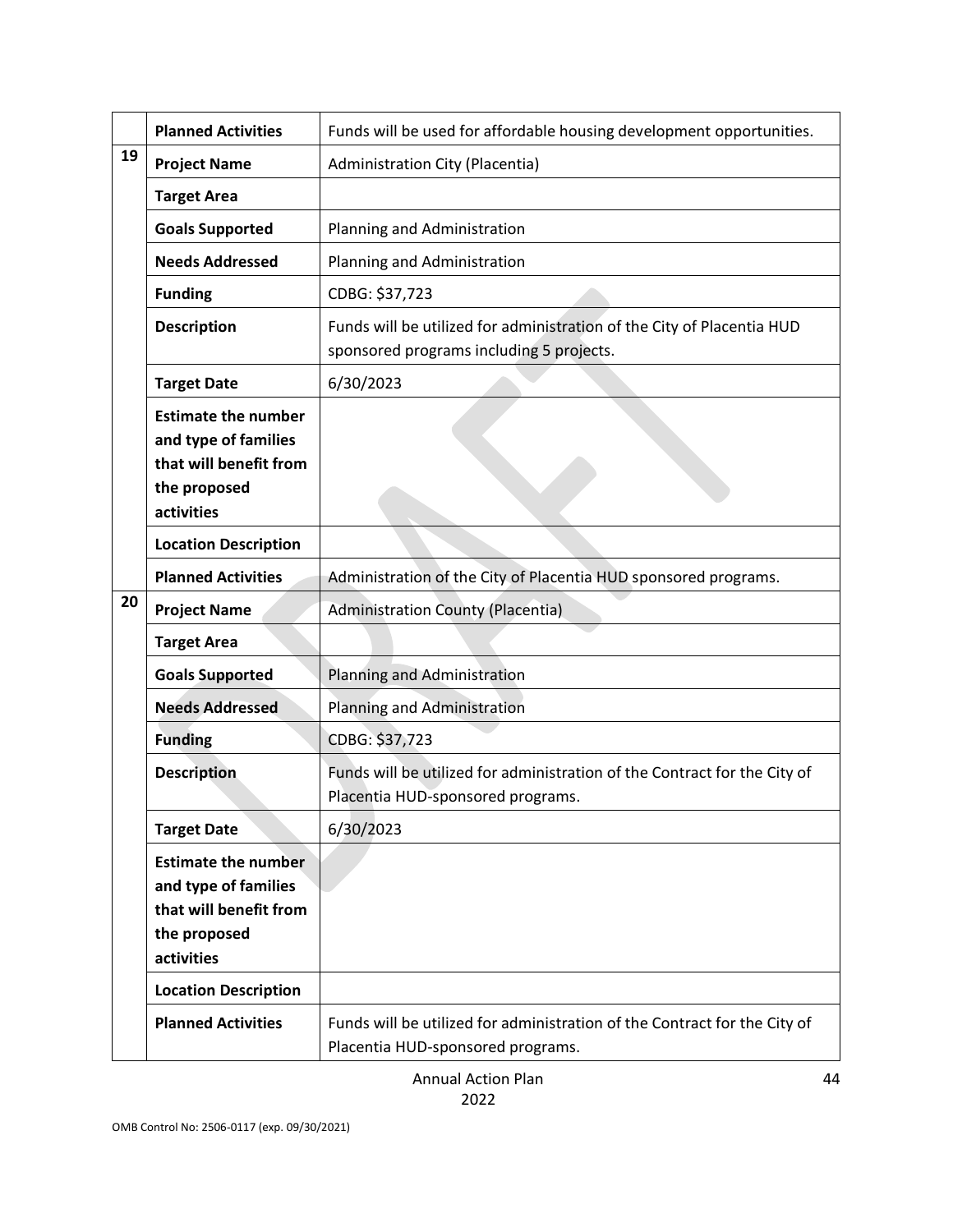| | | |
|---|---|---|
| | **Planned Activities** | Funds will be used for affordable housing development opportunities. |
| 19 | **Project Name** | Administration City (Placentia) |
| | **Target Area** | |
| | **Goals Supported** | Planning and Administration |
| | **Needs Addressed** | Planning and Administration |
| | **Funding** | CDBG: $37,723 |
| | **Description** | Funds will be utilized for administration of the City of Placentia HUD sponsored programs including 5 projects. |
| | **Target Date** | 6/30/2023 |
| | **Estimate the number and type of families that will benefit from the proposed activities** | |
| | **Location Description** | |
| | **Planned Activities** | Administration of the City of Placentia HUD sponsored programs. |
| 20 | **Project Name** | Administration County (Placentia) |
| | **Target Area** | |
| | **Goals Supported** | Planning and Administration |
| | **Needs Addressed** | Planning and Administration |
| | **Funding** | CDBG: $37,723 |
| | **Description** | Funds will be utilized for administration of the Contract for the City of Placentia HUD-sponsored programs. |
| | **Target Date** | 6/30/2023 |
| | **Estimate the number and type of families that will benefit from the proposed activities** | |
| | **Location Description** | |
| | **Planned Activities** | Funds will be utilized for administration of the Contract for the City of Placentia HUD-sponsored programs. |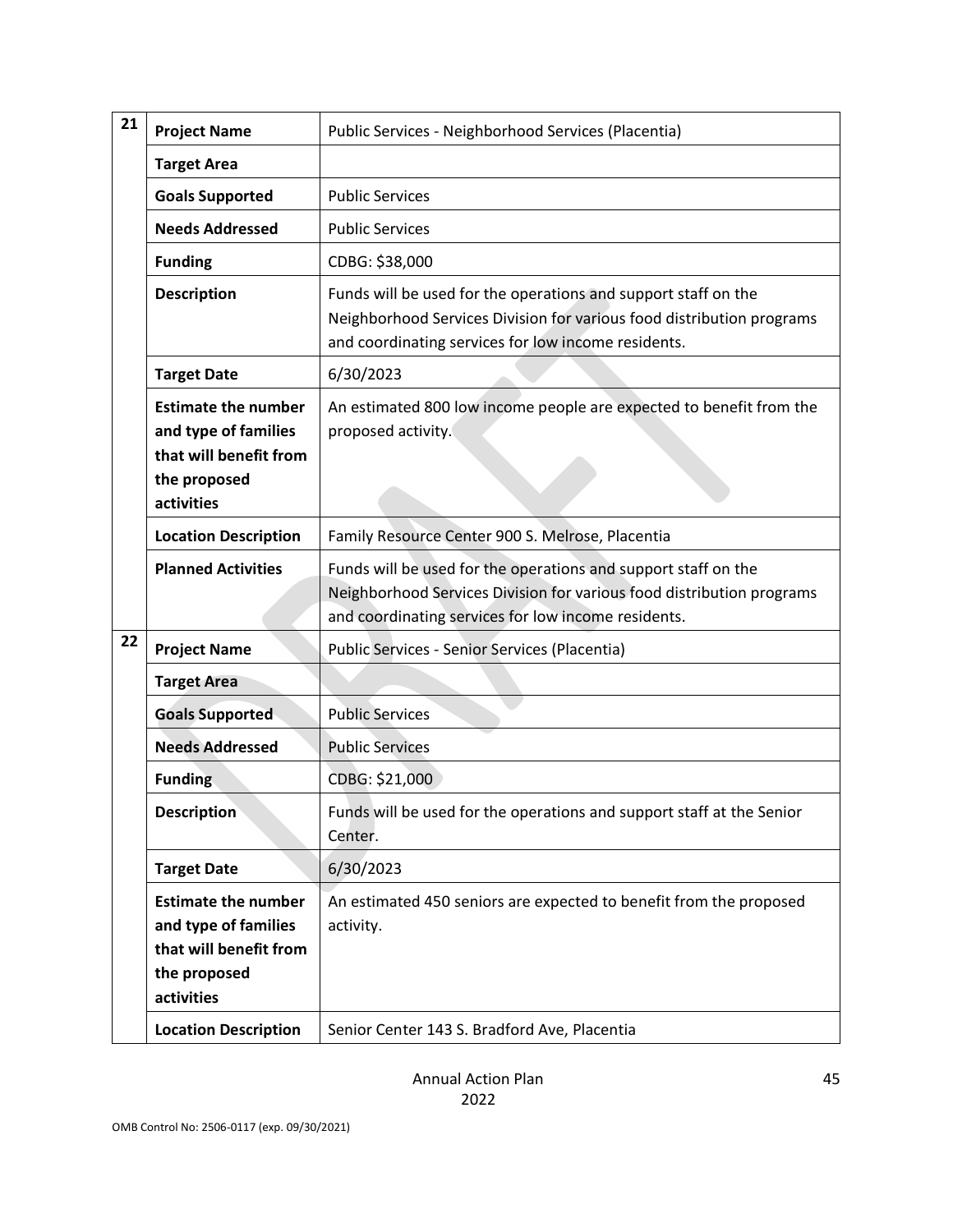| | | |
|---|---|---|
| 21 | **Project Name** | Public Services - Neighborhood Services (Placentia) |
| | **Target Area** | |
| | **Goals Supported** | Public Services |
| | **Needs Addressed** | Public Services |
| | **Funding** | CDBG: $38,000 |
| | **Description** | Funds will be used for the operations and support staff on the Neighborhood Services Division for various food distribution programs and coordinating services for low income residents. |
| | **Target Date** | 6/30/2023 |
| | **Estimate the number and type of families that will benefit from the proposed activities** | An estimated 800 low income people are expected to benefit from the proposed activity. |
| | **Location Description** | Family Resource Center 900 S. Melrose, Placentia |
| | **Planned Activities** | Funds will be used for the operations and support staff on the Neighborhood Services Division for various food distribution programs and coordinating services for low income residents. |
| 22 | **Project Name** | Public Services - Senior Services (Placentia) |
| | **Target Area** | |
| | **Goals Supported** | Public Services |
| | **Needs Addressed** | Public Services |
| | **Funding** | CDBG: $21,000 |
| | **Description** | Funds will be used for the operations and support staff at the Senior Center. |
| | **Target Date** | 6/30/2023 |
| | **Estimate the number and type of families that will benefit from the proposed activities** | An estimated 450 seniors are expected to benefit from the proposed activity. |
| | **Location Description** | Senior Center 143 S. Bradford Ave, Placentia |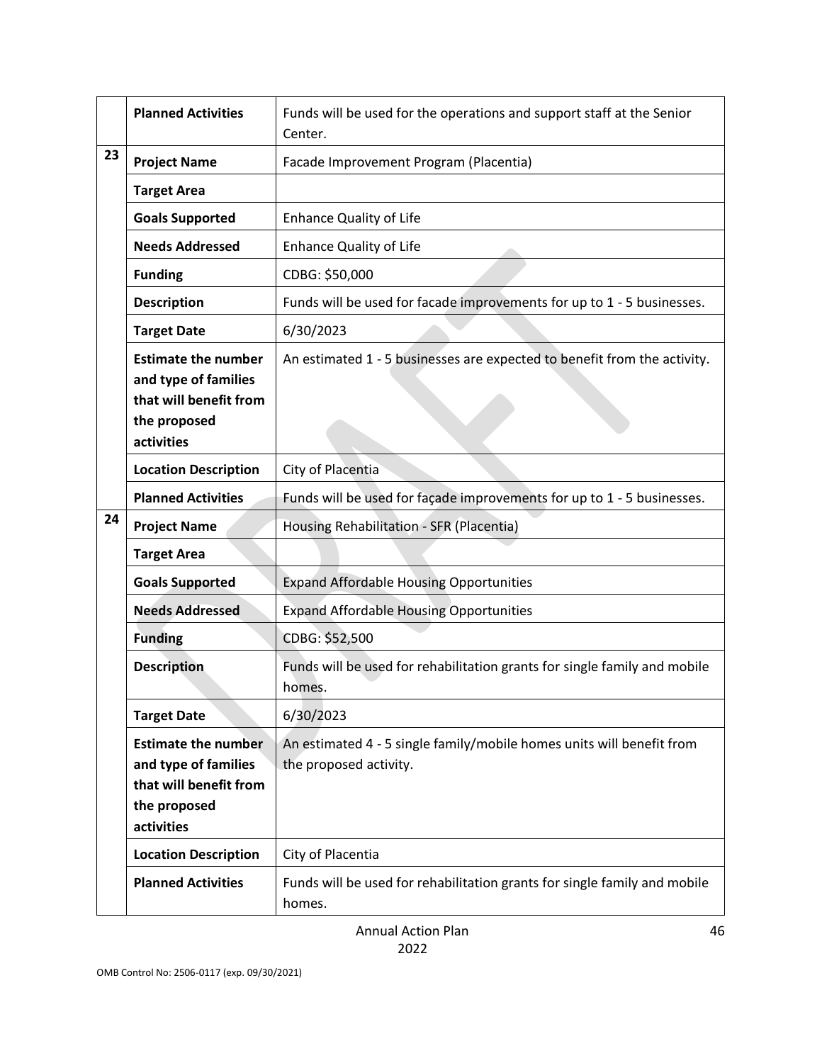| | | |
|---|---|---|
| | **Planned Activities** | Funds will be used for the operations and support staff at the Senior Center. |
| **23** | **Project Name** | Facade Improvement Program (Placentia) |
| | **Target Area** | |
| | **Goals Supported** | Enhance Quality of Life |
| | **Needs Addressed** | Enhance Quality of Life |
| | **Funding** | CDBG: $50,000 |
| | **Description** | Funds will be used for facade improvements for up to 1 - 5 businesses. |
| | **Target Date** | 6/30/2023 |
| | **Estimate the number and type of families that will benefit from the proposed activities** | An estimated 1 - 5 businesses are expected to benefit from the activity. |
| | **Location Description** | City of Placentia |
| | **Planned Activities** | Funds will be used for façade improvements for up to 1 - 5 businesses. |
| **24** | **Project Name** | Housing Rehabilitation - SFR (Placentia) |
| | **Target Area** | |
| | **Goals Supported** | Expand Affordable Housing Opportunities |
| | **Needs Addressed** | Expand Affordable Housing Opportunities |
| | **Funding** | CDBG: $52,500 |
| | **Description** | Funds will be used for rehabilitation grants for single family and mobile homes. |
| | **Target Date** | 6/30/2023 |
| | **Estimate the number and type of families that will benefit from the proposed activities** | An estimated 4 - 5 single family/mobile homes units will benefit from the proposed activity. |
| | **Location Description** | City of Placentia |
| | **Planned Activities** | Funds will be used for rehabilitation grants for single family and mobile homes. |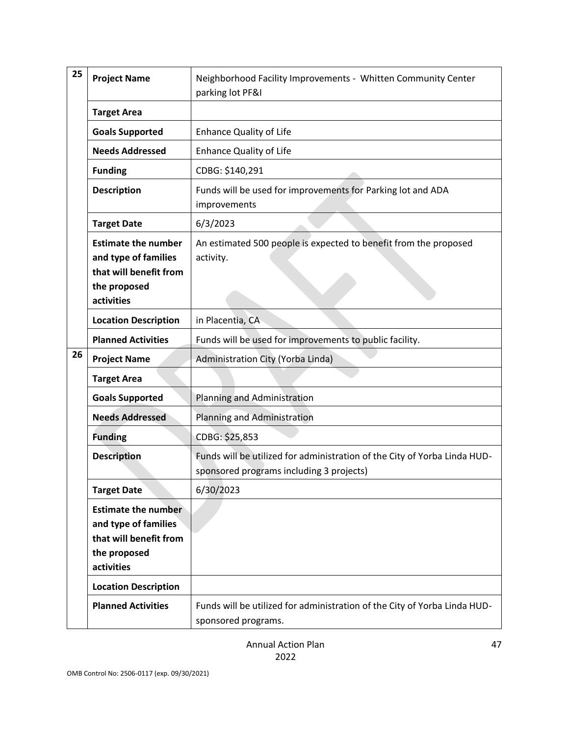| | | |
|---|---|---|
| 25 | **Project Name** | Neighborhood Facility Improvements - Whitten Community Center parking lot PF&I |
| | **Target Area** | |
| | **Goals Supported** | Enhance Quality of Life |
| | **Needs Addressed** | Enhance Quality of Life |
| | **Funding** | CDBG: $140,291 |
| | **Description** | Funds will be used for improvements for Parking lot and ADA improvements |
| | **Target Date** | 6/3/2023 |
| | **Estimate the number and type of families that will benefit from the proposed activities** | An estimated 500 people is expected to benefit from the proposed activity. |
| | **Location Description** | in Placentia, CA |
| | **Planned Activities** | Funds will be used for improvements to public facility. |
| 26 | **Project Name** | Administration City (Yorba Linda) |
| | **Target Area** | |
| | **Goals Supported** | Planning and Administration |
| | **Needs Addressed** | Planning and Administration |
| | **Funding** | CDBG: $25,853 |
| | **Description** | Funds will be utilized for administration of the City of Yorba Linda HUD-sponsored programs including 3 projects) |
| | **Target Date** | 6/30/2023 |
| | **Estimate the number and type of families that will benefit from the proposed activities** | |
| | **Location Description** | |
| | **Planned Activities** | Funds will be utilized for administration of the City of Yorba Linda HUD-sponsored programs. |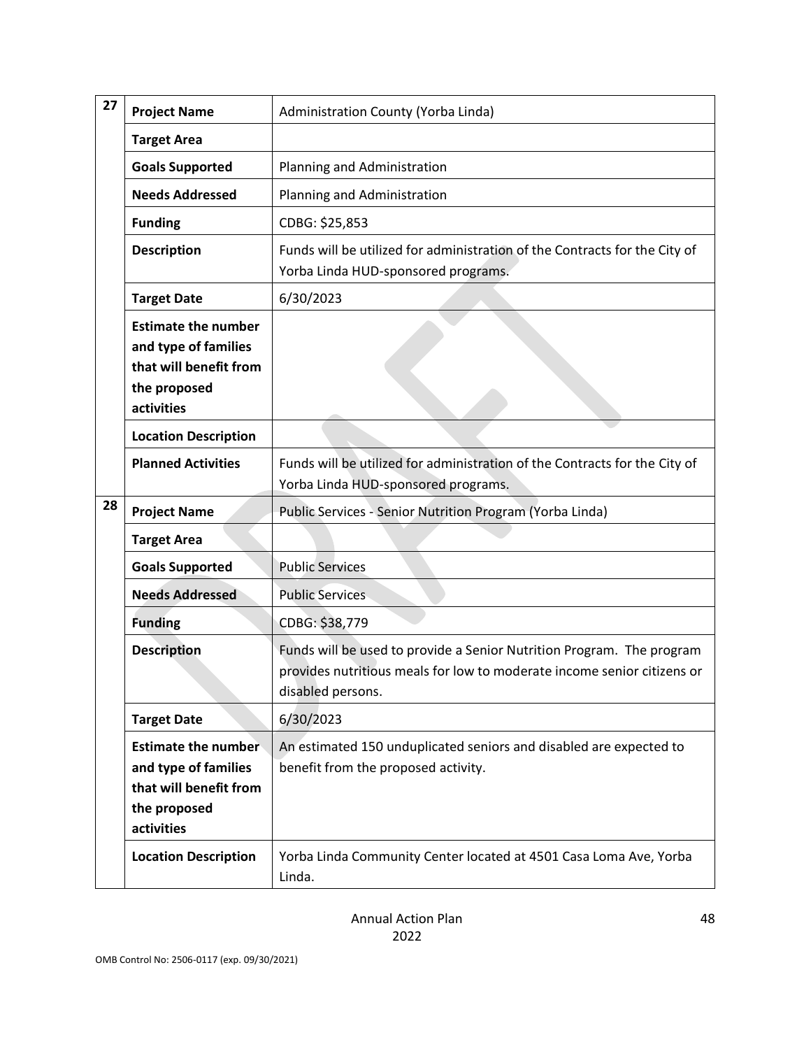| | | |
|---|---|---|
| 27 | **Project Name** | Administration County (Yorba Linda) |
| | **Target Area** | |
| | **Goals Supported** | Planning and Administration |
| | **Needs Addressed** | Planning and Administration |
| | **Funding** | CDBG: $25,853 |
| | **Description** | Funds will be utilized for administration of the Contracts for the City of Yorba Linda HUD-sponsored programs. |
| | **Target Date** | 6/30/2023 |
| | **Estimate the number and type of families that will benefit from the proposed activities** | |
| | **Location Description** | |
| | **Planned Activities** | Funds will be utilized for administration of the Contracts for the City of Yorba Linda HUD-sponsored programs. |
| 28 | **Project Name** | Public Services - Senior Nutrition Program (Yorba Linda) |
| | **Target Area** | |
| | **Goals Supported** | Public Services |
| | **Needs Addressed** | Public Services |
| | **Funding** | CDBG: $38,779 |
| | **Description** | Funds will be used to provide a Senior Nutrition Program. The program provides nutritious meals for low to moderate income senior citizens or disabled persons. |
| | **Target Date** | 6/30/2023 |
| | **Estimate the number and type of families that will benefit from the proposed activities** | An estimated 150 unduplicated seniors and disabled are expected to benefit from the proposed activity. |
| | **Location Description** | Yorba Linda Community Center located at 4501 Casa Loma Ave, Yorba Linda. |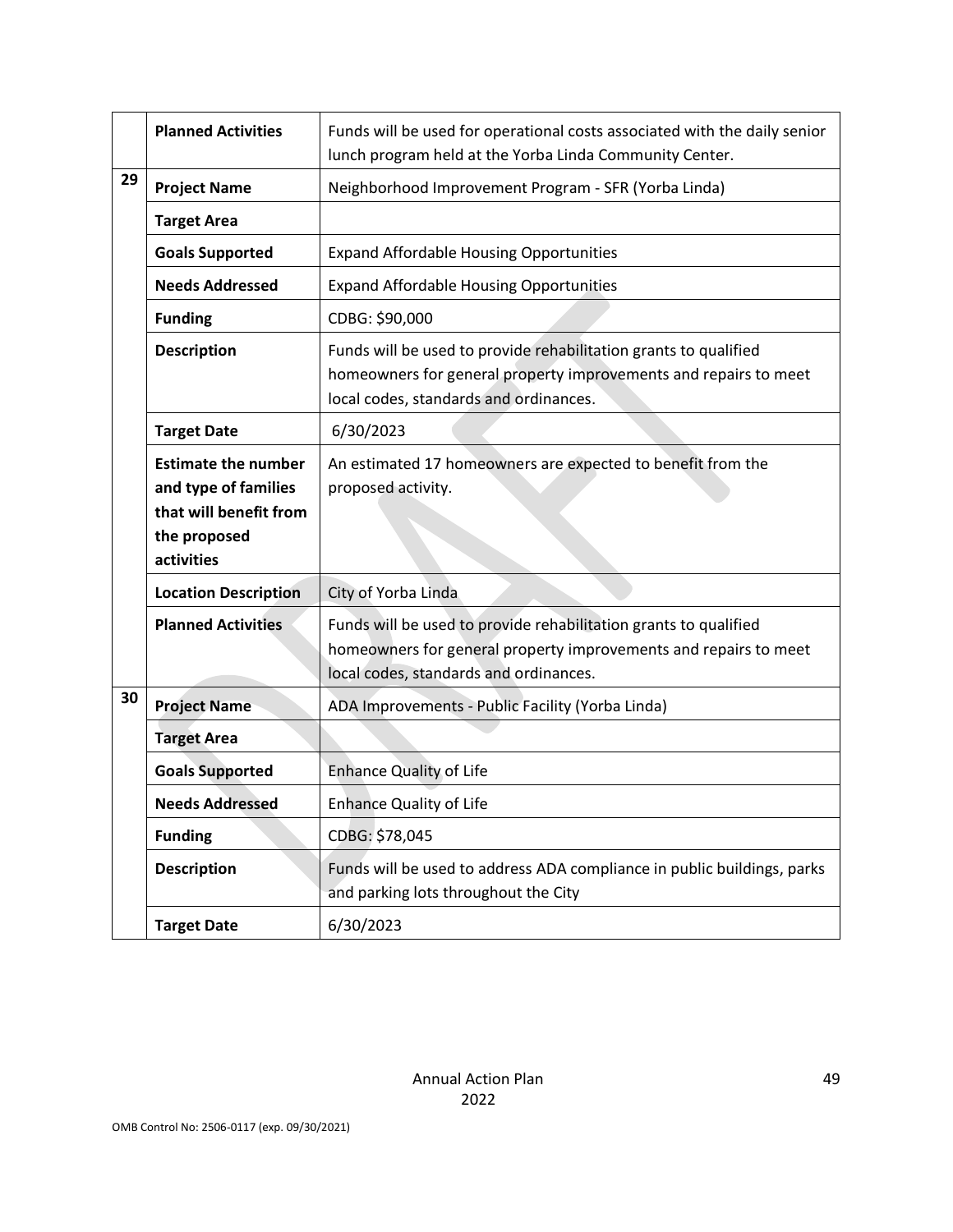|  |  |  |
|---|---|---|
|  | **Planned Activities** | Funds will be used for operational costs associated with the daily senior lunch program held at the Yorba Linda Community Center. |
| **29** | **Project Name** | Neighborhood Improvement Program - SFR (Yorba Linda) |
|  | **Target Area** |  |
|  | **Goals Supported** | Expand Affordable Housing Opportunities |
|  | **Needs Addressed** | Expand Affordable Housing Opportunities |
|  | **Funding** | CDBG: $90,000 |
|  | **Description** | Funds will be used to provide rehabilitation grants to qualified homeowners for general property improvements and repairs to meet local codes, standards and ordinances. |
|  | **Target Date** | 6/30/2023 |
|  | **Estimate the number and type of families that will benefit from the proposed activities** | An estimated 17 homeowners are expected to benefit from the proposed activity. |
|  | **Location Description** | City of Yorba Linda |
|  | **Planned Activities** | Funds will be used to provide rehabilitation grants to qualified homeowners for general property improvements and repairs to meet local codes, standards and ordinances. |
| **30** | **Project Name** | ADA Improvements - Public Facility (Yorba Linda) |
|  | **Target Area** |  |
|  | **Goals Supported** | Enhance Quality of Life |
|  | **Needs Addressed** | Enhance Quality of Life |
|  | **Funding** | CDBG: $78,045 |
|  | **Description** | Funds will be used to address ADA compliance in public buildings, parks and parking lots throughout the City |
|  | **Target Date** | 6/30/2023 |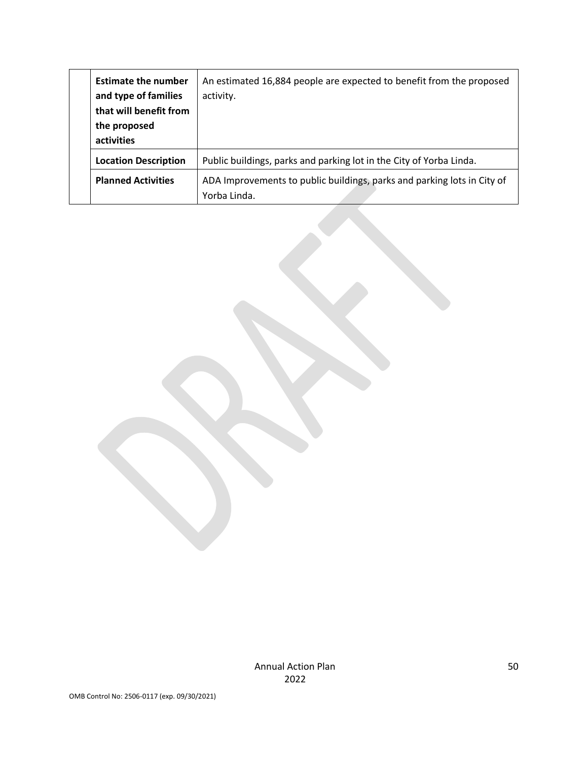| | | |
|---|---|---|
| | **Estimate the number and type of families that will benefit from the proposed activities** | An estimated 16,884 people are expected to benefit from the proposed activity. |
| | **Location Description** | Public buildings, parks and parking lot in the City of Yorba Linda. |
| | **Planned Activities** | ADA Improvements to public buildings, parks and parking lots in City of Yorba Linda. |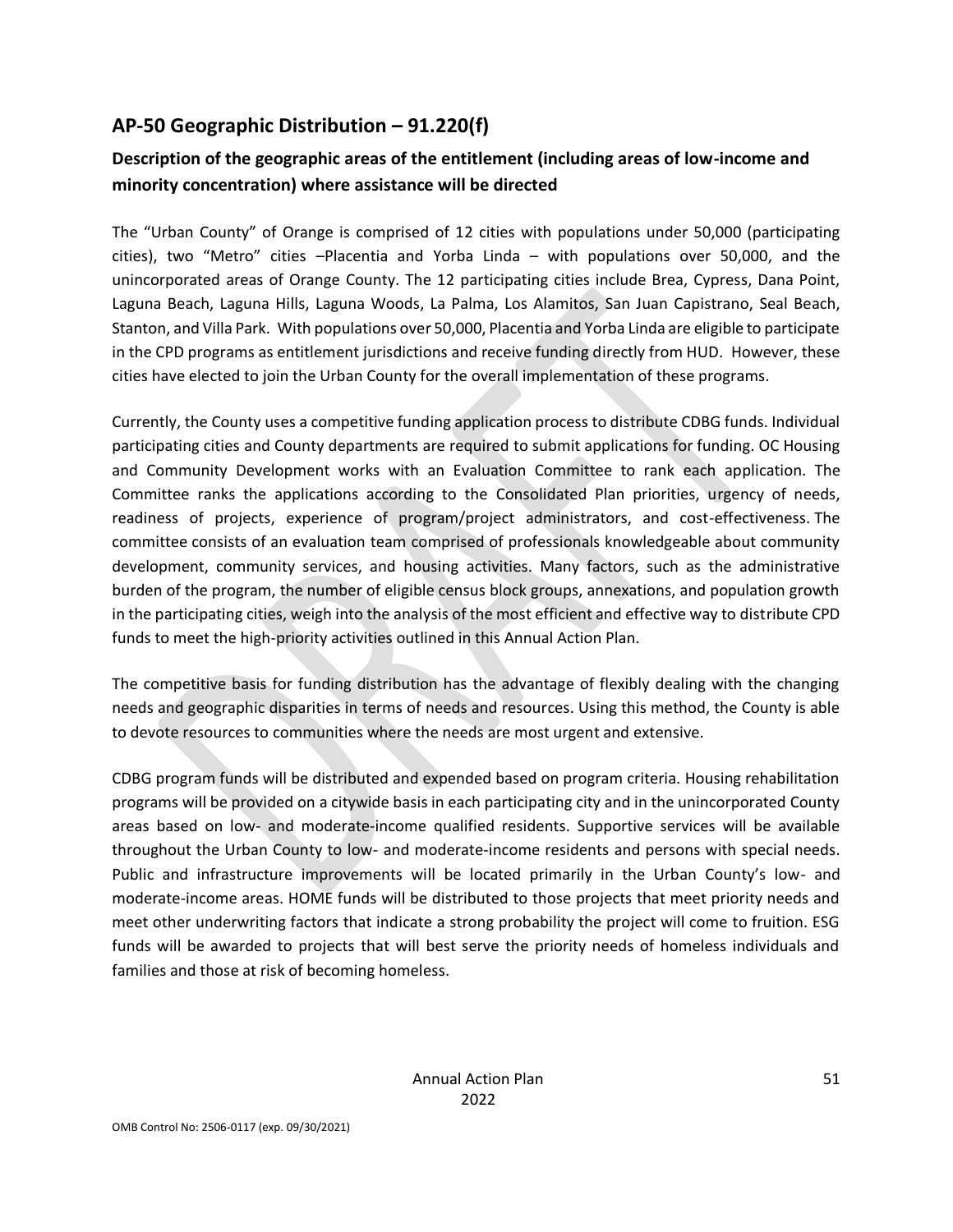## AP-50 Geographic Distribution – 91.220(f)

### Description of the geographic areas of the entitlement (including areas of low-income and minority concentration) where assistance will be directed

The "Urban County" of Orange is comprised of 12 cities with populations under 50,000 (participating cities), two "Metro" cities –Placentia and Yorba Linda – with populations over 50,000, and the unincorporated areas of Orange County. The 12 participating cities include Brea, Cypress, Dana Point, Laguna Beach, Laguna Hills, Laguna Woods, La Palma, Los Alamitos, San Juan Capistrano, Seal Beach, Stanton, and Villa Park. With populations over 50,000, Placentia and Yorba Linda are eligible to participate in the CPD programs as entitlement jurisdictions and receive funding directly from HUD. However, these cities have elected to join the Urban County for the overall implementation of these programs.

Currently, the County uses a competitive funding application process to distribute CDBG funds. Individual participating cities and County departments are required to submit applications for funding. OC Housing and Community Development works with an Evaluation Committee to rank each application. The Committee ranks the applications according to the Consolidated Plan priorities, urgency of needs, readiness of projects, experience of program/project administrators, and cost-effectiveness. The committee consists of an evaluation team comprised of professionals knowledgeable about community development, community services, and housing activities. Many factors, such as the administrative burden of the program, the number of eligible census block groups, annexations, and population growth in the participating cities, weigh into the analysis of the most efficient and effective way to distribute CPD funds to meet the high-priority activities outlined in this Annual Action Plan.

The competitive basis for funding distribution has the advantage of flexibly dealing with the changing needs and geographic disparities in terms of needs and resources. Using this method, the County is able to devote resources to communities where the needs are most urgent and extensive.

CDBG program funds will be distributed and expended based on program criteria. Housing rehabilitation programs will be provided on a citywide basis in each participating city and in the unincorporated County areas based on low- and moderate-income qualified residents. Supportive services will be available throughout the Urban County to low- and moderate-income residents and persons with special needs. Public and infrastructure improvements will be located primarily in the Urban County's low- and moderate-income areas. HOME funds will be distributed to those projects that meet priority needs and meet other underwriting factors that indicate a strong probability the project will come to fruition. ESG funds will be awarded to projects that will best serve the priority needs of homeless individuals and families and those at risk of becoming homeless.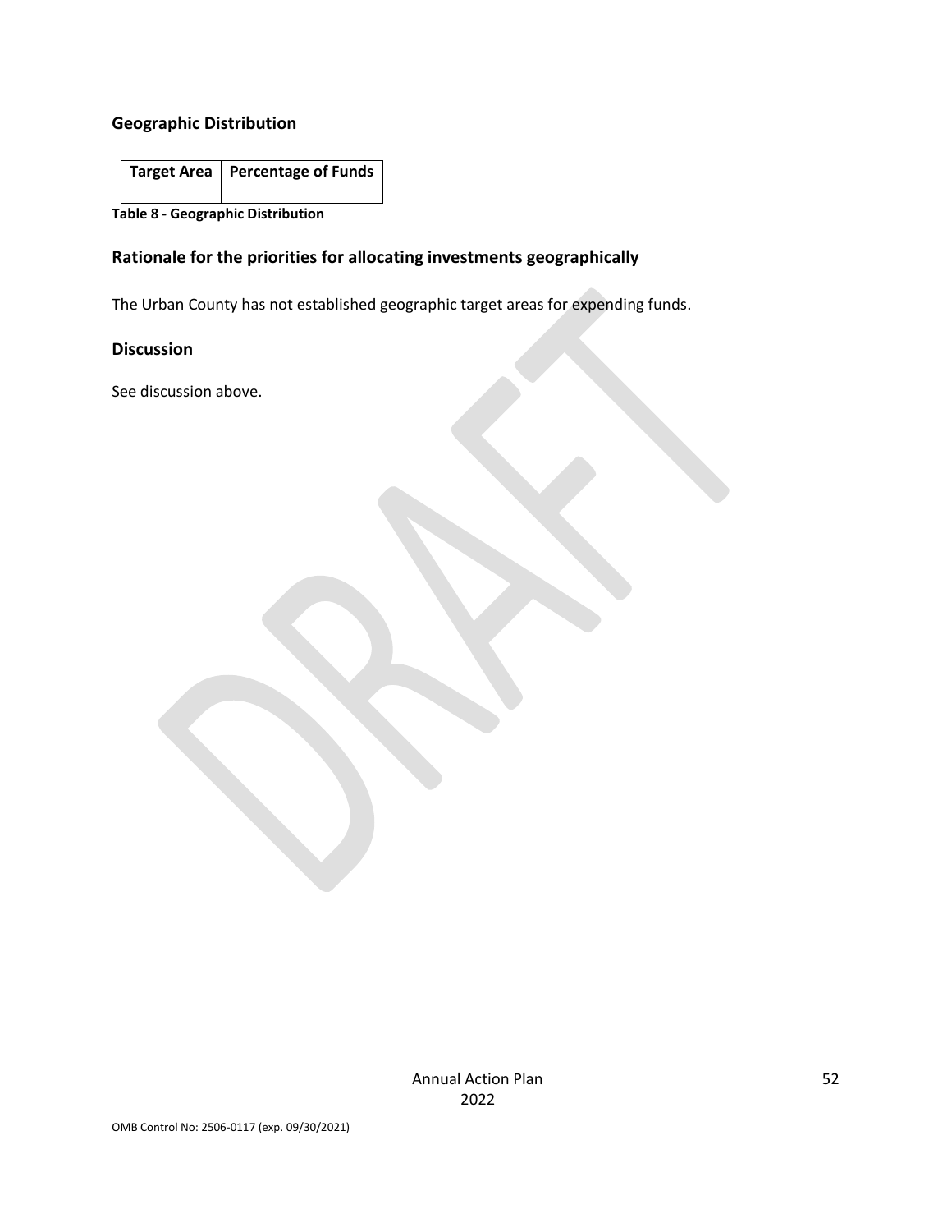## Geographic Distribution

| Target Area | Percentage of Funds |
|---|---|
| | |

**Table 8 - Geographic Distribution**

## Rationale for the priorities for allocating investments geographically

The Urban County has not established geographic target areas for expending funds.

## Discussion

See discussion above.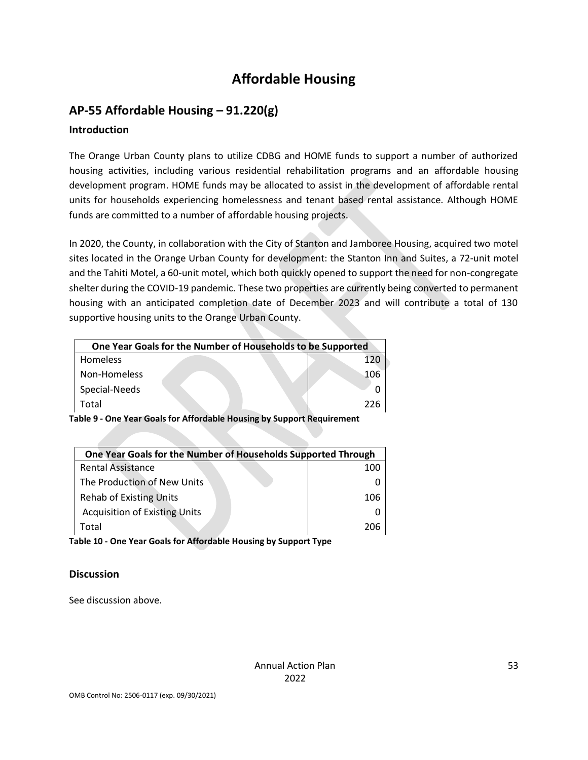# Affordable Housing

## AP-55 Affordable Housing – 91.220(g)

### Introduction

The Orange Urban County plans to utilize CDBG and HOME funds to support a number of authorized housing activities, including various residential rehabilitation programs and an affordable housing development program. HOME funds may be allocated to assist in the development of affordable rental units for households experiencing homelessness and tenant based rental assistance. Although HOME funds are committed to a number of affordable housing projects.

In 2020, the County, in collaboration with the City of Stanton and Jamboree Housing, acquired two motel sites located in the Orange Urban County for development: the Stanton Inn and Suites, a 72-unit motel and the Tahiti Motel, a 60-unit motel, which both quickly opened to support the need for non-congregate shelter during the COVID-19 pandemic. These two properties are currently being converted to permanent housing with an anticipated completion date of December 2023 and will contribute a total of 130 supportive housing units to the Orange Urban County.

| One Year Goals for the Number of Households to be Supported | |
|---|---|
| Homeless | 120 |
| Non-Homeless | 106 |
| Special-Needs | 0 |
| Total | 226 |

**Table 9 - One Year Goals for Affordable Housing by Support Requirement**

| One Year Goals for the Number of Households Supported Through | |
|---|---|
| Rental Assistance | 100 |
| The Production of New Units | 0 |
| Rehab of Existing Units | 106 |
| Acquisition of Existing Units | 0 |
| Total | 206 |

**Table 10 - One Year Goals for Affordable Housing by Support Type**

### Discussion

See discussion above.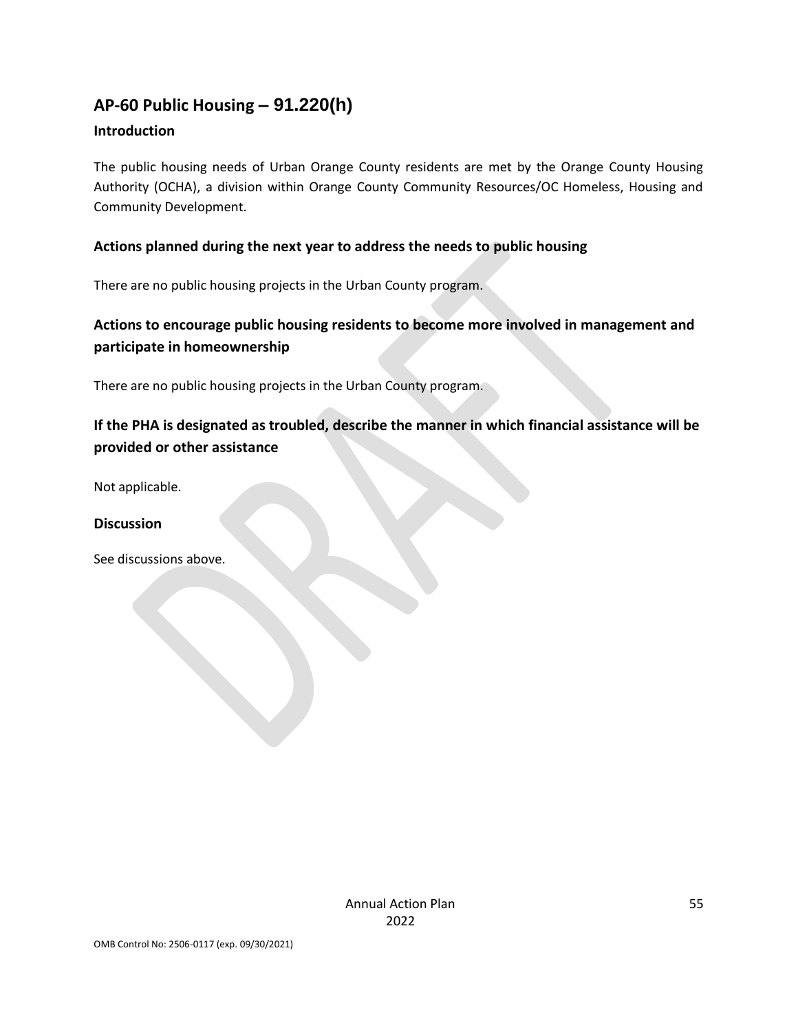## AP-60 Public Housing – 91.220(h)

### Introduction

The public housing needs of Urban Orange County residents are met by the Orange County Housing Authority (OCHA), a division within Orange County Community Resources/OC Homeless, Housing and Community Development.

### Actions planned during the next year to address the needs to public housing

There are no public housing projects in the Urban County program.

### Actions to encourage public housing residents to become more involved in management and participate in homeownership

There are no public housing projects in the Urban County program.

### If the PHA is designated as troubled, describe the manner in which financial assistance will be provided or other assistance

Not applicable.

### Discussion

See discussions above.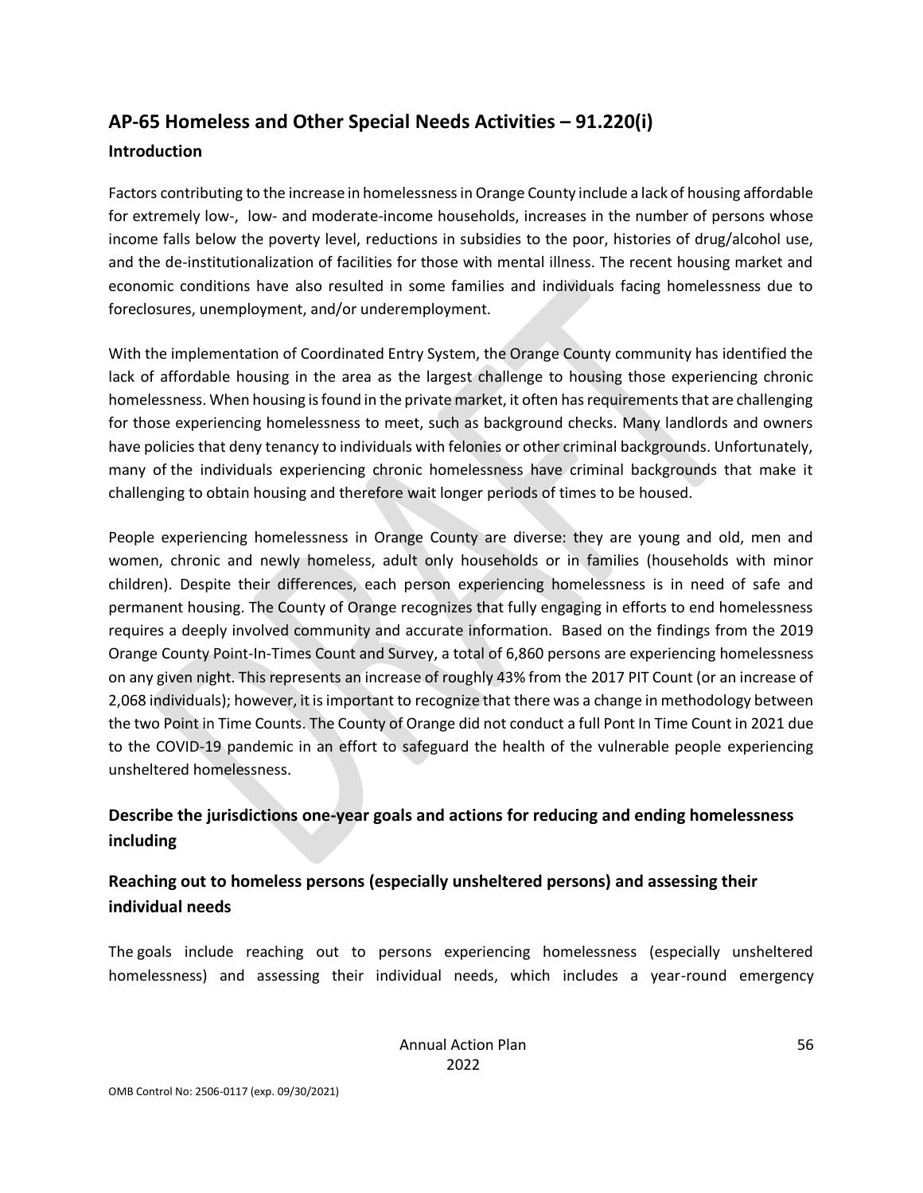## AP-65 Homeless and Other Special Needs Activities – 91.220(i)

### Introduction

Factors contributing to the increase in homelessness in Orange County include a lack of housing affordable for extremely low-, low- and moderate-income households, increases in the number of persons whose income falls below the poverty level, reductions in subsidies to the poor, histories of drug/alcohol use, and the de-institutionalization of facilities for those with mental illness. The recent housing market and economic conditions have also resulted in some families and individuals facing homelessness due to foreclosures, unemployment, and/or underemployment.

With the implementation of Coordinated Entry System, the Orange County community has identified the lack of affordable housing in the area as the largest challenge to housing those experiencing chronic homelessness. When housing is found in the private market, it often has requirements that are challenging for those experiencing homelessness to meet, such as background checks. Many landlords and owners have policies that deny tenancy to individuals with felonies or other criminal backgrounds. Unfortunately, many of the individuals experiencing chronic homelessness have criminal backgrounds that make it challenging to obtain housing and therefore wait longer periods of times to be housed.

People experiencing homelessness in Orange County are diverse: they are young and old, men and women, chronic and newly homeless, adult only households or in families (households with minor children). Despite their differences, each person experiencing homelessness is in need of safe and permanent housing. The County of Orange recognizes that fully engaging in efforts to end homelessness requires a deeply involved community and accurate information. Based on the findings from the 2019 Orange County Point-In-Times Count and Survey, a total of 6,860 persons are experiencing homelessness on any given night. This represents an increase of roughly 43% from the 2017 PIT Count (or an increase of 2,068 individuals); however, it is important to recognize that there was a change in methodology between the two Point in Time Counts. The County of Orange did not conduct a full Pont In Time Count in 2021 due to the COVID-19 pandemic in an effort to safeguard the health of the vulnerable people experiencing unsheltered homelessness.

### Describe the jurisdictions one-year goals and actions for reducing and ending homelessness including

### Reaching out to homeless persons (especially unsheltered persons) and assessing their individual needs

The goals include reaching out to persons experiencing homelessness (especially unsheltered homelessness) and assessing their individual needs, which includes a year-round emergency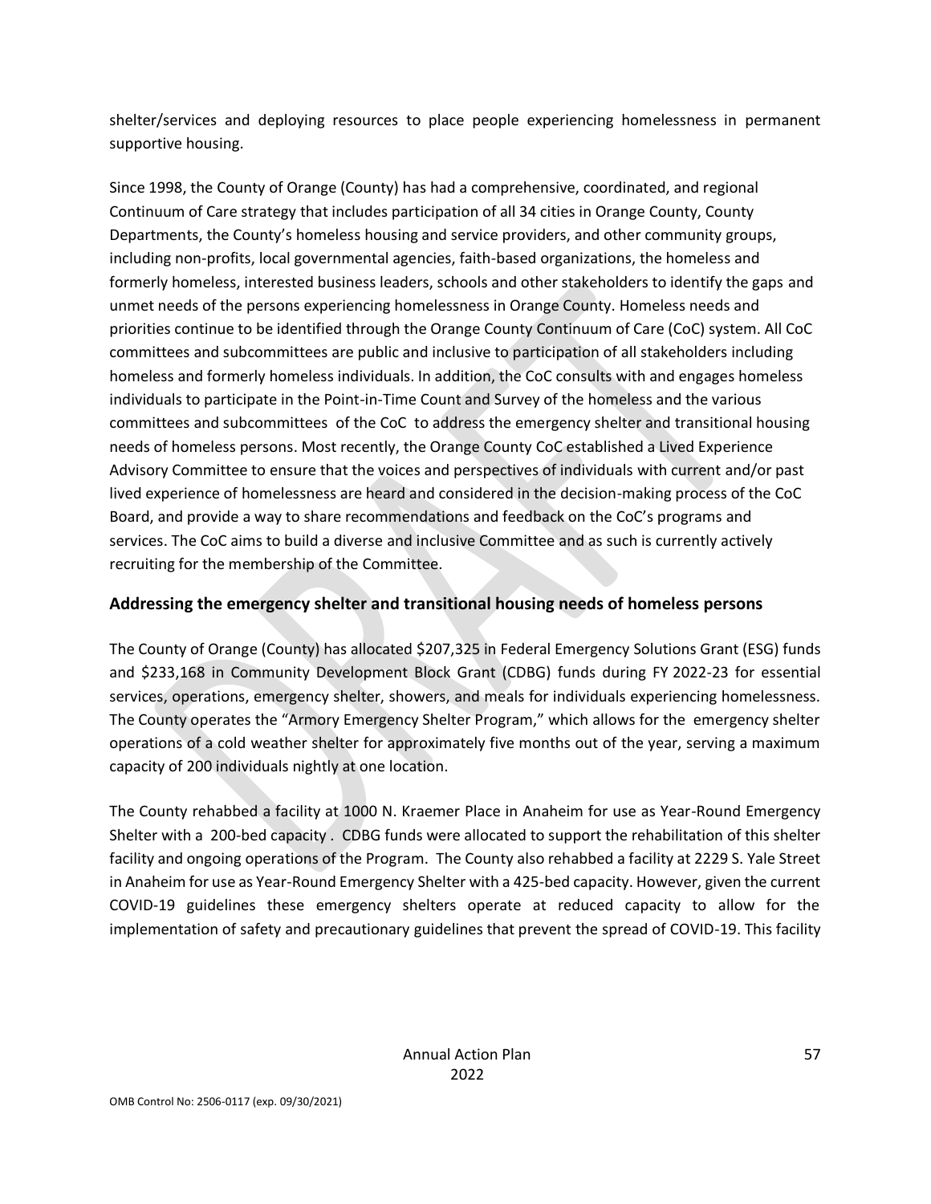shelter/services and deploying resources to place people experiencing homelessness in permanent supportive housing.

Since 1998, the County of Orange (County) has had a comprehensive, coordinated, and regional Continuum of Care strategy that includes participation of all 34 cities in Orange County, County Departments, the County's homeless housing and service providers, and other community groups, including non-profits, local governmental agencies, faith-based organizations, the homeless and formerly homeless, interested business leaders, schools and other stakeholders to identify the gaps and unmet needs of the persons experiencing homelessness in Orange County. Homeless needs and priorities continue to be identified through the Orange County Continuum of Care (CoC) system. All CoC committees and subcommittees are public and inclusive to participation of all stakeholders including homeless and formerly homeless individuals. In addition, the CoC consults with and engages homeless individuals to participate in the Point-in-Time Count and Survey of the homeless and the various committees and subcommittees of the CoC to address the emergency shelter and transitional housing needs of homeless persons. Most recently, the Orange County CoC established a Lived Experience Advisory Committee to ensure that the voices and perspectives of individuals with current and/or past lived experience of homelessness are heard and considered in the decision-making process of the CoC Board, and provide a way to share recommendations and feedback on the CoC's programs and services. The CoC aims to build a diverse and inclusive Committee and as such is currently actively recruiting for the membership of the Committee.

## Addressing the emergency shelter and transitional housing needs of homeless persons

The County of Orange (County) has allocated $207,325 in Federal Emergency Solutions Grant (ESG) funds and $233,168 in Community Development Block Grant (CDBG) funds during FY 2022-23 for essential services, operations, emergency shelter, showers, and meals for individuals experiencing homelessness. The County operates the "Armory Emergency Shelter Program," which allows for the emergency shelter operations of a cold weather shelter for approximately five months out of the year, serving a maximum capacity of 200 individuals nightly at one location.

The County rehabbed a facility at 1000 N. Kraemer Place in Anaheim for use as Year-Round Emergency Shelter with a 200-bed capacity . CDBG funds were allocated to support the rehabilitation of this shelter facility and ongoing operations of the Program. The County also rehabbed a facility at 2229 S. Yale Street in Anaheim for use as Year-Round Emergency Shelter with a 425-bed capacity. However, given the current COVID-19 guidelines these emergency shelters operate at reduced capacity to allow for the implementation of safety and precautionary guidelines that prevent the spread of COVID-19. This facility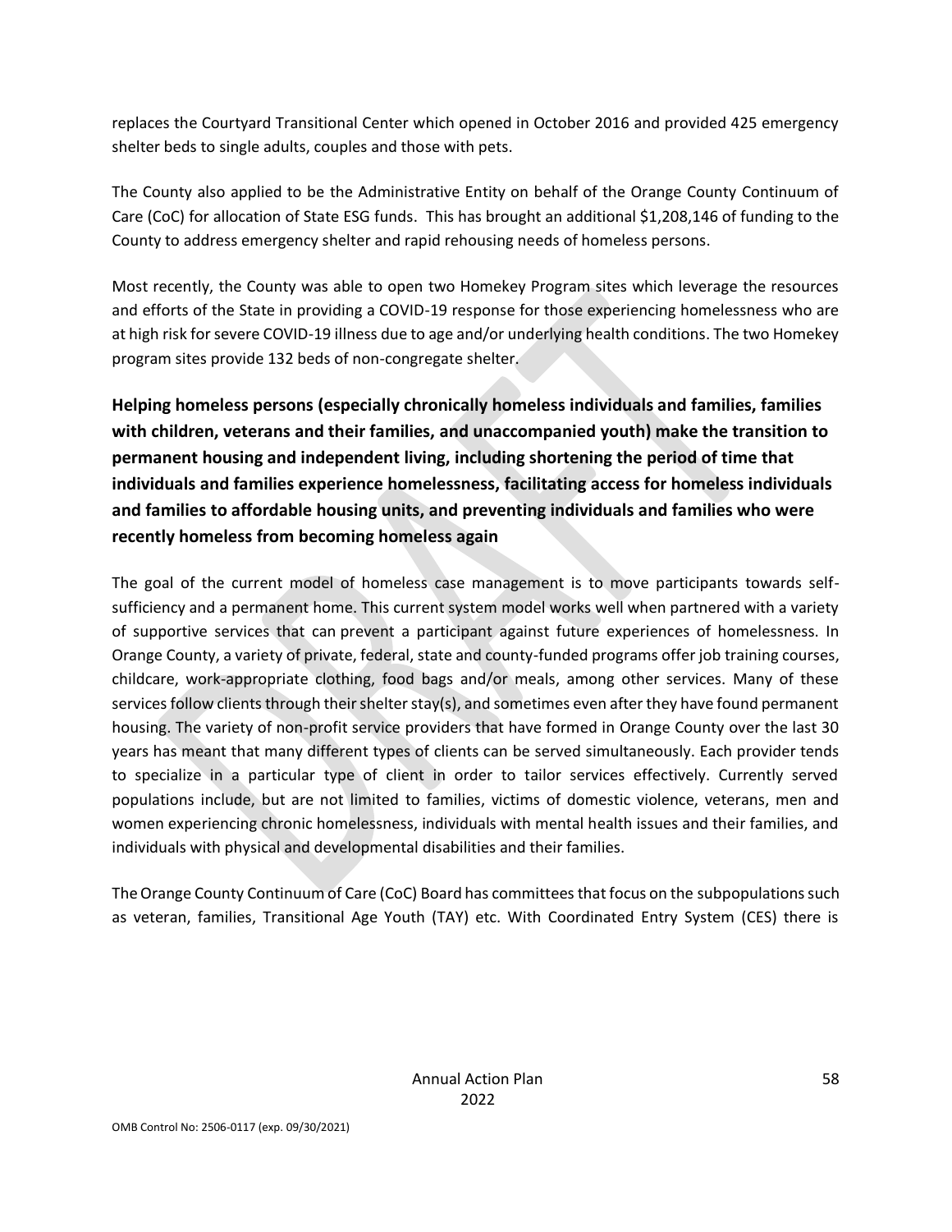replaces the Courtyard Transitional Center which opened in October 2016 and provided 425 emergency shelter beds to single adults, couples and those with pets.

The County also applied to be the Administrative Entity on behalf of the Orange County Continuum of Care (CoC) for allocation of State ESG funds. This has brought an additional $1,208,146 of funding to the County to address emergency shelter and rapid rehousing needs of homeless persons.

Most recently, the County was able to open two Homekey Program sites which leverage the resources and efforts of the State in providing a COVID-19 response for those experiencing homelessness who are at high risk for severe COVID-19 illness due to age and/or underlying health conditions. The two Homekey program sites provide 132 beds of non-congregate shelter.

**Helping homeless persons (especially chronically homeless individuals and families, families with children, veterans and their families, and unaccompanied youth) make the transition to permanent housing and independent living, including shortening the period of time that individuals and families experience homelessness, facilitating access for homeless individuals and families to affordable housing units, and preventing individuals and families who were recently homeless from becoming homeless again**

The goal of the current model of homeless case management is to move participants towards self-sufficiency and a permanent home. This current system model works well when partnered with a variety of supportive services that can prevent a participant against future experiences of homelessness. In Orange County, a variety of private, federal, state and county-funded programs offer job training courses, childcare, work-appropriate clothing, food bags and/or meals, among other services. Many of these services follow clients through their shelter stay(s), and sometimes even after they have found permanent housing. The variety of non-profit service providers that have formed in Orange County over the last 30 years has meant that many different types of clients can be served simultaneously. Each provider tends to specialize in a particular type of client in order to tailor services effectively. Currently served populations include, but are not limited to families, victims of domestic violence, veterans, men and women experiencing chronic homelessness, individuals with mental health issues and their families, and individuals with physical and developmental disabilities and their families.

The Orange County Continuum of Care (CoC) Board has committees that focus on the subpopulations such as veteran, families, Transitional Age Youth (TAY) etc. With Coordinated Entry System (CES) there is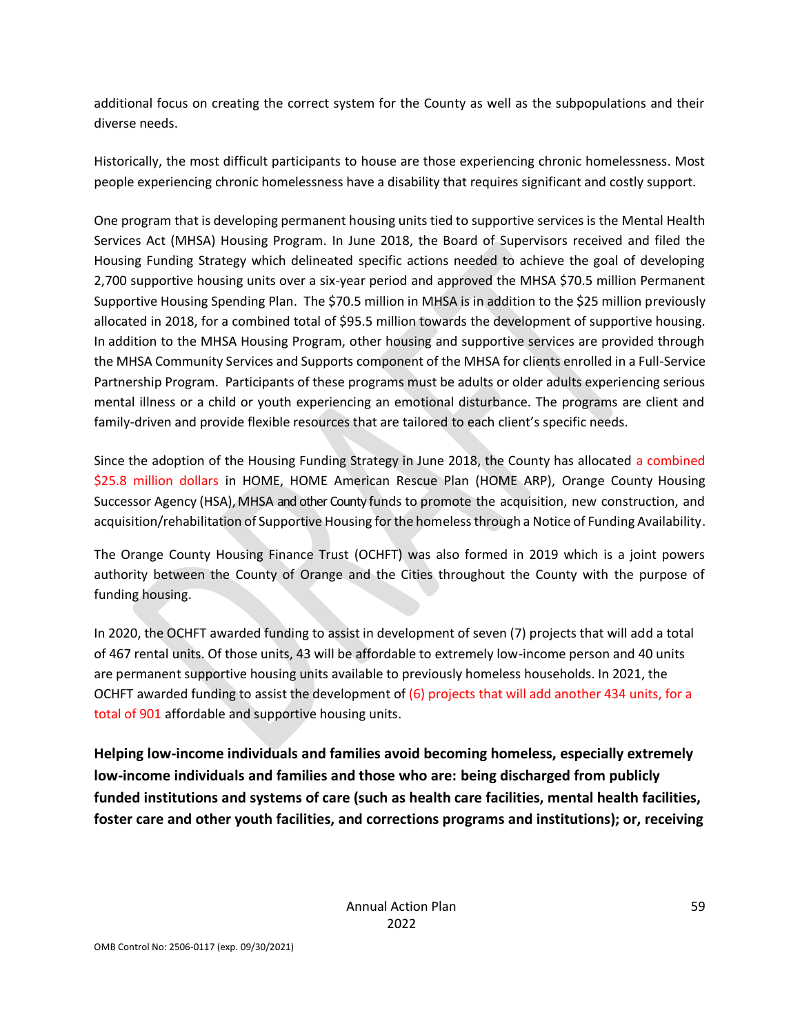additional focus on creating the correct system for the County as well as the subpopulations and their diverse needs.

Historically, the most difficult participants to house are those experiencing chronic homelessness. Most people experiencing chronic homelessness have a disability that requires significant and costly support.

One program that is developing permanent housing units tied to supportive services is the Mental Health Services Act (MHSA) Housing Program. In June 2018, the Board of Supervisors received and filed the Housing Funding Strategy which delineated specific actions needed to achieve the goal of developing 2,700 supportive housing units over a six-year period and approved the MHSA $70.5 million Permanent Supportive Housing Spending Plan. The $70.5 million in MHSA is in addition to the $25 million previously allocated in 2018, for a combined total of $95.5 million towards the development of supportive housing. In addition to the MHSA Housing Program, other housing and supportive services are provided through the MHSA Community Services and Supports component of the MHSA for clients enrolled in a Full-Service Partnership Program. Participants of these programs must be adults or older adults experiencing serious mental illness or a child or youth experiencing an emotional disturbance. The programs are client and family-driven and provide flexible resources that are tailored to each client's specific needs.

Since the adoption of the Housing Funding Strategy in June 2018, the County has allocated a combined $25.8 million dollars in HOME, HOME American Rescue Plan (HOME ARP), Orange County Housing Successor Agency (HSA), MHSA and other County funds to promote the acquisition, new construction, and acquisition/rehabilitation of Supportive Housing for the homeless through a Notice of Funding Availability.

The Orange County Housing Finance Trust (OCHFT) was also formed in 2019 which is a joint powers authority between the County of Orange and the Cities throughout the County with the purpose of funding housing.

In 2020, the OCHFT awarded funding to assist in development of seven (7) projects that will add a total of 467 rental units. Of those units, 43 will be affordable to extremely low-income person and 40 units are permanent supportive housing units available to previously homeless households. In 2021, the OCHFT awarded funding to assist the development of (6) projects that will add another 434 units, for a total of 901 affordable and supportive housing units.

**Helping low-income individuals and families avoid becoming homeless, especially extremely low-income individuals and families and those who are: being discharged from publicly funded institutions and systems of care (such as health care facilities, mental health facilities, foster care and other youth facilities, and corrections programs and institutions); or, receiving**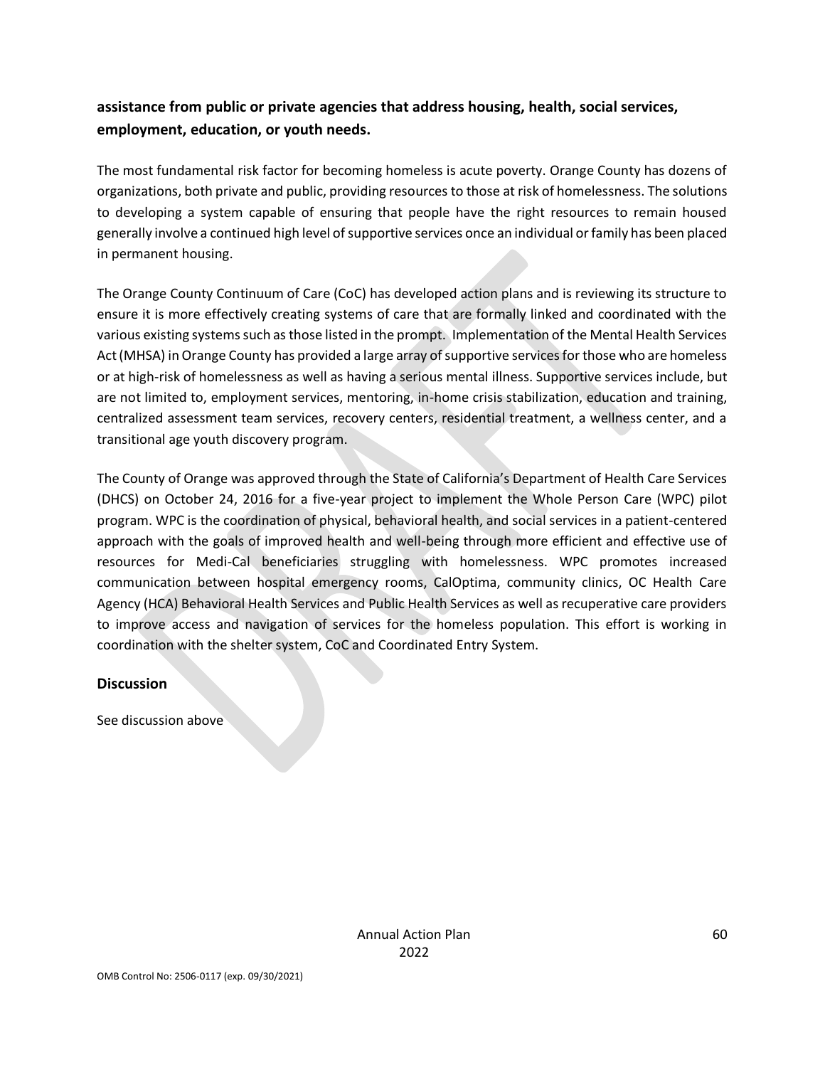**assistance from public or private agencies that address housing, health, social services, employment, education, or youth needs.**

The most fundamental risk factor for becoming homeless is acute poverty. Orange County has dozens of organizations, both private and public, providing resources to those at risk of homelessness. The solutions to developing a system capable of ensuring that people have the right resources to remain housed generally involve a continued high level of supportive services once an individual or family has been placed in permanent housing.

The Orange County Continuum of Care (CoC) has developed action plans and is reviewing its structure to ensure it is more effectively creating systems of care that are formally linked and coordinated with the various existing systems such as those listed in the prompt. Implementation of the Mental Health Services Act (MHSA) in Orange County has provided a large array of supportive services for those who are homeless or at high-risk of homelessness as well as having a serious mental illness. Supportive services include, but are not limited to, employment services, mentoring, in-home crisis stabilization, education and training, centralized assessment team services, recovery centers, residential treatment, a wellness center, and a transitional age youth discovery program.

The County of Orange was approved through the State of California's Department of Health Care Services (DHCS) on October 24, 2016 for a five-year project to implement the Whole Person Care (WPC) pilot program. WPC is the coordination of physical, behavioral health, and social services in a patient-centered approach with the goals of improved health and well-being through more efficient and effective use of resources for Medi-Cal beneficiaries struggling with homelessness. WPC promotes increased communication between hospital emergency rooms, CalOptima, community clinics, OC Health Care Agency (HCA) Behavioral Health Services and Public Health Services as well as recuperative care providers to improve access and navigation of services for the homeless population. This effort is working in coordination with the shelter system, CoC and Coordinated Entry System.

## Discussion

See discussion above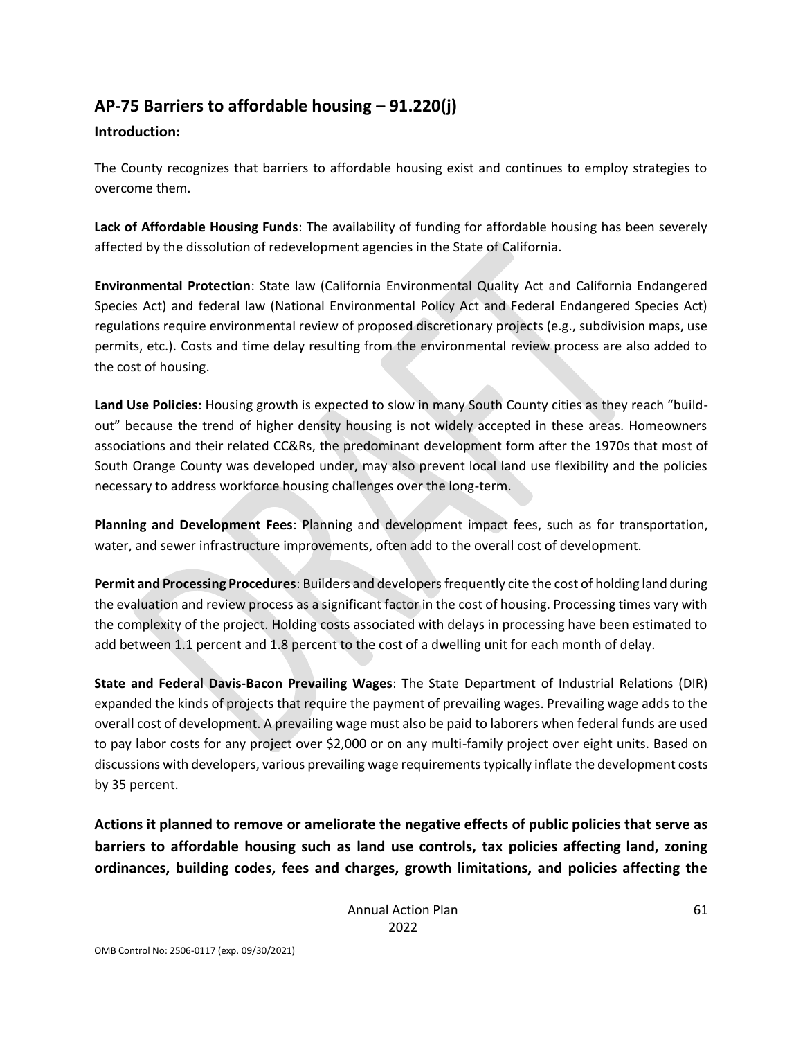## AP-75 Barriers to affordable housing – 91.220(j)

### Introduction:

The County recognizes that barriers to affordable housing exist and continues to employ strategies to overcome them.

**Lack of Affordable Housing Funds**: The availability of funding for affordable housing has been severely affected by the dissolution of redevelopment agencies in the State of California.

**Environmental Protection**: State law (California Environmental Quality Act and California Endangered Species Act) and federal law (National Environmental Policy Act and Federal Endangered Species Act) regulations require environmental review of proposed discretionary projects (e.g., subdivision maps, use permits, etc.). Costs and time delay resulting from the environmental review process are also added to the cost of housing.

**Land Use Policies**: Housing growth is expected to slow in many South County cities as they reach "build-out" because the trend of higher density housing is not widely accepted in these areas. Homeowners associations and their related CC&Rs, the predominant development form after the 1970s that most of South Orange County was developed under, may also prevent local land use flexibility and the policies necessary to address workforce housing challenges over the long-term.

**Planning and Development Fees**: Planning and development impact fees, such as for transportation, water, and sewer infrastructure improvements, often add to the overall cost of development.

**Permit and Processing Procedures**: Builders and developers frequently cite the cost of holding land during the evaluation and review process as a significant factor in the cost of housing. Processing times vary with the complexity of the project. Holding costs associated with delays in processing have been estimated to add between 1.1 percent and 1.8 percent to the cost of a dwelling unit for each month of delay.

**State and Federal Davis-Bacon Prevailing Wages**: The State Department of Industrial Relations (DIR) expanded the kinds of projects that require the payment of prevailing wages. Prevailing wage adds to the overall cost of development. A prevailing wage must also be paid to laborers when federal funds are used to pay labor costs for any project over $2,000 or on any multi-family project over eight units. Based on discussions with developers, various prevailing wage requirements typically inflate the development costs by 35 percent.

### Actions it planned to remove or ameliorate the negative effects of public policies that serve as barriers to affordable housing such as land use controls, tax policies affecting land, zoning ordinances, building codes, fees and charges, growth limitations, and policies affecting the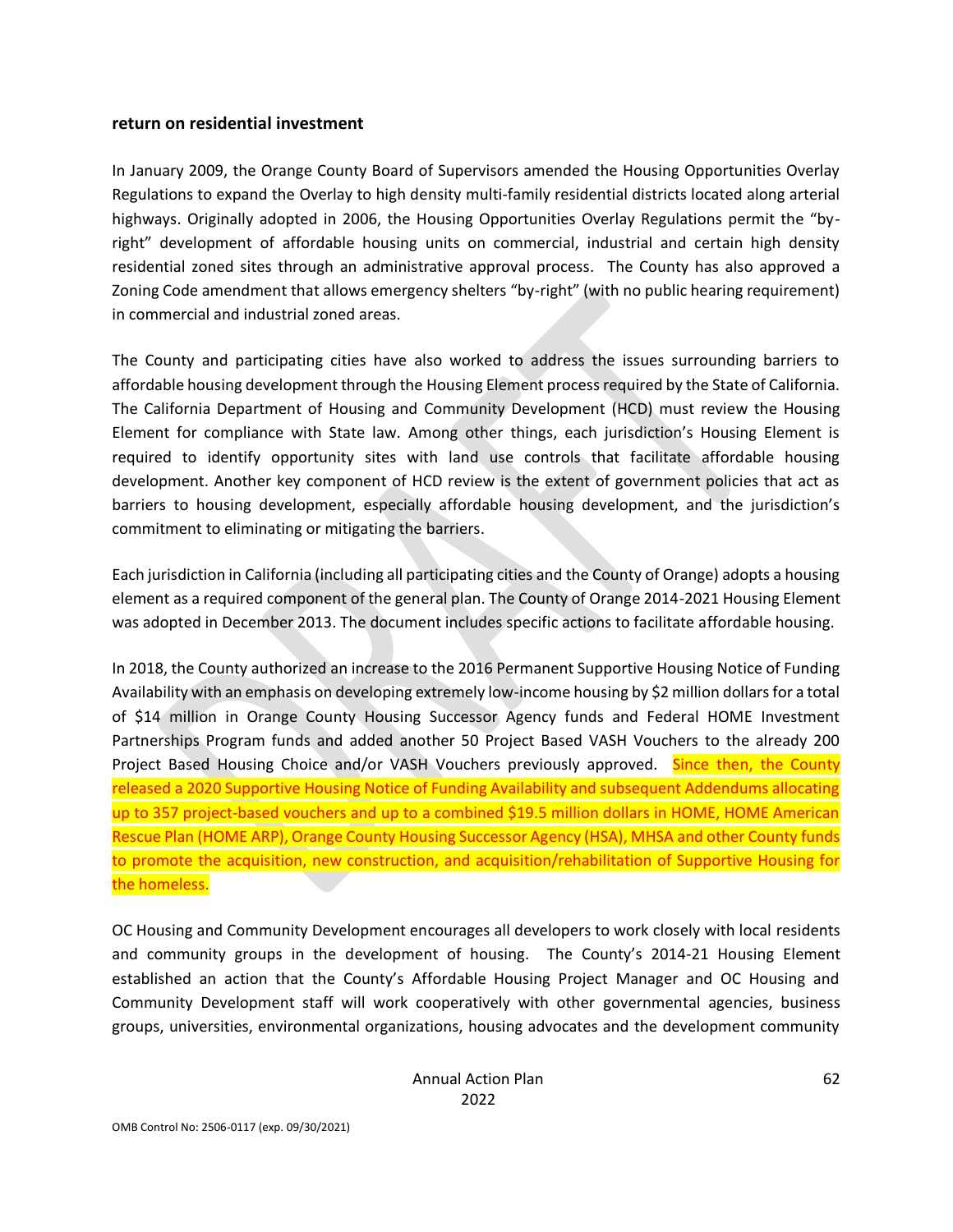**return on residential investment**

In January 2009, the Orange County Board of Supervisors amended the Housing Opportunities Overlay Regulations to expand the Overlay to high density multi-family residential districts located along arterial highways. Originally adopted in 2006, the Housing Opportunities Overlay Regulations permit the "by-right" development of affordable housing units on commercial, industrial and certain high density residential zoned sites through an administrative approval process. The County has also approved a Zoning Code amendment that allows emergency shelters "by-right" (with no public hearing requirement) in commercial and industrial zoned areas.

The County and participating cities have also worked to address the issues surrounding barriers to affordable housing development through the Housing Element process required by the State of California. The California Department of Housing and Community Development (HCD) must review the Housing Element for compliance with State law. Among other things, each jurisdiction's Housing Element is required to identify opportunity sites with land use controls that facilitate affordable housing development. Another key component of HCD review is the extent of government policies that act as barriers to housing development, especially affordable housing development, and the jurisdiction's commitment to eliminating or mitigating the barriers.

Each jurisdiction in California (including all participating cities and the County of Orange) adopts a housing element as a required component of the general plan. The County of Orange 2014-2021 Housing Element was adopted in December 2013. The document includes specific actions to facilitate affordable housing.

In 2018, the County authorized an increase to the 2016 Permanent Supportive Housing Notice of Funding Availability with an emphasis on developing extremely low-income housing by $2 million dollars for a total of $14 million in Orange County Housing Successor Agency funds and Federal HOME Investment Partnerships Program funds and added another 50 Project Based VASH Vouchers to the already 200 Project Based Housing Choice and/or VASH Vouchers previously approved. Since then, the County released a 2020 Supportive Housing Notice of Funding Availability and subsequent Addendums allocating up to 357 project-based vouchers and up to a combined $19.5 million dollars in HOME, HOME American Rescue Plan (HOME ARP), Orange County Housing Successor Agency (HSA), MHSA and other County funds to promote the acquisition, new construction, and acquisition/rehabilitation of Supportive Housing for the homeless.

OC Housing and Community Development encourages all developers to work closely with local residents and community groups in the development of housing. The County's 2014-21 Housing Element established an action that the County's Affordable Housing Project Manager and OC Housing and Community Development staff will work cooperatively with other governmental agencies, business groups, universities, environmental organizations, housing advocates and the development community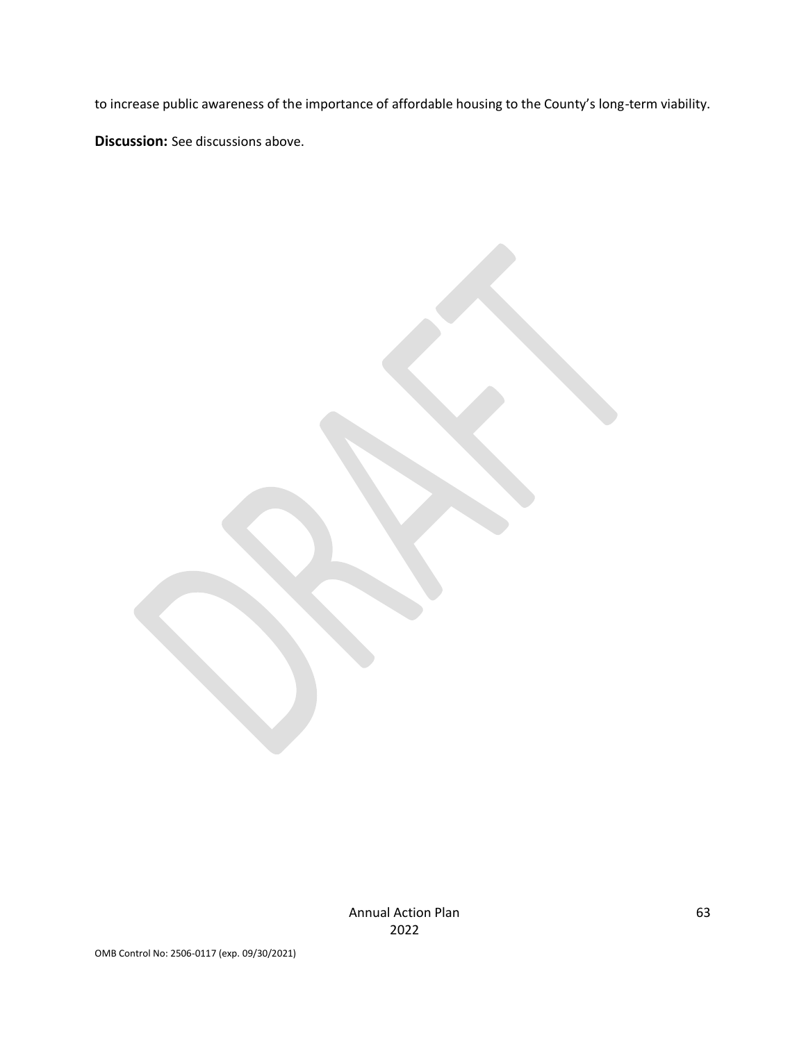to increase public awareness of the importance of affordable housing to the County's long-term viability.

**Discussion:** See discussions above.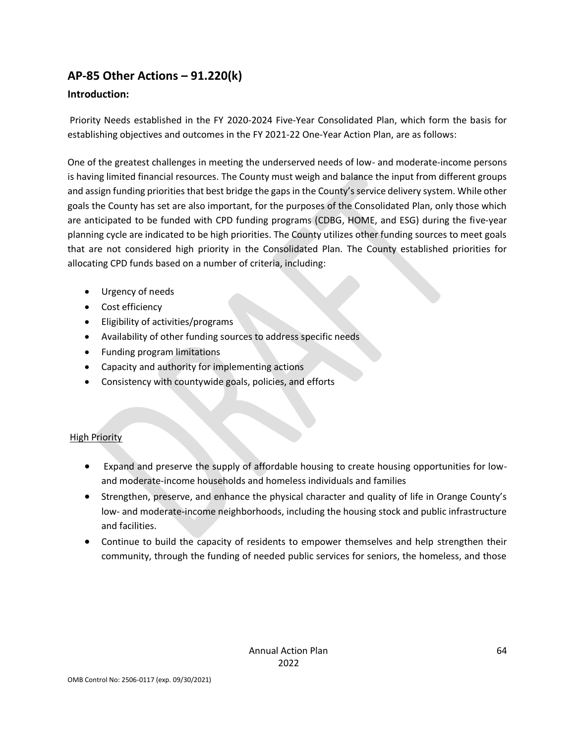## AP-85 Other Actions – 91.220(k)

### Introduction:

Priority Needs established in the FY 2020-2024 Five-Year Consolidated Plan, which form the basis for establishing objectives and outcomes in the FY 2021-22 One-Year Action Plan, are as follows:

One of the greatest challenges in meeting the underserved needs of low- and moderate-income persons is having limited financial resources. The County must weigh and balance the input from different groups and assign funding priorities that best bridge the gaps in the County's service delivery system. While other goals the County has set are also important, for the purposes of the Consolidated Plan, only those which are anticipated to be funded with CPD funding programs (CDBG, HOME, and ESG) during the five-year planning cycle are indicated to be high priorities. The County utilizes other funding sources to meet goals that are not considered high priority in the Consolidated Plan. The County established priorities for allocating CPD funds based on a number of criteria, including:

- Urgency of needs
- Cost efficiency
- Eligibility of activities/programs
- Availability of other funding sources to address specific needs
- Funding program limitations
- Capacity and authority for implementing actions
- Consistency with countywide goals, policies, and efforts

High Priority

- Expand and preserve the supply of affordable housing to create housing opportunities for low- and moderate-income households and homeless individuals and families
- Strengthen, preserve, and enhance the physical character and quality of life in Orange County's low- and moderate-income neighborhoods, including the housing stock and public infrastructure and facilities.
- Continue to build the capacity of residents to empower themselves and help strengthen their community, through the funding of needed public services for seniors, the homeless, and those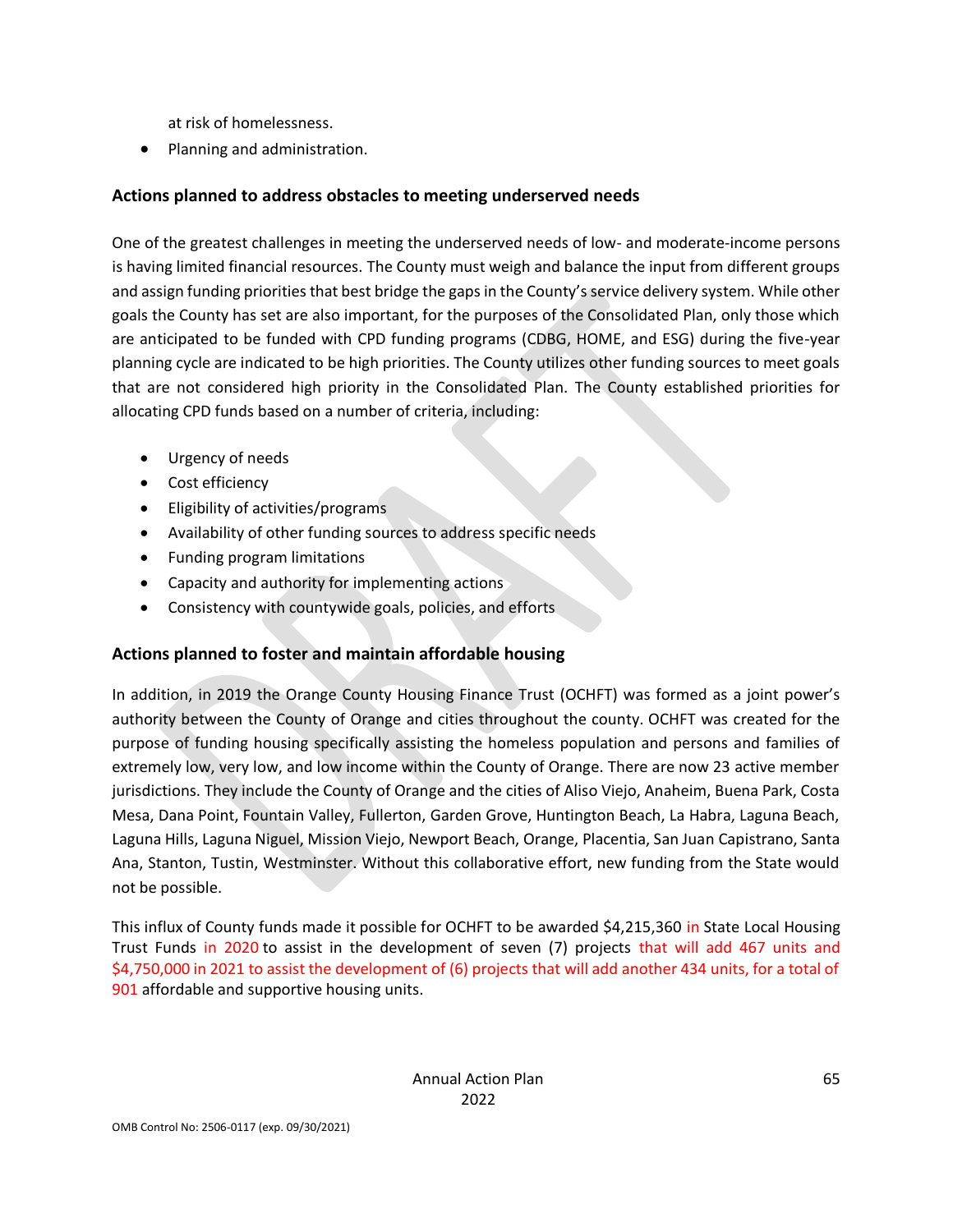at risk of homelessness.

- Planning and administration.

### Actions planned to address obstacles to meeting underserved needs

One of the greatest challenges in meeting the underserved needs of low- and moderate-income persons is having limited financial resources. The County must weigh and balance the input from different groups and assign funding priorities that best bridge the gaps in the County's service delivery system. While other goals the County has set are also important, for the purposes of the Consolidated Plan, only those which are anticipated to be funded with CPD funding programs (CDBG, HOME, and ESG) during the five-year planning cycle are indicated to be high priorities. The County utilizes other funding sources to meet goals that are not considered high priority in the Consolidated Plan. The County established priorities for allocating CPD funds based on a number of criteria, including:

- Urgency of needs
- Cost efficiency
- Eligibility of activities/programs
- Availability of other funding sources to address specific needs
- Funding program limitations
- Capacity and authority for implementing actions
- Consistency with countywide goals, policies, and efforts

### Actions planned to foster and maintain affordable housing

In addition, in 2019 the Orange County Housing Finance Trust (OCHFT) was formed as a joint power's authority between the County of Orange and cities throughout the county. OCHFT was created for the purpose of funding housing specifically assisting the homeless population and persons and families of extremely low, very low, and low income within the County of Orange. There are now 23 active member jurisdictions. They include the County of Orange and the cities of Aliso Viejo, Anaheim, Buena Park, Costa Mesa, Dana Point, Fountain Valley, Fullerton, Garden Grove, Huntington Beach, La Habra, Laguna Beach, Laguna Hills, Laguna Niguel, Mission Viejo, Newport Beach, Orange, Placentia, San Juan Capistrano, Santa Ana, Stanton, Tustin, Westminster. Without this collaborative effort, new funding from the State would not be possible.

This influx of County funds made it possible for OCHFT to be awarded $4,215,360 in State Local Housing Trust Funds in 2020 to assist in the development of seven (7) projects that will add 467 units and $4,750,000 in 2021 to assist the development of (6) projects that will add another 434 units, for a total of 901 affordable and supportive housing units.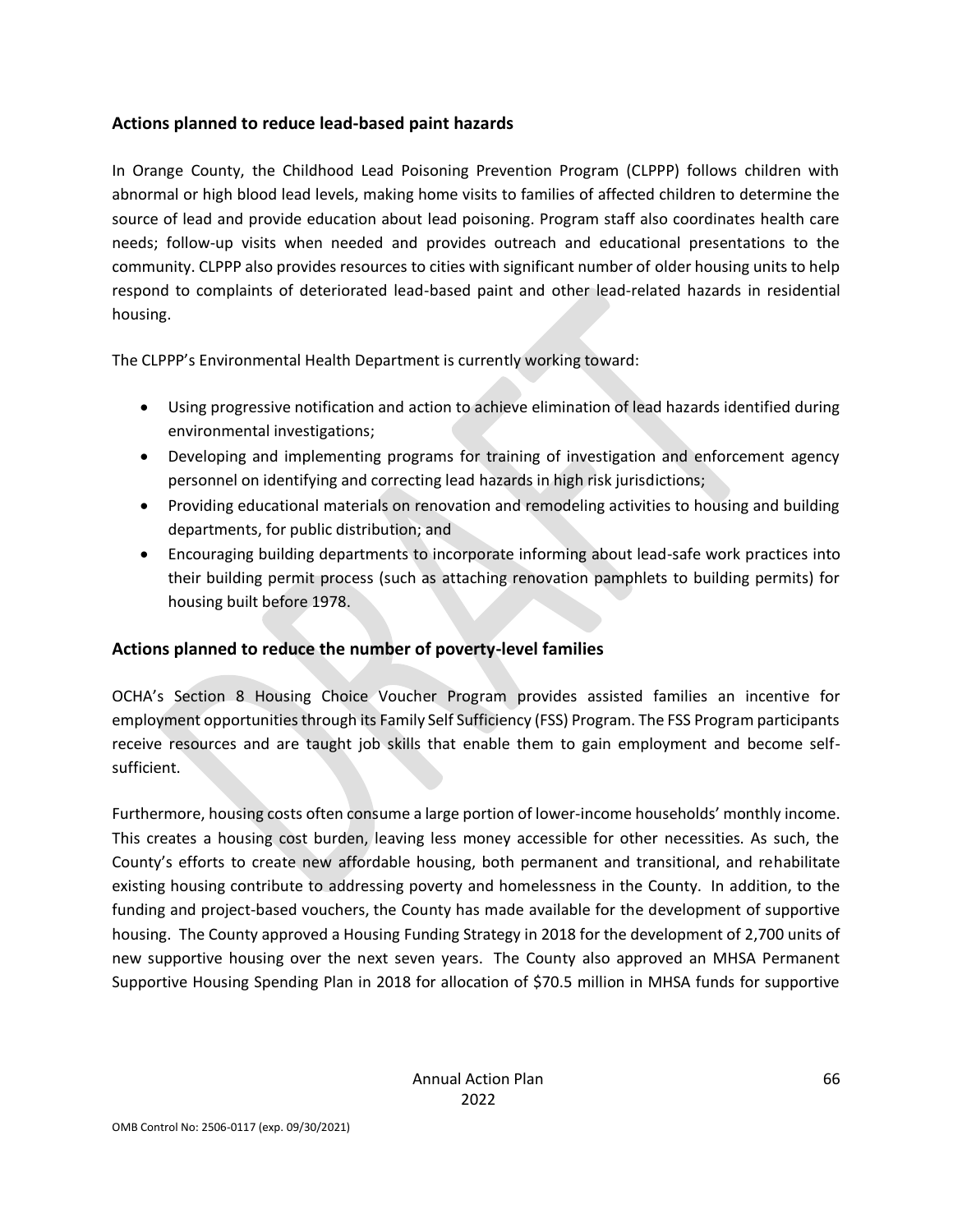## Actions planned to reduce lead-based paint hazards

In Orange County, the Childhood Lead Poisoning Prevention Program (CLPPP) follows children with abnormal or high blood lead levels, making home visits to families of affected children to determine the source of lead and provide education about lead poisoning. Program staff also coordinates health care needs; follow-up visits when needed and provides outreach and educational presentations to the community. CLPPP also provides resources to cities with significant number of older housing units to help respond to complaints of deteriorated lead-based paint and other lead-related hazards in residential housing.

The CLPPP's Environmental Health Department is currently working toward:

- Using progressive notification and action to achieve elimination of lead hazards identified during environmental investigations;
- Developing and implementing programs for training of investigation and enforcement agency personnel on identifying and correcting lead hazards in high risk jurisdictions;
- Providing educational materials on renovation and remodeling activities to housing and building departments, for public distribution; and
- Encouraging building departments to incorporate informing about lead-safe work practices into their building permit process (such as attaching renovation pamphlets to building permits) for housing built before 1978.

## Actions planned to reduce the number of poverty-level families

OCHA's Section 8 Housing Choice Voucher Program provides assisted families an incentive for employment opportunities through its Family Self Sufficiency (FSS) Program. The FSS Program participants receive resources and are taught job skills that enable them to gain employment and become self-sufficient.

Furthermore, housing costs often consume a large portion of lower-income households' monthly income. This creates a housing cost burden, leaving less money accessible for other necessities. As such, the County's efforts to create new affordable housing, both permanent and transitional, and rehabilitate existing housing contribute to addressing poverty and homelessness in the County. In addition, to the funding and project-based vouchers, the County has made available for the development of supportive housing. The County approved a Housing Funding Strategy in 2018 for the development of 2,700 units of new supportive housing over the next seven years. The County also approved an MHSA Permanent Supportive Housing Spending Plan in 2018 for allocation of $70.5 million in MHSA funds for supportive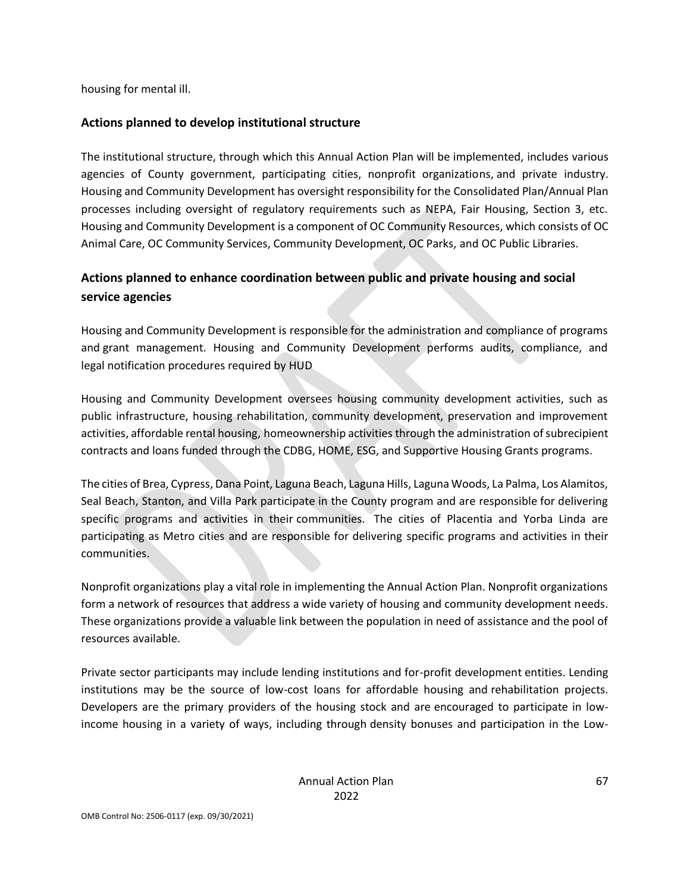housing for mental ill.

## Actions planned to develop institutional structure

The institutional structure, through which this Annual Action Plan will be implemented, includes various agencies of County government, participating cities, nonprofit organizations, and private industry. Housing and Community Development has oversight responsibility for the Consolidated Plan/Annual Plan processes including oversight of regulatory requirements such as NEPA, Fair Housing, Section 3, etc. Housing and Community Development is a component of OC Community Resources, which consists of OC Animal Care, OC Community Services, Community Development, OC Parks, and OC Public Libraries.

## Actions planned to enhance coordination between public and private housing and social service agencies

Housing and Community Development is responsible for the administration and compliance of programs and grant management. Housing and Community Development performs audits, compliance, and legal notification procedures required by HUD

Housing and Community Development oversees housing community development activities, such as public infrastructure, housing rehabilitation, community development, preservation and improvement activities, affordable rental housing, homeownership activities through the administration of subrecipient contracts and loans funded through the CDBG, HOME, ESG, and Supportive Housing Grants programs.

The cities of Brea, Cypress, Dana Point, Laguna Beach, Laguna Hills, Laguna Woods, La Palma, Los Alamitos, Seal Beach, Stanton, and Villa Park participate in the County program and are responsible for delivering specific programs and activities in their communities. The cities of Placentia and Yorba Linda are participating as Metro cities and are responsible for delivering specific programs and activities in their communities.

Nonprofit organizations play a vital role in implementing the Annual Action Plan. Nonprofit organizations form a network of resources that address a wide variety of housing and community development needs. These organizations provide a valuable link between the population in need of assistance and the pool of resources available.

Private sector participants may include lending institutions and for-profit development entities. Lending institutions may be the source of low-cost loans for affordable housing and rehabilitation projects. Developers are the primary providers of the housing stock and are encouraged to participate in low-income housing in a variety of ways, including through density bonuses and participation in the Low-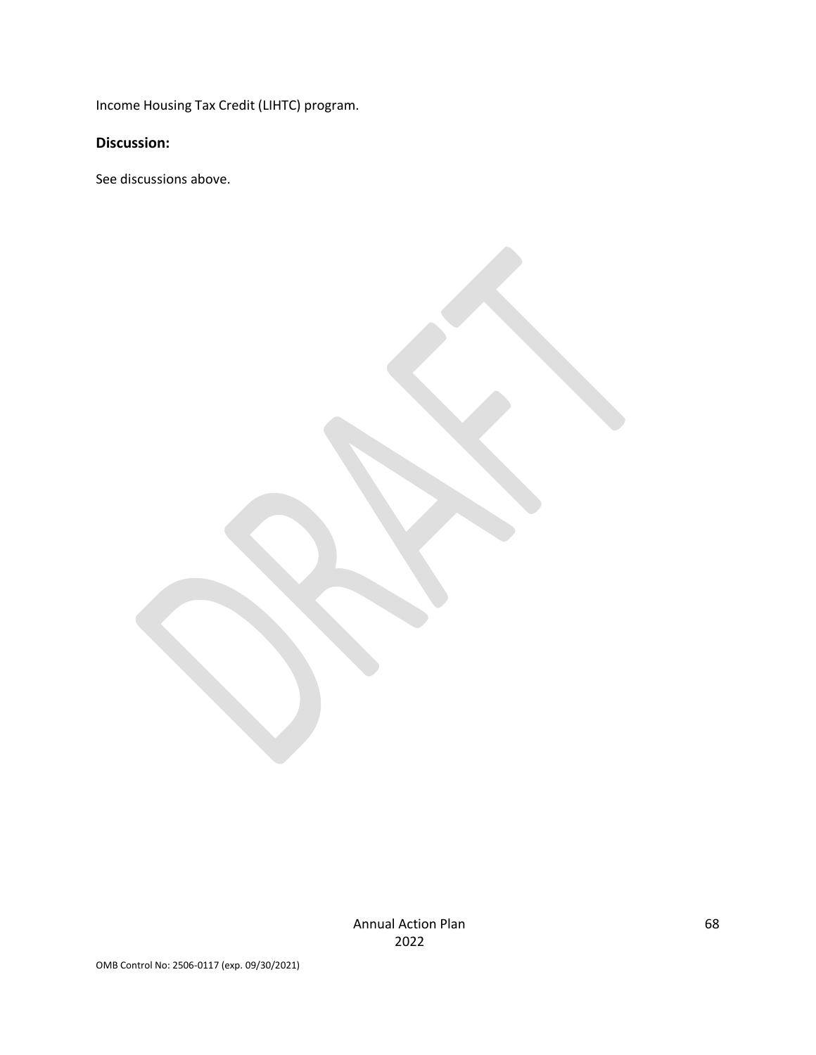Income Housing Tax Credit (LIHTC) program.

## Discussion:

See discussions above.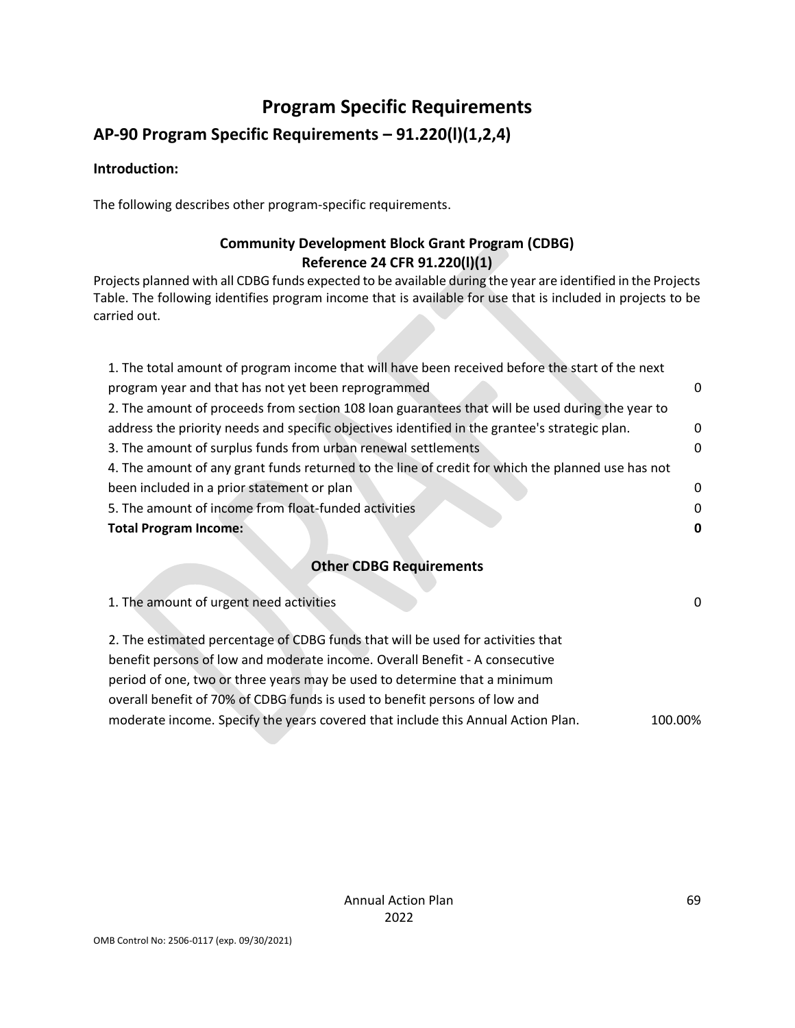# Program Specific Requirements

## AP-90 Program Specific Requirements – 91.220(l)(1,2,4)

**Introduction:**

The following describes other program-specific requirements.

### Community Development Block Grant Program (CDBG)
### Reference 24 CFR 91.220(l)(1)

Projects planned with all CDBG funds expected to be available during the year are identified in the Projects Table. The following identifies program income that is available for use that is included in projects to be carried out.

| | |
|---|---|
| 1. The total amount of program income that will have been received before the start of the next program year and that has not yet been reprogrammed | 0 |
| 2. The amount of proceeds from section 108 loan guarantees that will be used during the year to address the priority needs and specific objectives identified in the grantee's strategic plan. | 0 |
| 3. The amount of surplus funds from urban renewal settlements | 0 |
| 4. The amount of any grant funds returned to the line of credit for which the planned use has not been included in a prior statement or plan | 0 |
| 5. The amount of income from float-funded activities | 0 |
| **Total Program Income:** | **0** |

### Other CDBG Requirements

| | |
|---|---|
| 1. The amount of urgent need activities | 0 |
| 2. The estimated percentage of CDBG funds that will be used for activities that benefit persons of low and moderate income. Overall Benefit - A consecutive period of one, two or three years may be used to determine that a minimum overall benefit of 70% of CDBG funds is used to benefit persons of low and moderate income. Specify the years covered that include this Annual Action Plan. | 100.00% |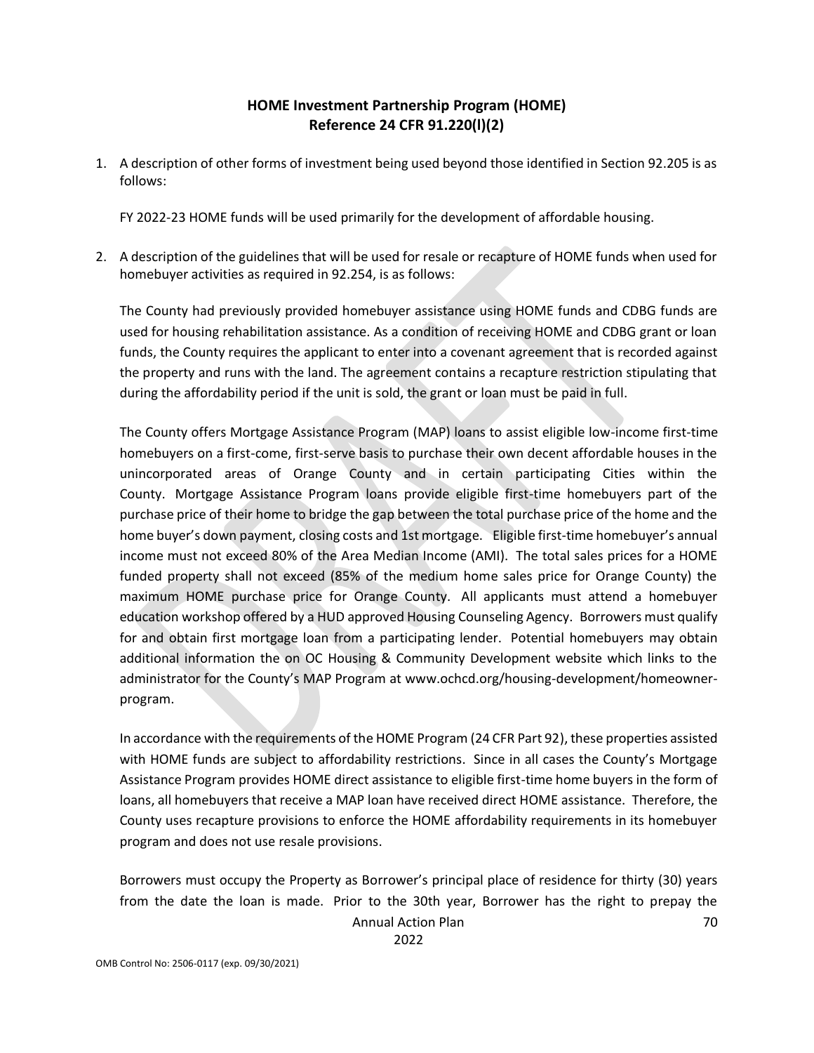## HOME Investment Partnership Program (HOME)
## Reference 24 CFR 91.220(l)(2)

1. A description of other forms of investment being used beyond those identified in Section 92.205 is as follows:

   FY 2022-23 HOME funds will be used primarily for the development of affordable housing.

2. A description of the guidelines that will be used for resale or recapture of HOME funds when used for homebuyer activities as required in 92.254, is as follows:

   The County had previously provided homebuyer assistance using HOME funds and CDBG funds are used for housing rehabilitation assistance. As a condition of receiving HOME and CDBG grant or loan funds, the County requires the applicant to enter into a covenant agreement that is recorded against the property and runs with the land. The agreement contains a recapture restriction stipulating that during the affordability period if the unit is sold, the grant or loan must be paid in full.

   The County offers Mortgage Assistance Program (MAP) loans to assist eligible low-income first-time homebuyers on a first-come, first-serve basis to purchase their own decent affordable houses in the unincorporated areas of Orange County and in certain participating Cities within the County. Mortgage Assistance Program loans provide eligible first-time homebuyers part of the purchase price of their home to bridge the gap between the total purchase price of the home and the home buyer's down payment, closing costs and 1st mortgage. Eligible first-time homebuyer's annual income must not exceed 80% of the Area Median Income (AMI). The total sales prices for a HOME funded property shall not exceed (85% of the medium home sales price for Orange County) the maximum HOME purchase price for Orange County. All applicants must attend a homebuyer education workshop offered by a HUD approved Housing Counseling Agency. Borrowers must qualify for and obtain first mortgage loan from a participating lender. Potential homebuyers may obtain additional information the on OC Housing & Community Development website which links to the administrator for the County's MAP Program at www.ochcd.org/housing-development/homeowner-program.

   In accordance with the requirements of the HOME Program (24 CFR Part 92), these properties assisted with HOME funds are subject to affordability restrictions. Since in all cases the County's Mortgage Assistance Program provides HOME direct assistance to eligible first-time home buyers in the form of loans, all homebuyers that receive a MAP loan have received direct HOME assistance. Therefore, the County uses recapture provisions to enforce the HOME affordability requirements in its homebuyer program and does not use resale provisions.

   Borrowers must occupy the Property as Borrower's principal place of residence for thirty (30) years from the date the loan is made. Prior to the 30th year, Borrower has the right to prepay the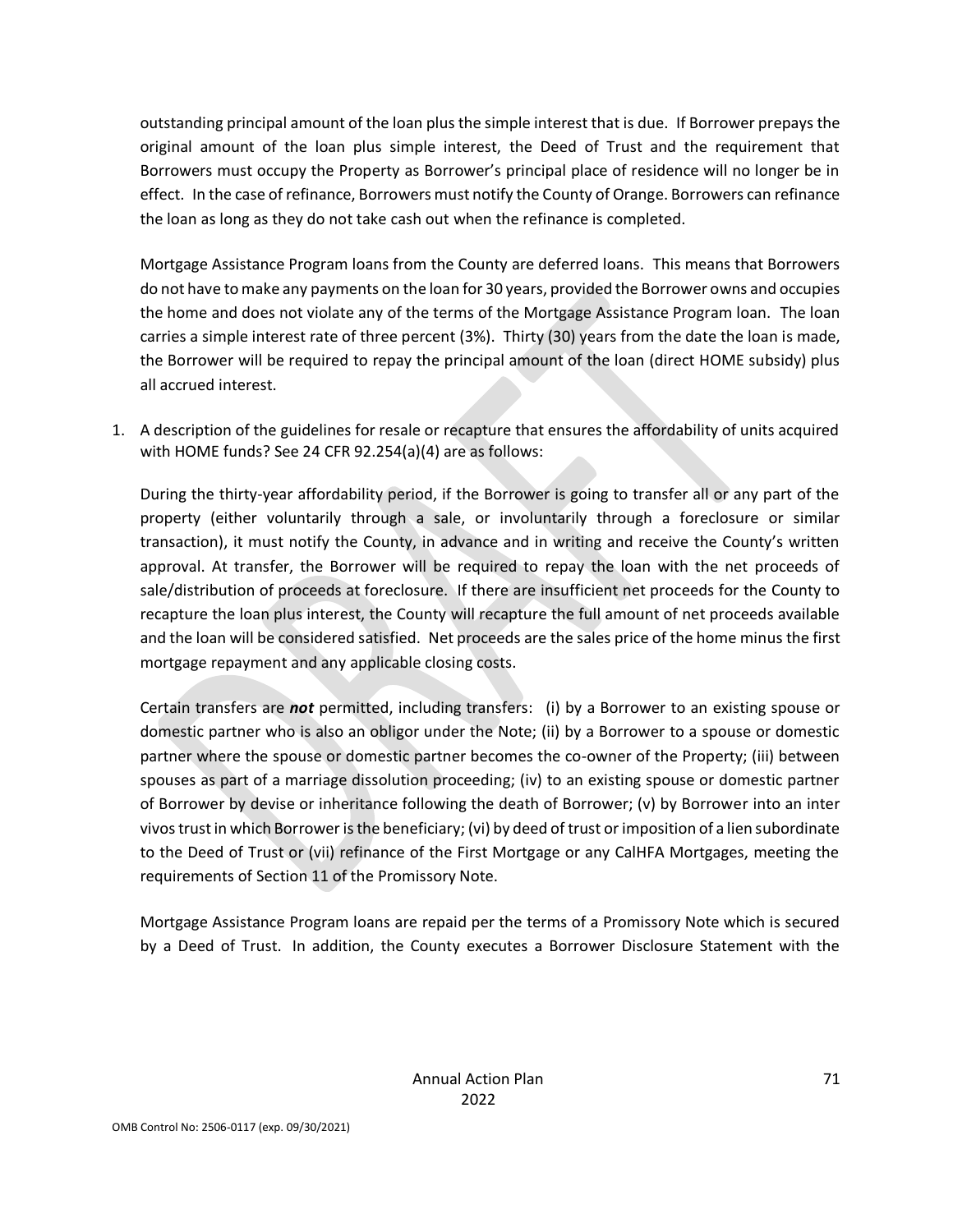outstanding principal amount of the loan plus the simple interest that is due. If Borrower prepays the original amount of the loan plus simple interest, the Deed of Trust and the requirement that Borrowers must occupy the Property as Borrower's principal place of residence will no longer be in effect. In the case of refinance, Borrowers must notify the County of Orange. Borrowers can refinance the loan as long as they do not take cash out when the refinance is completed.

Mortgage Assistance Program loans from the County are deferred loans. This means that Borrowers do not have to make any payments on the loan for 30 years, provided the Borrower owns and occupies the home and does not violate any of the terms of the Mortgage Assistance Program loan. The loan carries a simple interest rate of three percent (3%). Thirty (30) years from the date the loan is made, the Borrower will be required to repay the principal amount of the loan (direct HOME subsidy) plus all accrued interest.

1. A description of the guidelines for resale or recapture that ensures the affordability of units acquired with HOME funds? See 24 CFR 92.254(a)(4) are as follows:

   During the thirty-year affordability period, if the Borrower is going to transfer all or any part of the property (either voluntarily through a sale, or involuntarily through a foreclosure or similar transaction), it must notify the County, in advance and in writing and receive the County's written approval. At transfer, the Borrower will be required to repay the loan with the net proceeds of sale/distribution of proceeds at foreclosure. If there are insufficient net proceeds for the County to recapture the loan plus interest, the County will recapture the full amount of net proceeds available and the loan will be considered satisfied. Net proceeds are the sales price of the home minus the first mortgage repayment and any applicable closing costs.

   Certain transfers are ***not*** permitted, including transfers: (i) by a Borrower to an existing spouse or domestic partner who is also an obligor under the Note; (ii) by a Borrower to a spouse or domestic partner where the spouse or domestic partner becomes the co-owner of the Property; (iii) between spouses as part of a marriage dissolution proceeding; (iv) to an existing spouse or domestic partner of Borrower by devise or inheritance following the death of Borrower; (v) by Borrower into an inter vivos trust in which Borrower is the beneficiary; (vi) by deed of trust or imposition of a lien subordinate to the Deed of Trust or (vii) refinance of the First Mortgage or any CalHFA Mortgages, meeting the requirements of Section 11 of the Promissory Note.

   Mortgage Assistance Program loans are repaid per the terms of a Promissory Note which is secured by a Deed of Trust. In addition, the County executes a Borrower Disclosure Statement with the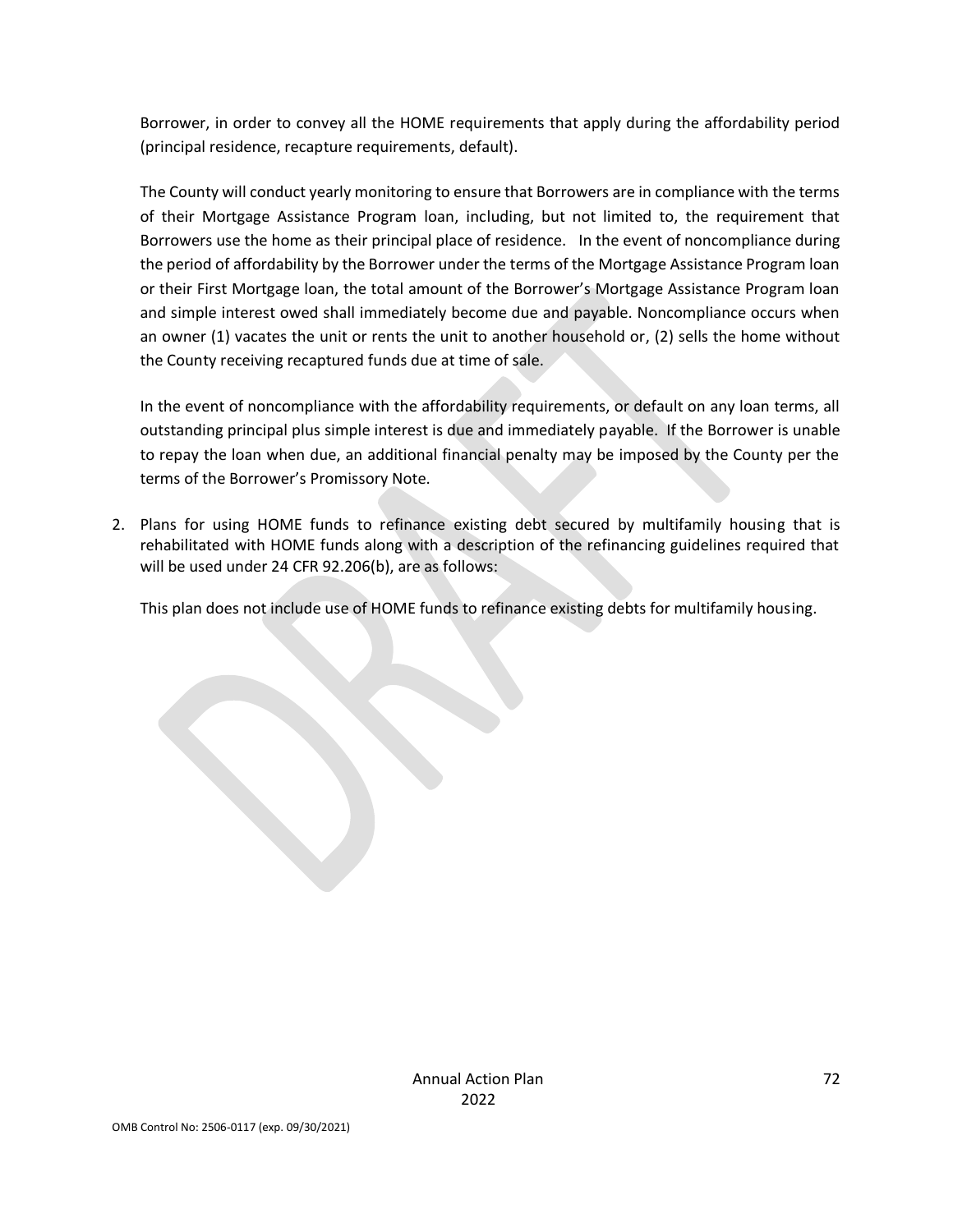Borrower, in order to convey all the HOME requirements that apply during the affordability period (principal residence, recapture requirements, default).

The County will conduct yearly monitoring to ensure that Borrowers are in compliance with the terms of their Mortgage Assistance Program loan, including, but not limited to, the requirement that Borrowers use the home as their principal place of residence. In the event of noncompliance during the period of affordability by the Borrower under the terms of the Mortgage Assistance Program loan or their First Mortgage loan, the total amount of the Borrower's Mortgage Assistance Program loan and simple interest owed shall immediately become due and payable. Noncompliance occurs when an owner (1) vacates the unit or rents the unit to another household or, (2) sells the home without the County receiving recaptured funds due at time of sale.

In the event of noncompliance with the affordability requirements, or default on any loan terms, all outstanding principal plus simple interest is due and immediately payable. If the Borrower is unable to repay the loan when due, an additional financial penalty may be imposed by the County per the terms of the Borrower's Promissory Note.

2. Plans for using HOME funds to refinance existing debt secured by multifamily housing that is rehabilitated with HOME funds along with a description of the refinancing guidelines required that will be used under 24 CFR 92.206(b), are as follows:

   This plan does not include use of HOME funds to refinance existing debts for multifamily housing.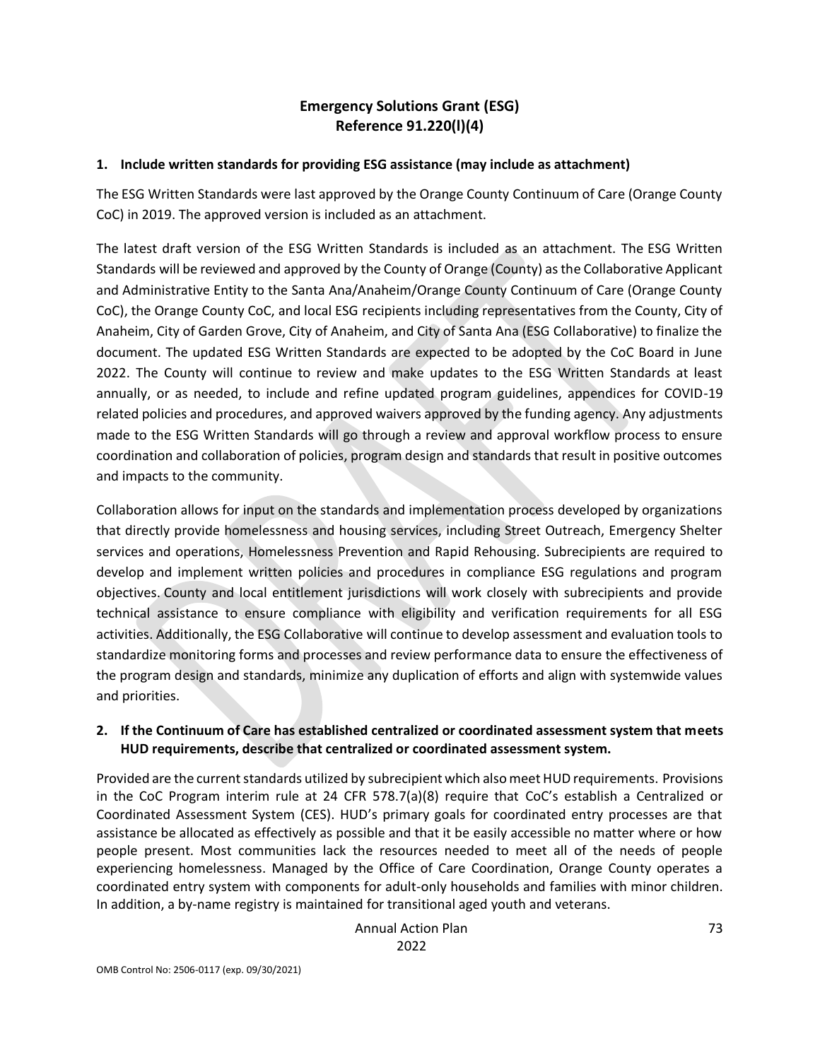## Emergency Solutions Grant (ESG)
## Reference 91.220(l)(4)

**1. Include written standards for providing ESG assistance (may include as attachment)**

The ESG Written Standards were last approved by the Orange County Continuum of Care (Orange County CoC) in 2019. The approved version is included as an attachment.

The latest draft version of the ESG Written Standards is included as an attachment. The ESG Written Standards will be reviewed and approved by the County of Orange (County) as the Collaborative Applicant and Administrative Entity to the Santa Ana/Anaheim/Orange County Continuum of Care (Orange County CoC), the Orange County CoC, and local ESG recipients including representatives from the County, City of Anaheim, City of Garden Grove, City of Anaheim, and City of Santa Ana (ESG Collaborative) to finalize the document. The updated ESG Written Standards are expected to be adopted by the CoC Board in June 2022. The County will continue to review and make updates to the ESG Written Standards at least annually, or as needed, to include and refine updated program guidelines, appendices for COVID-19 related policies and procedures, and approved waivers approved by the funding agency. Any adjustments made to the ESG Written Standards will go through a review and approval workflow process to ensure coordination and collaboration of policies, program design and standards that result in positive outcomes and impacts to the community.

Collaboration allows for input on the standards and implementation process developed by organizations that directly provide homelessness and housing services, including Street Outreach, Emergency Shelter services and operations, Homelessness Prevention and Rapid Rehousing. Subrecipients are required to develop and implement written policies and procedures in compliance ESG regulations and program objectives. County and local entitlement jurisdictions will work closely with subrecipients and provide technical assistance to ensure compliance with eligibility and verification requirements for all ESG activities. Additionally, the ESG Collaborative will continue to develop assessment and evaluation tools to standardize monitoring forms and processes and review performance data to ensure the effectiveness of the program design and standards, minimize any duplication of efforts and align with systemwide values and priorities.

**2. If the Continuum of Care has established centralized or coordinated assessment system that meets HUD requirements, describe that centralized or coordinated assessment system.**

Provided are the current standards utilized by subrecipient which also meet HUD requirements. Provisions in the CoC Program interim rule at 24 CFR 578.7(a)(8) require that CoC's establish a Centralized or Coordinated Assessment System (CES). HUD's primary goals for coordinated entry processes are that assistance be allocated as effectively as possible and that it be easily accessible no matter where or how people present. Most communities lack the resources needed to meet all of the needs of people experiencing homelessness. Managed by the Office of Care Coordination, Orange County operates a coordinated entry system with components for adult-only households and families with minor children. In addition, a by-name registry is maintained for transitional aged youth and veterans.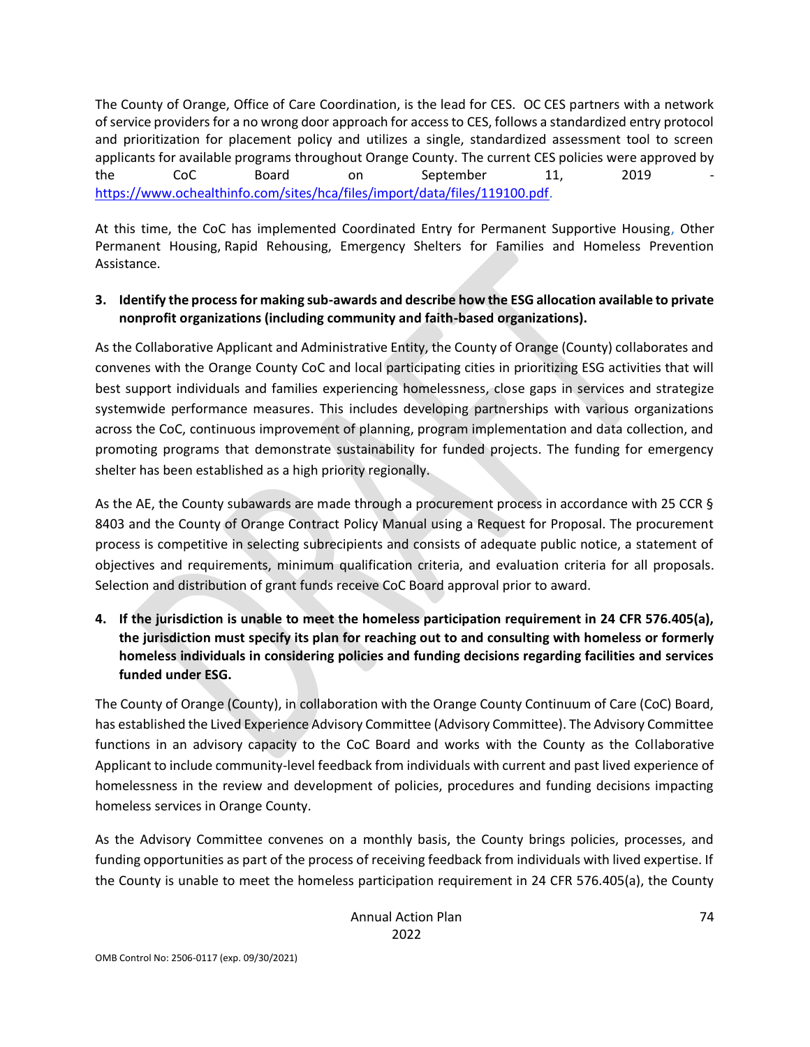The County of Orange, Office of Care Coordination, is the lead for CES. OC CES partners with a network of service providers for a no wrong door approach for access to CES, follows a standardized entry protocol and prioritization for placement policy and utilizes a single, standardized assessment tool to screen applicants for available programs throughout Orange County. The current CES policies were approved by the CoC Board on September 11, 2019 - https://www.ochealthinfo.com/sites/hca/files/import/data/files/119100.pdf.

At this time, the CoC has implemented Coordinated Entry for Permanent Supportive Housing, Other Permanent Housing, Rapid Rehousing, Emergency Shelters for Families and Homeless Prevention Assistance.

**3. Identify the process for making sub-awards and describe how the ESG allocation available to private nonprofit organizations (including community and faith-based organizations).**

As the Collaborative Applicant and Administrative Entity, the County of Orange (County) collaborates and convenes with the Orange County CoC and local participating cities in prioritizing ESG activities that will best support individuals and families experiencing homelessness, close gaps in services and strategize systemwide performance measures. This includes developing partnerships with various organizations across the CoC, continuous improvement of planning, program implementation and data collection, and promoting programs that demonstrate sustainability for funded projects. The funding for emergency shelter has been established as a high priority regionally.

As the AE, the County subawards are made through a procurement process in accordance with 25 CCR § 8403 and the County of Orange Contract Policy Manual using a Request for Proposal. The procurement process is competitive in selecting subrecipients and consists of adequate public notice, a statement of objectives and requirements, minimum qualification criteria, and evaluation criteria for all proposals. Selection and distribution of grant funds receive CoC Board approval prior to award.

**4. If the jurisdiction is unable to meet the homeless participation requirement in 24 CFR 576.405(a), the jurisdiction must specify its plan for reaching out to and consulting with homeless or formerly homeless individuals in considering policies and funding decisions regarding facilities and services funded under ESG.**

The County of Orange (County), in collaboration with the Orange County Continuum of Care (CoC) Board, has established the Lived Experience Advisory Committee (Advisory Committee). The Advisory Committee functions in an advisory capacity to the CoC Board and works with the County as the Collaborative Applicant to include community-level feedback from individuals with current and past lived experience of homelessness in the review and development of policies, procedures and funding decisions impacting homeless services in Orange County.

As the Advisory Committee convenes on a monthly basis, the County brings policies, processes, and funding opportunities as part of the process of receiving feedback from individuals with lived expertise. If the County is unable to meet the homeless participation requirement in 24 CFR 576.405(a), the County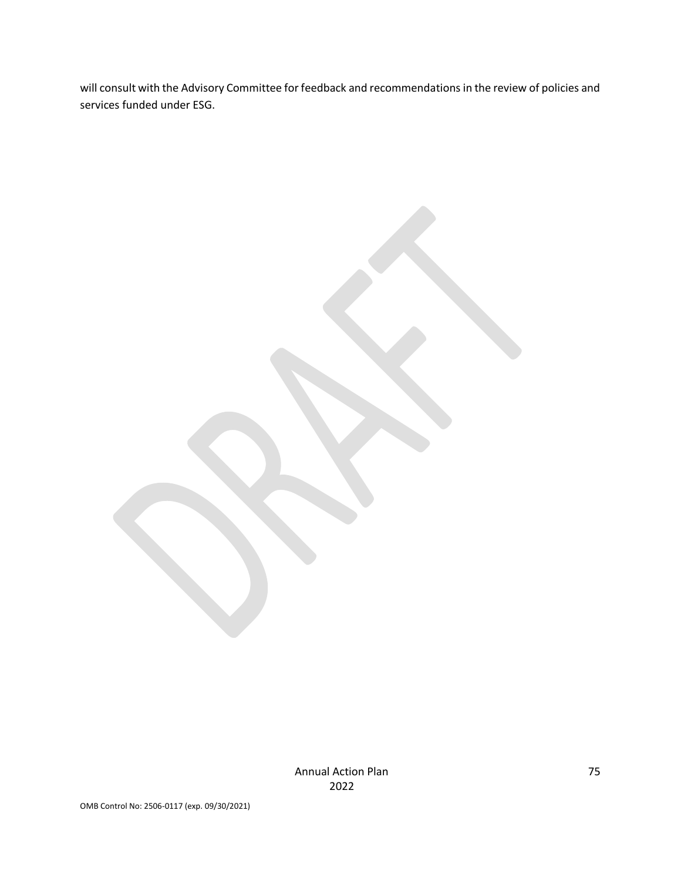will consult with the Advisory Committee for feedback and recommendations in the review of policies and services funded under ESG.